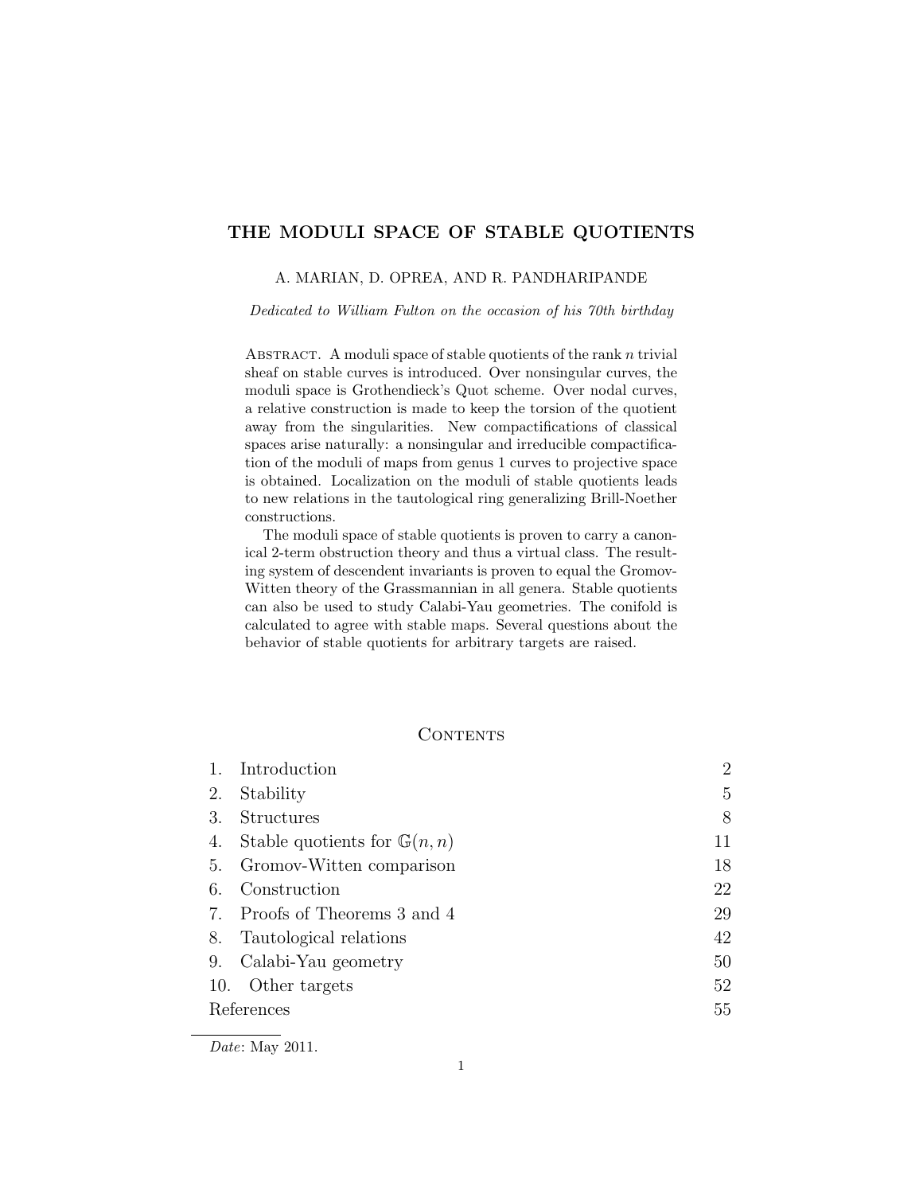# THE MODULI SPACE OF STABLE QUOTIENTS

A. MARIAN, D. OPREA, AND R. PANDHARIPANDE

*Dedicated to William Fulton on the occasion of his 70th birthday*

Abstract. A moduli space of stable quotients of the rank $n$ trivial sheaf on stable curves is introduced. Over nonsingular curves, the moduli space is Grothendieck's Quot scheme. Over nodal curves, a relative construction is made to keep the torsion of the quotient away from the singularities. New compactifications of classical spaces arise naturally: a nonsingular and irreducible compactification of the moduli of maps from genus 1 curves to projective space is obtained. Localization on the moduli of stable quotients leads to new relations in the tautological ring generalizing Brill-Noether constructions.

The moduli space of stable quotients is proven to carry a canonical 2-term obstruction theory and thus a virtual class. The resulting system of descendent invariants is proven to equal the Gromov-Witten theory of the Grassmannian in all genera. Stable quotients can also be used to study Calabi-Yau geometries. The conifold is calculated to agree with stable maps. Several questions about the behavior of stable quotients for arbitrary targets are raised.

## Contents

| | | |
|---|---|---|
| 1. | Introduction | 2 |
| 2. | Stability | 5 |
| 3. | Structures | 8 |
| 4. | Stable quotients for $\mathbb{G}(n,n)$ | 11 |
| 5. | Gromov-Witten comparison | 18 |
| 6. | Construction | 22 |
| 7. | Proofs of Theorems 3 and 4 | 29 |
| 8. | Tautological relations | 42 |
| 9. | Calabi-Yau geometry | 50 |
| 10. | Other targets | 52 |
| | References | 55 |

*Date*: May 2011.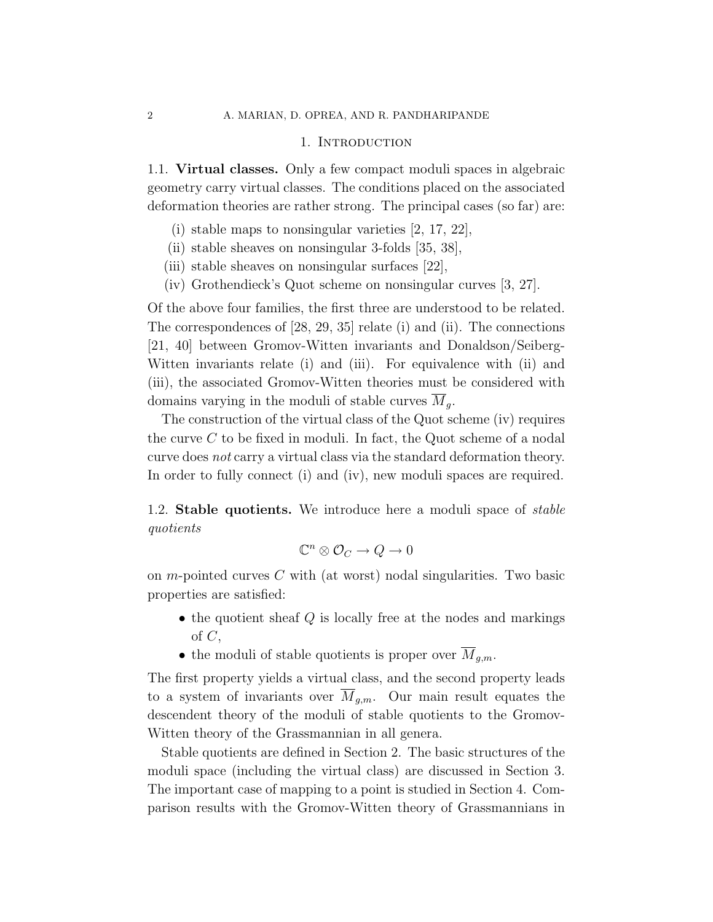## 1. Introduction

1.1. **Virtual classes.** Only a few compact moduli spaces in algebraic geometry carry virtual classes. The conditions placed on the associated deformation theories are rather strong. The principal cases (so far) are:

(i) stable maps to nonsingular varieties [2, 17, 22],
(ii) stable sheaves on nonsingular 3-folds [35, 38],
(iii) stable sheaves on nonsingular surfaces [22],
(iv) Grothendieck's Quot scheme on nonsingular curves [3, 27].

Of the above four families, the first three are understood to be related. The correspondences of [28, 29, 35] relate (i) and (ii). The connections [21, 40] between Gromov-Witten invariants and Donaldson/Seiberg-Witten invariants relate (i) and (iii). For equivalence with (ii) and (iii), the associated Gromov-Witten theories must be considered with domains varying in the moduli of stable curves $\overline{M}_g$.

The construction of the virtual class of the Quot scheme (iv) requires the curve $C$ to be fixed in moduli. In fact, the Quot scheme of a nodal curve does *not* carry a virtual class via the standard deformation theory. In order to fully connect (i) and (iv), new moduli spaces are required.

1.2. **Stable quotients.** We introduce here a moduli space of *stable quotients*

$$\mathbb{C}^n \otimes \mathcal{O}_C \to Q \to 0$$

on $m$-pointed curves $C$ with (at worst) nodal singularities. Two basic properties are satisfied:

- the quotient sheaf $Q$ is locally free at the nodes and markings of $C$,
- the moduli of stable quotients is proper over $\overline{M}_{g,m}$.

The first property yields a virtual class, and the second property leads to a system of invariants over $\overline{M}_{g,m}$. Our main result equates the descendent theory of the moduli of stable quotients to the Gromov-Witten theory of the Grassmannian in all genera.

Stable quotients are defined in Section 2. The basic structures of the moduli space (including the virtual class) are discussed in Section 3. The important case of mapping to a point is studied in Section 4. Comparison results with the Gromov-Witten theory of Grassmannians in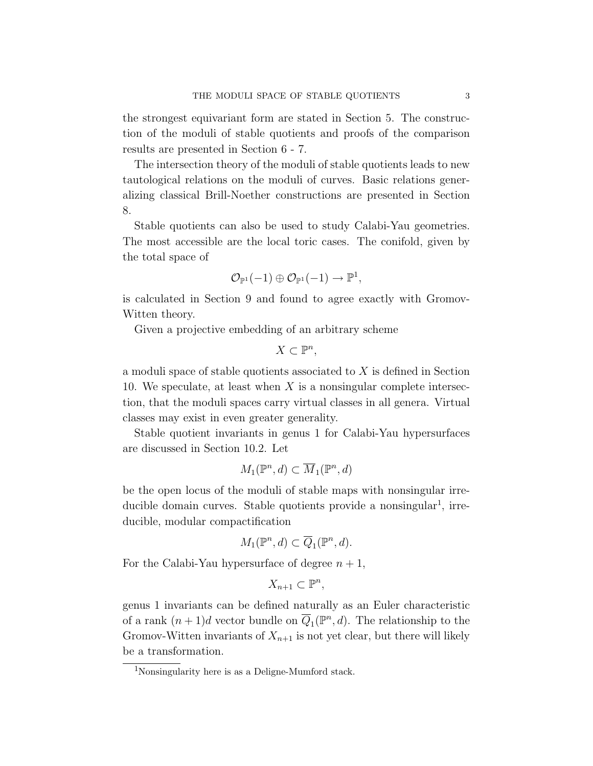the strongest equivariant form are stated in Section 5. The construction of the moduli of stable quotients and proofs of the comparison results are presented in Section 6 - 7.

The intersection theory of the moduli of stable quotients leads to new tautological relations on the moduli of curves. Basic relations generalizing classical Brill-Noether constructions are presented in Section 8.

Stable quotients can also be used to study Calabi-Yau geometries. The most accessible are the local toric cases. The conifold, given by the total space of

$$\mathcal{O}_{\mathbb{P}^1}(-1) \oplus \mathcal{O}_{\mathbb{P}^1}(-1) \rightarrow \mathbb{P}^1,$$

is calculated in Section 9 and found to agree exactly with Gromov-Witten theory.

Given a projective embedding of an arbitrary scheme

$$X \subset \mathbb{P}^n,$$

a moduli space of stable quotients associated to $X$ is defined in Section 10. We speculate, at least when $X$ is a nonsingular complete intersection, that the moduli spaces carry virtual classes in all genera. Virtual classes may exist in even greater generality.

Stable quotient invariants in genus 1 for Calabi-Yau hypersurfaces are discussed in Section 10.2. Let

$$M_1(\mathbb{P}^n, d) \subset \overline{M}_1(\mathbb{P}^n, d)$$

be the open locus of the moduli of stable maps with nonsingular irreducible domain curves. Stable quotients provide a nonsingular[1], irreducible, modular compactification

$$M_1(\mathbb{P}^n, d) \subset \overline{Q}_1(\mathbb{P}^n, d).$$

For the Calabi-Yau hypersurface of degree $n+1$,

$$X_{n+1} \subset \mathbb{P}^n,$$

genus 1 invariants can be defined naturally as an Euler characteristic of a rank $(n+1)d$ vector bundle on $\overline{Q}_1(\mathbb{P}^n, d)$. The relationship to the Gromov-Witten invariants of $X_{n+1}$ is not yet clear, but there will likely be a transformation.

[1]Nonsingularity here is as a Deligne-Mumford stack.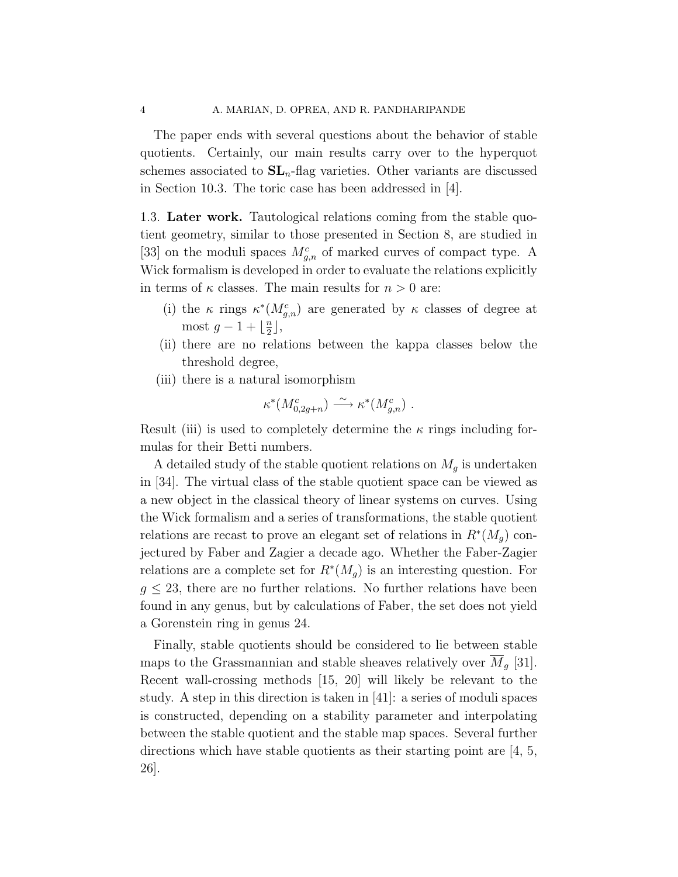The paper ends with several questions about the behavior of stable quotients. Certainly, our main results carry over to the hyperquot schemes associated to $\mathbf{SL}_n$-flag varieties. Other variants are discussed in Section 10.3. The toric case has been addressed in [4].

### 1.3. Later work.

**Later work.** Tautological relations coming from the stable quotient geometry, similar to those presented in Section 8, are studied in [33] on the moduli spaces $M^c_{g,n}$ of marked curves of compact type. A Wick formalism is developed in order to evaluate the relations explicitly in terms of $\kappa$ classes. The main results for $n > 0$ are:

- (i) the $\kappa$ rings $\kappa^*(M^c_{g,n})$ are generated by $\kappa$ classes of degree at most $g - 1 + \lfloor \frac{n}{2} \rfloor$,
- (ii) there are no relations between the kappa classes below the threshold degree,
- (iii) there is a natural isomorphism

$$\kappa^*(M^c_{0,2g+n}) \xrightarrow{\sim} \kappa^*(M^c_{g,n}) \ .$$

Result (iii) is used to completely determine the $\kappa$ rings including formulas for their Betti numbers.

A detailed study of the stable quotient relations on $M_g$ is undertaken in [34]. The virtual class of the stable quotient space can be viewed as a new object in the classical theory of linear systems on curves. Using the Wick formalism and a series of transformations, the stable quotient relations are recast to prove an elegant set of relations in $R^*(M_g)$ conjectured by Faber and Zagier a decade ago. Whether the Faber-Zagier relations are a complete set for $R^*(M_g)$ is an interesting question. For $g \leq 23$, there are no further relations. No further relations have been found in any genus, but by calculations of Faber, the set does not yield a Gorenstein ring in genus 24.

Finally, stable quotients should be considered to lie between stable maps to the Grassmannian and stable sheaves relatively over $\overline{M}_g$ [31]. Recent wall-crossing methods [15, 20] will likely be relevant to the study. A step in this direction is taken in [41]: a series of moduli spaces is constructed, depending on a stability parameter and interpolating between the stable quotient and the stable map spaces. Several further directions which have stable quotients as their starting point are [4, 5, 26].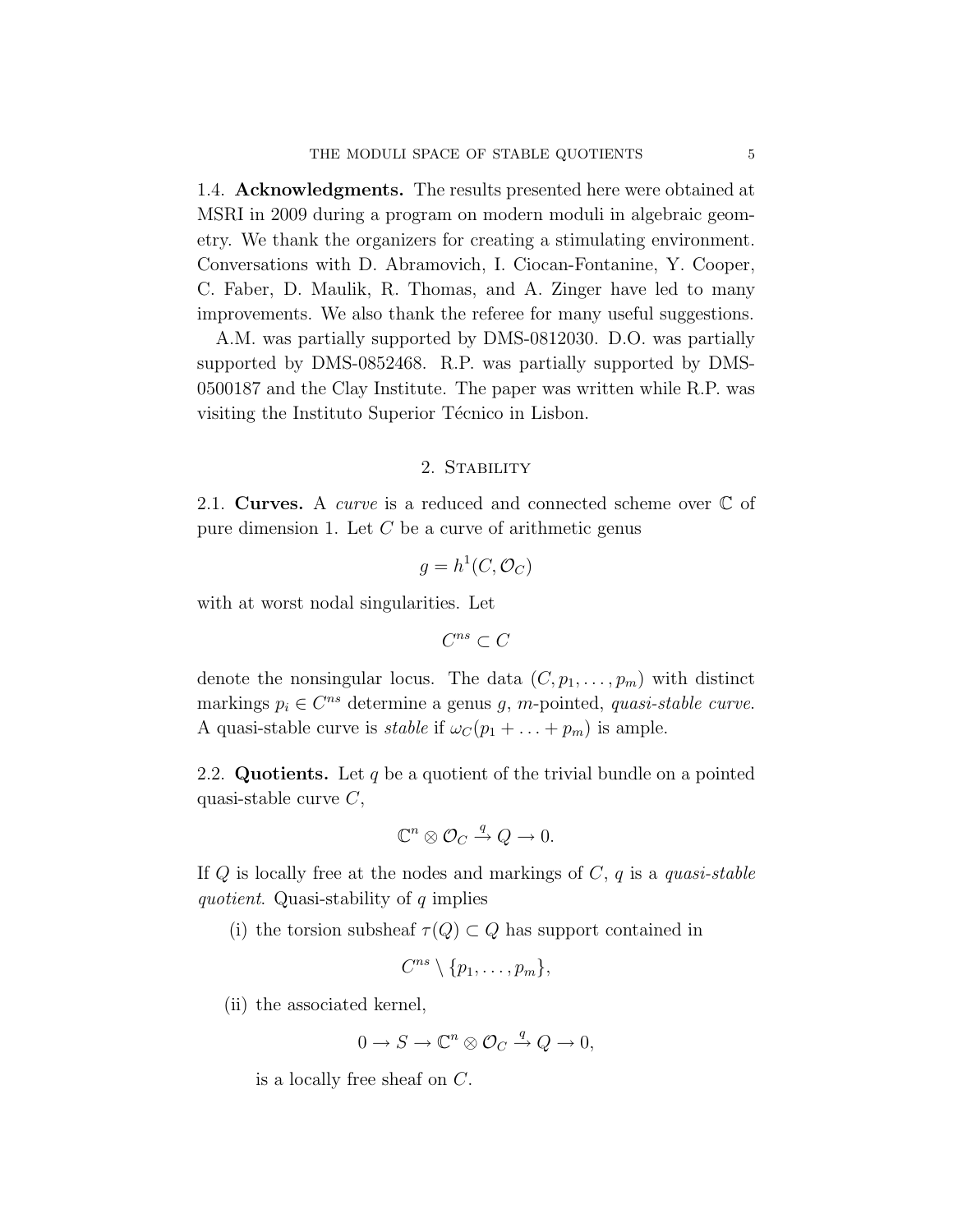1.4. **Acknowledgments.** The results presented here were obtained at MSRI in 2009 during a program on modern moduli in algebraic geometry. We thank the organizers for creating a stimulating environment. Conversations with D. Abramovich, I. Ciocan-Fontanine, Y. Cooper, C. Faber, D. Maulik, R. Thomas, and A. Zinger have led to many improvements. We also thank the referee for many useful suggestions.

A.M. was partially supported by DMS-0812030. D.O. was partially supported by DMS-0852468. R.P. was partially supported by DMS-0500187 and the Clay Institute. The paper was written while R.P. was visiting the Instituto Superior Técnico in Lisbon.

## 2. Stability

2.1. **Curves.** A *curve* is a reduced and connected scheme over $\mathbb{C}$ of pure dimension 1. Let $C$ be a curve of arithmetic genus

$$g = h^1(C, \mathcal{O}_C)$$

with at worst nodal singularities. Let

$$C^{ns} \subset C$$

denote the nonsingular locus. The data $(C, p_1, \ldots, p_m)$ with distinct markings $p_i \in C^{ns}$ determine a genus $g$, $m$-pointed, *quasi-stable curve*. A quasi-stable curve is *stable* if $\omega_C(p_1 + \ldots + p_m)$ is ample.

2.2. **Quotients.** Let $q$ be a quotient of the trivial bundle on a pointed quasi-stable curve $C$,

$$\mathbb{C}^n \otimes \mathcal{O}_C \stackrel{q}{\to} Q \to 0.$$

If $Q$ is locally free at the nodes and markings of $C$, $q$ is a *quasi-stable quotient*. Quasi-stability of $q$ implies

(i) the torsion subsheaf $\tau(Q) \subset Q$ has support contained in

$$C^{ns} \setminus \{p_1, \ldots, p_m\},$$

(ii) the associated kernel,

$$0 \to S \to \mathbb{C}^n \otimes \mathcal{O}_C \stackrel{q}{\to} Q \to 0,$$

is a locally free sheaf on $C$.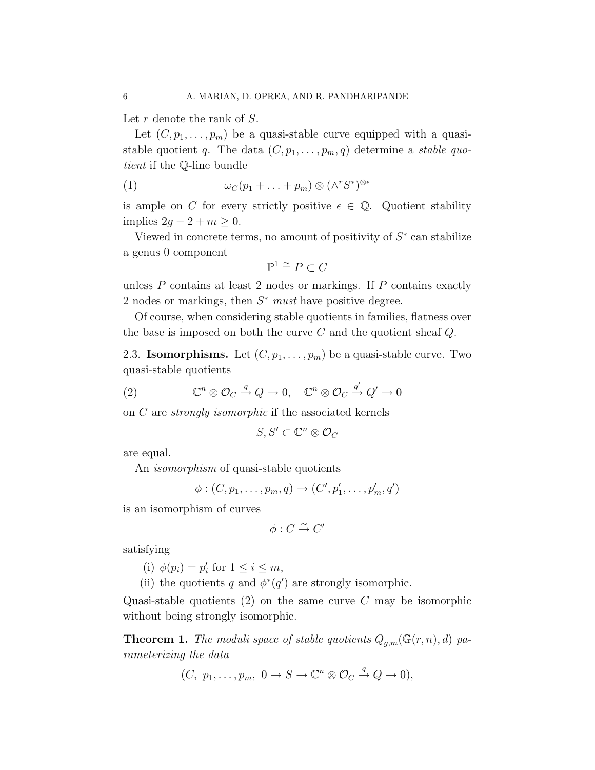Let $r$ denote the rank of $S$.

Let $(C, p_1, \ldots, p_m)$ be a quasi-stable curve equipped with a quasi-stable quotient $q$. The data $(C, p_1, \ldots, p_m, q)$ determine a *stable quotient* if the $\mathbb{Q}$-line bundle

$$\omega_C(p_1 + \ldots + p_m) \otimes (\wedge^r S^*)^{\otimes \epsilon} \tag{1}$$

is ample on $C$ for every strictly positive $\epsilon \in \mathbb{Q}$. Quotient stability implies $2g - 2 + m \geq 0$.

Viewed in concrete terms, no amount of positivity of $S^*$ can stabilize a genus 0 component

$$\mathbb{P}^1 \cong P \subset C$$

unless $P$ contains at least 2 nodes or markings. If $P$ contains exactly 2 nodes or markings, then $S^*$ *must* have positive degree.

Of course, when considering stable quotients in families, flatness over the base is imposed on both the curve $C$ and the quotient sheaf $Q$.

2.3. **Isomorphisms.** Let $(C, p_1, \ldots, p_m)$ be a quasi-stable curve. Two quasi-stable quotients

$$\mathbb{C}^n \otimes \mathcal{O}_C \xrightarrow{q} Q \to 0, \quad \mathbb{C}^n \otimes \mathcal{O}_C \xrightarrow{q'} Q' \to 0 \tag{2}$$

on $C$ are *strongly isomorphic* if the associated kernels

$$S, S' \subset \mathbb{C}^n \otimes \mathcal{O}_C$$

are equal.

An *isomorphism* of quasi-stable quotients

$$\phi : (C, p_1, \ldots, p_m, q) \to (C', p'_1, \ldots, p'_m, q')$$

is an isomorphism of curves

$$\phi : C \xrightarrow{\sim} C'$$

satisfying

(i) $\phi(p_i) = p'_i$ for $1 \leq i \leq m$,

(ii) the quotients $q$ and $\phi^*(q')$ are strongly isomorphic.

Quasi-stable quotients (2) on the same curve $C$ may be isomorphic without being strongly isomorphic.

**Theorem 1.** *The moduli space of stable quotients $\overline{Q}_{g,m}(\mathbb{G}(r,n), d)$ parameterizing the data*

$$(C, \ p_1, \ldots, p_m, \ 0 \to S \to \mathbb{C}^n \otimes \mathcal{O}_C \xrightarrow{q} Q \to 0),$$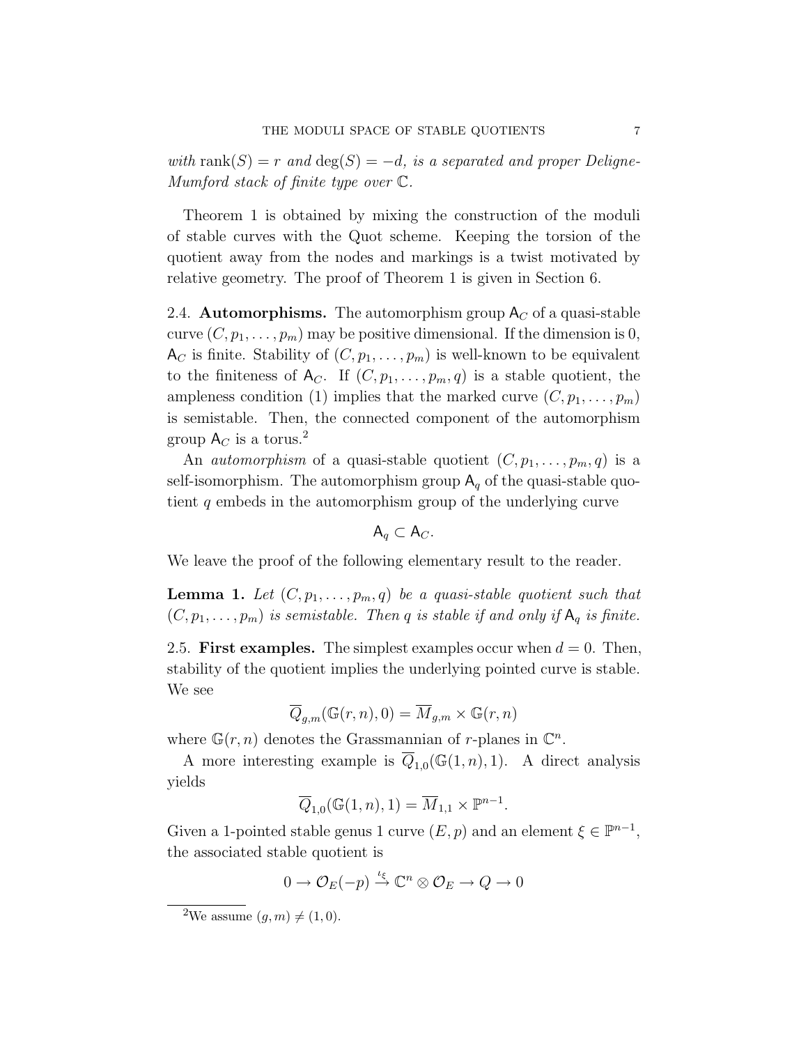*with* $\text{rank}(S) = r$ *and* $\deg(S) = -d$*, is a separated and proper Deligne-Mumford stack of finite type over* $\mathbb{C}$*.*

Theorem 1 is obtained by mixing the construction of the moduli of stable curves with the Quot scheme. Keeping the torsion of the quotient away from the nodes and markings is a twist motivated by relative geometry. The proof of Theorem 1 is given in Section 6.

2.4. **Automorphisms.** The automorphism group $\mathsf{A}_C$ of a quasi-stable curve $(C, p_1, \ldots, p_m)$ may be positive dimensional. If the dimension is 0, $\mathsf{A}_C$ is finite. Stability of $(C, p_1, \ldots, p_m)$ is well-known to be equivalent to the finiteness of $\mathsf{A}_C$. If $(C, p_1, \ldots, p_m, q)$ is a stable quotient, the ampleness condition (1) implies that the marked curve $(C, p_1, \ldots, p_m)$ is semistable. Then, the connected component of the automorphism group $\mathsf{A}_C$ is a torus.[2]

An *automorphism* of a quasi-stable quotient $(C, p_1, \ldots, p_m, q)$ is a self-isomorphism. The automorphism group $\mathsf{A}_q$ of the quasi-stable quotient $q$ embeds in the automorphism group of the underlying curve

$$\mathsf{A}_q \subset \mathsf{A}_C.$$

We leave the proof of the following elementary result to the reader.

**Lemma 1.** *Let* $(C, p_1, \ldots, p_m, q)$ *be a quasi-stable quotient such that* $(C, p_1, \ldots, p_m)$ *is semistable. Then* $q$ *is stable if and only if* $\mathsf{A}_q$ *is finite.*

2.5. **First examples.** The simplest examples occur when $d = 0$. Then, stability of the quotient implies the underlying pointed curve is stable. We see

$$\overline{Q}_{g,m}(\mathbb{G}(r,n), 0) = \overline{M}_{g,m} \times \mathbb{G}(r,n)$$

where $\mathbb{G}(r,n)$ denotes the Grassmannian of $r$-planes in $\mathbb{C}^n$.

A more interesting example is $\overline{Q}_{1,0}(\mathbb{G}(1,n), 1)$. A direct analysis yields

$$\overline{Q}_{1,0}(\mathbb{G}(1,n), 1) = \overline{M}_{1,1} \times \mathbb{P}^{n-1}.$$

Given a 1-pointed stable genus 1 curve $(E, p)$ and an element $\xi \in \mathbb{P}^{n-1}$, the associated stable quotient is

$$0 \to \mathcal{O}_E(-p) \xrightarrow{\iota_\xi} \mathbb{C}^n \otimes \mathcal{O}_E \to Q \to 0$$

[2]We assume $(g, m) \neq (1, 0)$.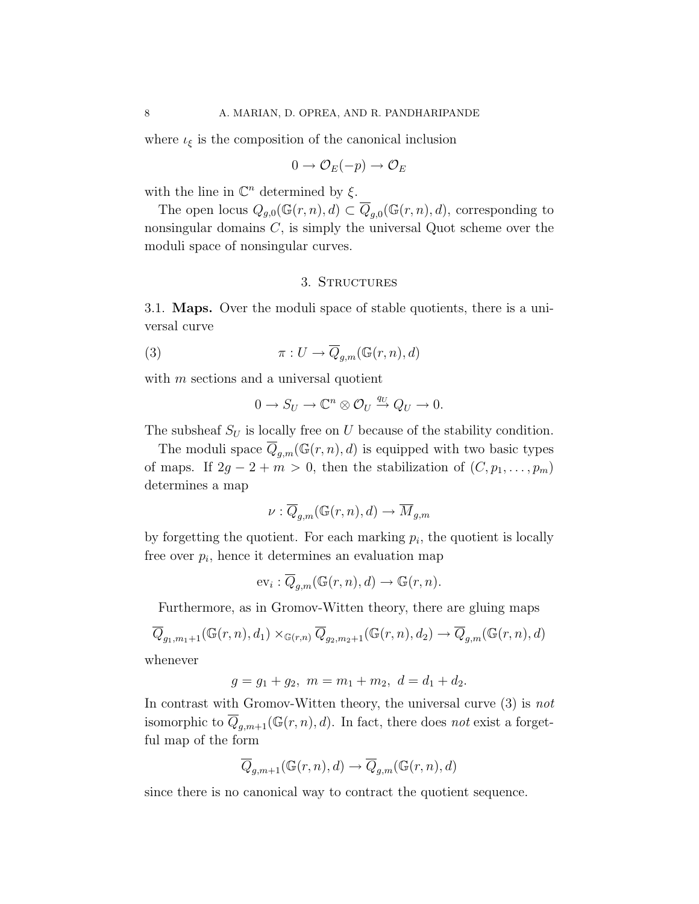where $\iota_\xi$ is the composition of the canonical inclusion

$$0 \to \mathcal{O}_E(-p) \to \mathcal{O}_E$$

with the line in $\mathbb{C}^n$ determined by $\xi$.

The open locus $Q_{g,0}(\mathbb{G}(r,n),d) \subset \overline{Q}_{g,0}(\mathbb{G}(r,n),d)$, corresponding to nonsingular domains $C$, is simply the universal Quot scheme over the moduli space of nonsingular curves.

## 3. Structures

3.1. **Maps.** Over the moduli space of stable quotients, there is a universal curve

$$\pi : U \to \overline{Q}_{g,m}(\mathbb{G}(r,n),d) \tag{3}$$

with $m$ sections and a universal quotient

$$0 \to S_U \to \mathbb{C}^n \otimes \mathcal{O}_U \xrightarrow{q_U} Q_U \to 0.$$

The subsheaf $S_U$ is locally free on $U$ because of the stability condition.

The moduli space $\overline{Q}_{g,m}(\mathbb{G}(r,n),d)$ is equipped with two basic types of maps. If $2g-2+m>0$, then the stabilization of $(C,p_1,\ldots,p_m)$ determines a map

$$\nu : \overline{Q}_{g,m}(\mathbb{G}(r,n),d) \to \overline{M}_{g,m}$$

by forgetting the quotient. For each marking $p_i$, the quotient is locally free over $p_i$, hence it determines an evaluation map

$$\mathrm{ev}_i : \overline{Q}_{g,m}(\mathbb{G}(r,n),d) \to \mathbb{G}(r,n).$$

Furthermore, as in Gromov-Witten theory, there are gluing maps

$$\overline{Q}_{g_1,m_1+1}(\mathbb{G}(r,n),d_1) \times_{\mathbb{G}(r,n)} \overline{Q}_{g_2,m_2+1}(\mathbb{G}(r,n),d_2) \to \overline{Q}_{g,m}(\mathbb{G}(r,n),d)$$

whenever

$$g = g_1 + g_2,\ m = m_1 + m_2,\ d = d_1 + d_2.$$

In contrast with Gromov-Witten theory, the universal curve (3) is *not* isomorphic to $\overline{Q}_{g,m+1}(\mathbb{G}(r,n),d)$. In fact, there does *not* exist a forgetful map of the form

$$\overline{Q}_{g,m+1}(\mathbb{G}(r,n),d) \to \overline{Q}_{g,m}(\mathbb{G}(r,n),d)$$

since there is no canonical way to contract the quotient sequence.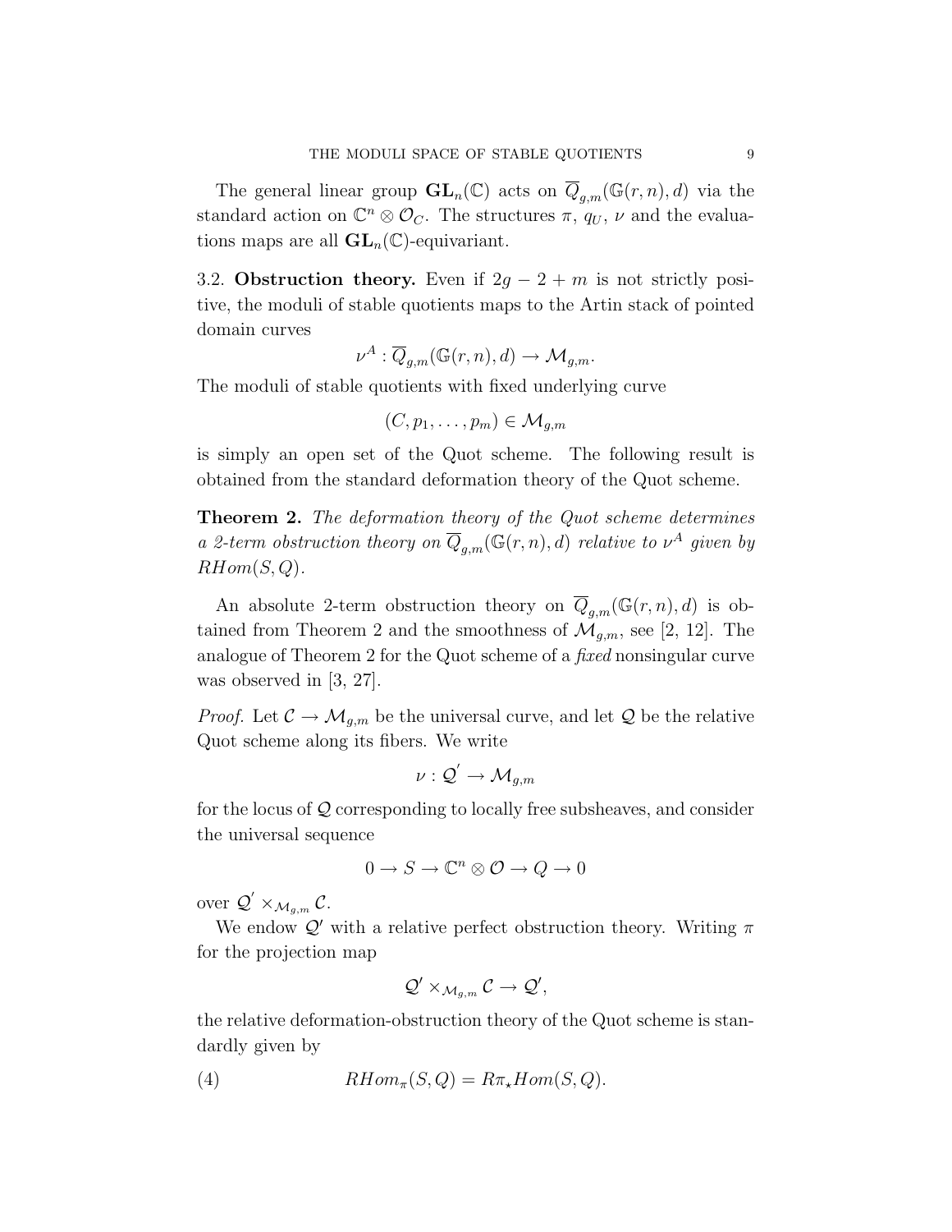The general linear group $\mathbf{GL}_n(\mathbb{C})$ acts on $\overline{Q}_{g,m}(\mathbb{G}(r,n),d)$ via the standard action on $\mathbb{C}^n \otimes \mathcal{O}_C$. The structures $\pi$, $q_U$, $\nu$ and the evaluations maps are all $\mathbf{GL}_n(\mathbb{C})$-equivariant.

3.2. **Obstruction theory.** Even if $2g-2+m$ is not strictly positive, the moduli of stable quotients maps to the Artin stack of pointed domain curves

$$\nu^A : \overline{Q}_{g,m}(\mathbb{G}(r,n),d) \to \mathcal{M}_{g,m}.$$

The moduli of stable quotients with fixed underlying curve

$$(C, p_1, \ldots, p_m) \in \mathcal{M}_{g,m}$$

is simply an open set of the Quot scheme. The following result is obtained from the standard deformation theory of the Quot scheme.

**Theorem 2.** *The deformation theory of the Quot scheme determines a 2-term obstruction theory on $\overline{Q}_{g,m}(\mathbb{G}(r,n),d)$ relative to $\nu^A$ given by $RHom(S,Q)$.*

An absolute 2-term obstruction theory on $\overline{Q}_{g,m}(\mathbb{G}(r,n),d)$ is obtained from Theorem 2 and the smoothness of $\mathcal{M}_{g,m}$, see [2, 12]. The analogue of Theorem 2 for the Quot scheme of a *fixed* nonsingular curve was observed in [3, 27].

*Proof.* Let $\mathcal{C} \to \mathcal{M}_{g,m}$ be the universal curve, and let $\mathcal{Q}$ be the relative Quot scheme along its fibers. We write

$$\nu : \mathcal{Q}' \to \mathcal{M}_{g,m}$$

for the locus of $\mathcal{Q}$ corresponding to locally free subsheaves, and consider the universal sequence

$$0 \to S \to \mathbb{C}^n \otimes \mathcal{O} \to Q \to 0$$

over $\mathcal{Q}' \times_{\mathcal{M}_{g,m}} \mathcal{C}$.

We endow $\mathcal{Q}'$ with a relative perfect obstruction theory. Writing $\pi$ for the projection map

$$\mathcal{Q}' \times_{\mathcal{M}_{g,m}} \mathcal{C} \to \mathcal{Q}',$$

the relative deformation-obstruction theory of the Quot scheme is standardly given by

$$RHom_\pi(S,Q) = R\pi_\star Hom(S,Q). \tag{4}$$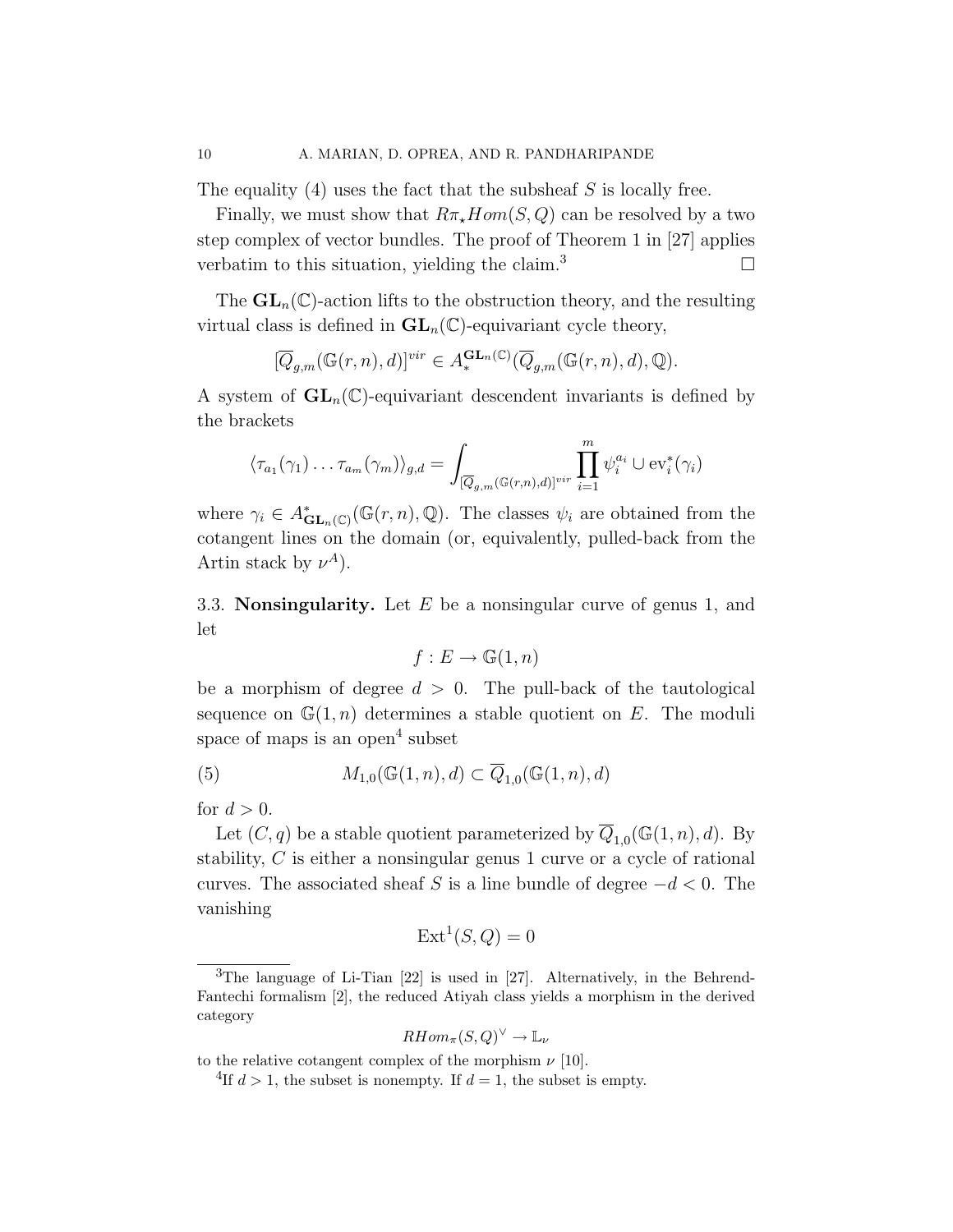The equality (4) uses the fact that the subsheaf $S$ is locally free.

Finally, we must show that $R\pi_\star Hom(S, Q)$ can be resolved by a two step complex of vector bundles. The proof of Theorem 1 in [27] applies verbatim to this situation, yielding the claim.[3] $\square$

The $\mathbf{GL}_n(\mathbb{C})$-action lifts to the obstruction theory, and the resulting virtual class is defined in $\mathbf{GL}_n(\mathbb{C})$-equivariant cycle theory,

$$[\overline{Q}_{g,m}(\mathbb{G}(r,n),d)]^{vir} \in A_*^{\mathbf{GL}_n(\mathbb{C})}(\overline{Q}_{g,m}(\mathbb{G}(r,n),d),\mathbb{Q}).$$

A system of $\mathbf{GL}_n(\mathbb{C})$-equivariant descendent invariants is defined by the brackets

$$\langle \tau_{a_1}(\gamma_1)\ldots\tau_{a_m}(\gamma_m)\rangle_{g,d} = \int_{[\overline{Q}_{g,m}(\mathbb{G}(r,n),d)]^{vir}} \prod_{i=1}^m \psi_i^{a_i} \cup \mathrm{ev}_i^*(\gamma_i)$$

where $\gamma_i \in A^*_{\mathbf{GL}_n(\mathbb{C})}(\mathbb{G}(r,n),\mathbb{Q})$. The classes $\psi_i$ are obtained from the cotangent lines on the domain (or, equivalently, pulled-back from the Artin stack by $\nu^A$).

### 3.3. Nonsingularity.

Let $E$ be a nonsingular curve of genus 1, and let

$$f : E \to \mathbb{G}(1,n)$$

be a morphism of degree $d > 0$. The pull-back of the tautological sequence on $\mathbb{G}(1,n)$ determines a stable quotient on $E$. The moduli space of maps is an open[4] subset

$$M_{1,0}(\mathbb{G}(1,n),d) \subset \overline{Q}_{1,0}(\mathbb{G}(1,n),d) \tag{5}$$

for $d > 0$.

Let $(C, q)$ be a stable quotient parameterized by $\overline{Q}_{1,0}(\mathbb{G}(1,n),d)$. By stability, $C$ is either a nonsingular genus 1 curve or a cycle of rational curves. The associated sheaf $S$ is a line bundle of degree $-d < 0$. The vanishing

$$\mathrm{Ext}^1(S, Q) = 0$$

---

[3] The language of Li-Tian [22] is used in [27]. Alternatively, in the Behrend-Fantechi formalism [2], the reduced Atiyah class yields a morphism in the derived category

$$RHom_\pi(S,Q)^\vee \to \mathbb{L}_\nu$$

to the relative cotangent complex of the morphism $\nu$ [10].

[4] If $d > 1$, the subset is nonempty. If $d = 1$, the subset is empty.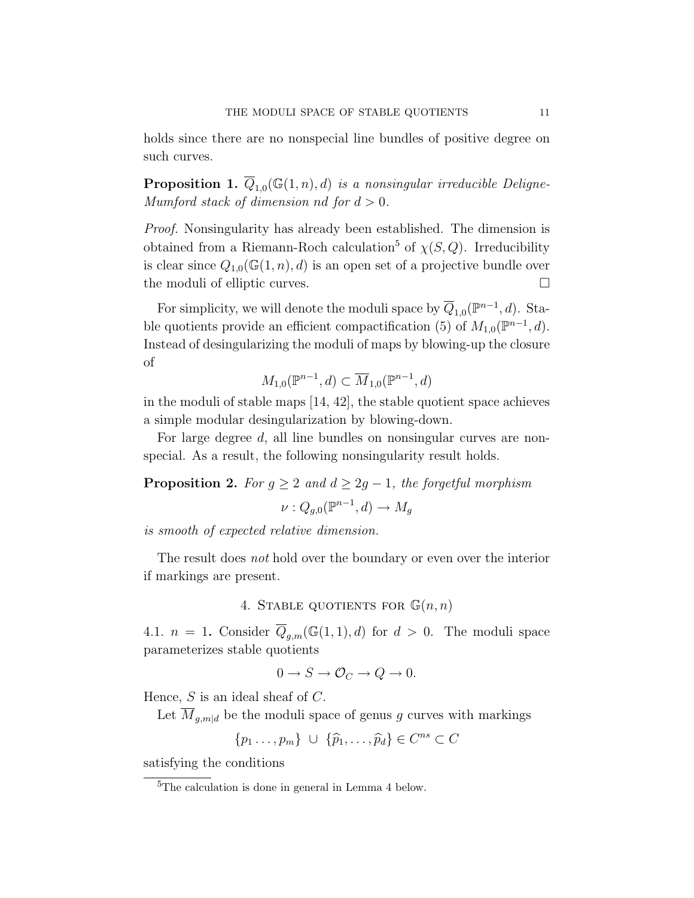holds since there are no nonspecial line bundles of positive degree on such curves.

**Proposition 1.** *$\overline{Q}_{1,0}(\mathbb{G}(1,n),d)$ is a nonsingular irreducible Deligne-Mumford stack of dimension $nd$ for $d>0$.*

*Proof.* Nonsingularity has already been established. The dimension is obtained from a Riemann-Roch calculation[5] of $\chi(S,Q)$. Irreducibility is clear since $Q_{1,0}(\mathbb{G}(1,n),d)$ is an open set of a projective bundle over the moduli of elliptic curves. □

For simplicity, we will denote the moduli space by $\overline{Q}_{1,0}(\mathbb{P}^{n-1},d)$. Stable quotients provide an efficient compactification (5) of $M_{1,0}(\mathbb{P}^{n-1},d)$. Instead of desingularizing the moduli of maps by blowing-up the closure of

$$M_{1,0}(\mathbb{P}^{n-1},d) \subset \overline{M}_{1,0}(\mathbb{P}^{n-1},d)$$

in the moduli of stable maps [14, 42], the stable quotient space achieves a simple modular desingularization by blowing-down.

For large degree $d$, all line bundles on nonsingular curves are nonspecial. As a result, the following nonsingularity result holds.

**Proposition 2.** *For $g \geq 2$ and $d \geq 2g-1$, the forgetful morphism*

$$\nu : Q_{g,0}(\mathbb{P}^{n-1},d) \to M_g$$

*is smooth of expected relative dimension.*

The result does *not* hold over the boundary or even over the interior if markings are present.

## 4. Stable quotients for $\mathbb{G}(n,n)$

**4.1. $n=1$.** Consider $\overline{Q}_{g,m}(\mathbb{G}(1,1),d)$ for $d>0$. The moduli space parameterizes stable quotients

$$0 \to S \to \mathcal{O}_C \to Q \to 0.$$

Hence, $S$ is an ideal sheaf of $C$.

Let $\overline{M}_{g,m|d}$ be the moduli space of genus $g$ curves with markings

$$\{p_1 \ldots, p_m\} \ \cup \ \{\widehat{p}_1, \ldots, \widehat{p}_d\} \in C^{ns} \subset C$$

satisfying the conditions

[5] The calculation is done in general in Lemma 4 below.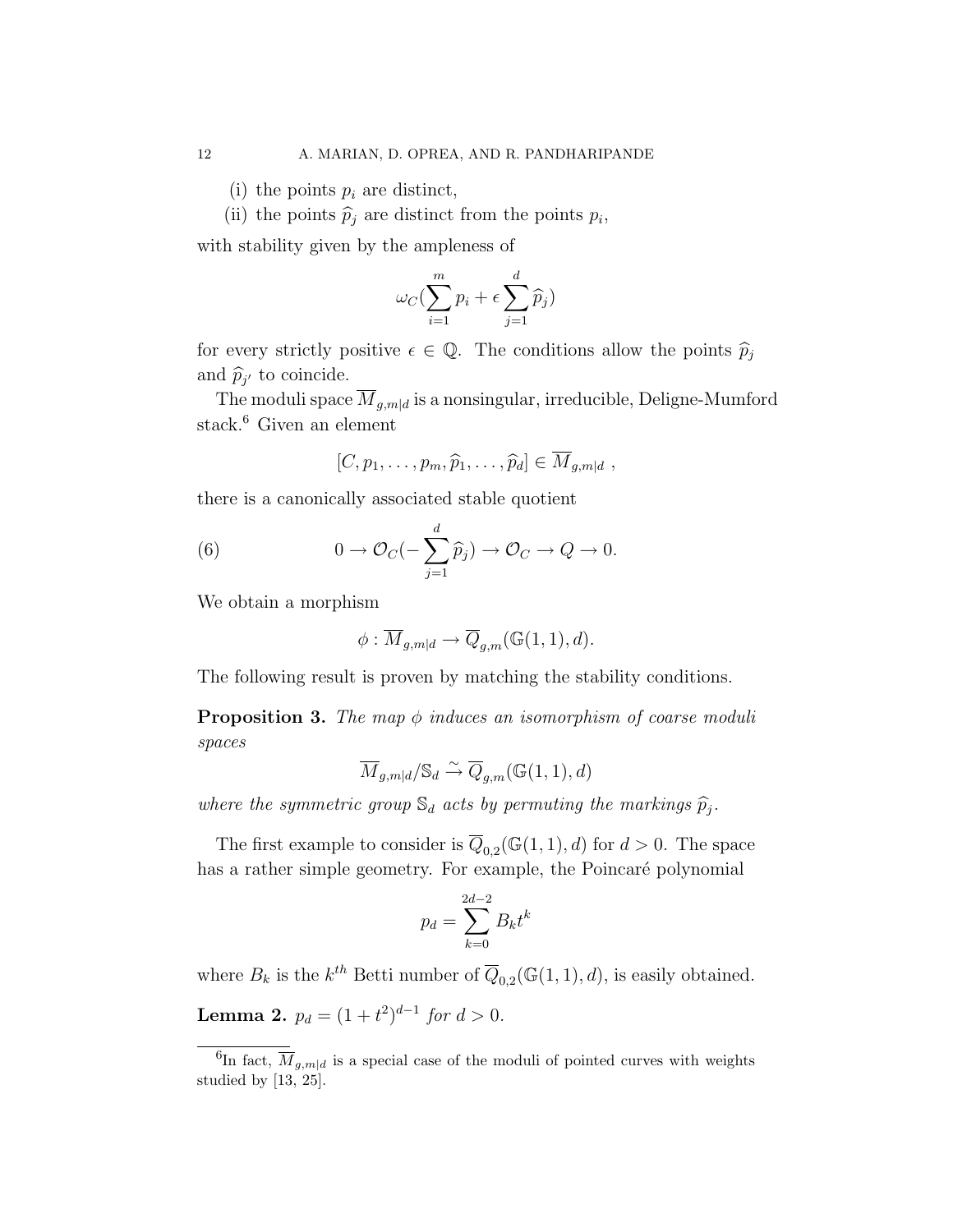(i) the points $p_i$ are distinct,

(ii) the points $\widehat{p}_j$ are distinct from the points $p_i$,

with stability given by the ampleness of

$$\omega_C(\sum_{i=1}^{m} p_i + \epsilon \sum_{j=1}^{d} \widehat{p}_j)$$

for every strictly positive $\epsilon \in \mathbb{Q}$. The conditions allow the points $\widehat{p}_j$ and $\widehat{p}_{j'}$ to coincide.

The moduli space $\overline{M}_{g,m|d}$ is a nonsingular, irreducible, Deligne-Mumford stack.[6] Given an element

$$[C, p_1, \ldots, p_m, \widehat{p}_1, \ldots, \widehat{p}_d] \in \overline{M}_{g,m|d} \ ,$$

there is a canonically associated stable quotient

$$0 \to \mathcal{O}_C(-\sum_{j=1}^{d} \widehat{p}_j) \to \mathcal{O}_C \to Q \to 0. \tag{6}$$

We obtain a morphism

$$\phi : \overline{M}_{g,m|d} \to \overline{Q}_{g,m}(\mathbb{G}(1,1), d).$$

The following result is proven by matching the stability conditions.

**Proposition 3.** *The map $\phi$ induces an isomorphism of coarse moduli spaces*

$$\overline{M}_{g,m|d}/\mathbb{S}_d \stackrel{\sim}{\to} \overline{Q}_{g,m}(\mathbb{G}(1,1), d)$$

*where the symmetric group $\mathbb{S}_d$ acts by permuting the markings $\widehat{p}_j$.*

The first example to consider is $\overline{Q}_{0,2}(\mathbb{G}(1,1), d)$ for $d > 0$. The space has a rather simple geometry. For example, the Poincaré polynomial

$$p_d = \sum_{k=0}^{2d-2} B_k t^k$$

where $B_k$ is the $k^{th}$ Betti number of $\overline{Q}_{0,2}(\mathbb{G}(1,1), d)$, is easily obtained.

**Lemma 2.** $p_d = (1 + t^2)^{d-1}$ *for* $d > 0$.

---

[6] In fact, $\overline{M}_{g,m|d}$ is a special case of the moduli of pointed curves with weights studied by [13, 25].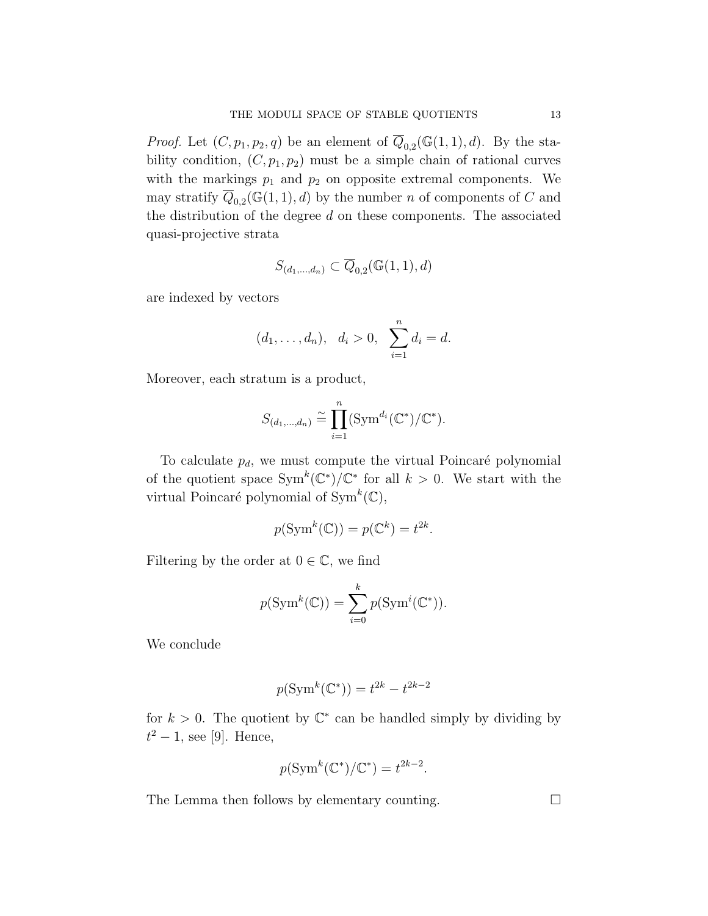*Proof.* Let $(C, p_1, p_2, q)$ be an element of $\overline{Q}_{0,2}(\mathbb{G}(1,1), d)$. By the stability condition, $(C, p_1, p_2)$ must be a simple chain of rational curves with the markings $p_1$ and $p_2$ on opposite extremal components. We may stratify $\overline{Q}_{0,2}(\mathbb{G}(1,1), d)$ by the number $n$ of components of $C$ and the distribution of the degree $d$ on these components. The associated quasi-projective strata

$$S_{(d_1,\ldots,d_n)} \subset \overline{Q}_{0,2}(\mathbb{G}(1,1), d)$$

are indexed by vectors

$$(d_1, \ldots, d_n), \quad d_i > 0, \quad \sum_{i=1}^{n} d_i = d.$$

Moreover, each stratum is a product,

$$S_{(d_1,\ldots,d_n)} \stackrel{\sim}{=} \prod_{i=1}^{n} (\mathrm{Sym}^{d_i}(\mathbb{C}^*)/\mathbb{C}^*).$$

To calculate $p_d$, we must compute the virtual Poincaré polynomial of the quotient space $\mathrm{Sym}^k(\mathbb{C}^*)/\mathbb{C}^*$ for all $k > 0$. We start with the virtual Poincaré polynomial of $\mathrm{Sym}^k(\mathbb{C})$,

$$p(\mathrm{Sym}^k(\mathbb{C})) = p(\mathbb{C}^k) = t^{2k}.$$

Filtering by the order at $0 \in \mathbb{C}$, we find

$$p(\mathrm{Sym}^k(\mathbb{C})) = \sum_{i=0}^{k} p(\mathrm{Sym}^i(\mathbb{C}^*)).$$

We conclude

$$p(\mathrm{Sym}^k(\mathbb{C}^*)) = t^{2k} - t^{2k-2}$$

for $k > 0$. The quotient by $\mathbb{C}^*$ can be handled simply by dividing by $t^2 - 1$, see [9]. Hence,

$$p(\mathrm{Sym}^k(\mathbb{C}^*)/\mathbb{C}^*) = t^{2k-2}.$$

The Lemma then follows by elementary counting. $\square$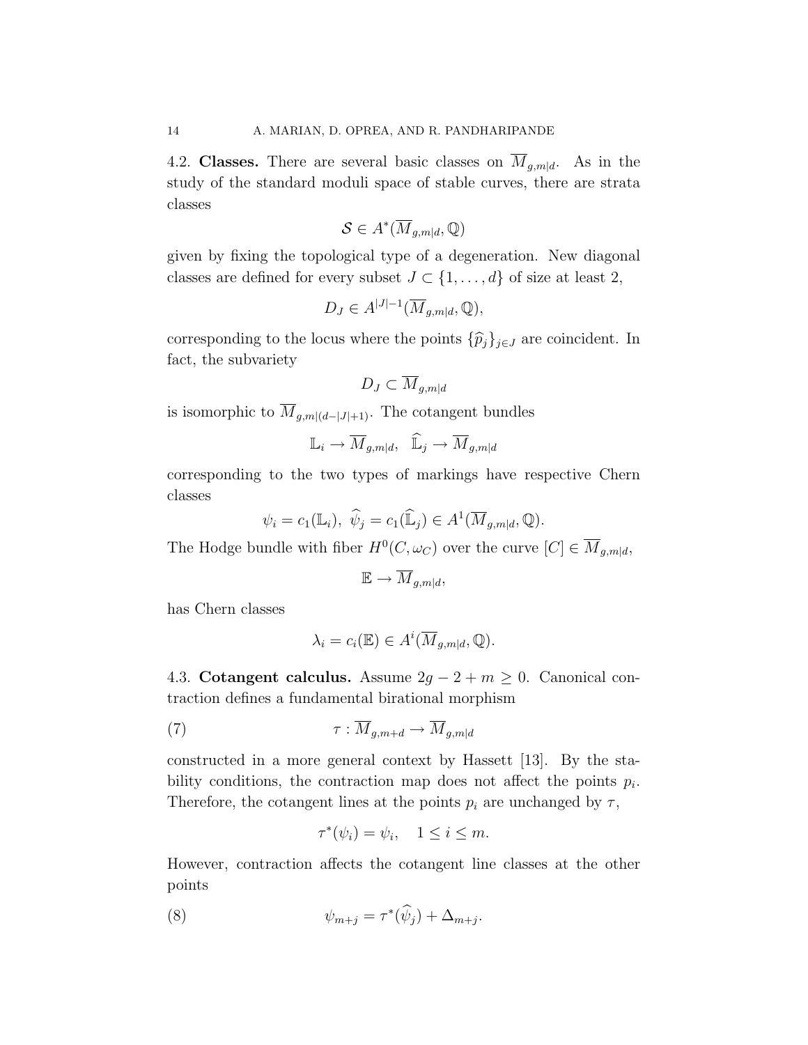4.2. **Classes.** There are several basic classes on $\overline{M}_{g,m|d}$. As in the study of the standard moduli space of stable curves, there are strata classes

$$\mathcal{S} \in A^*(\overline{M}_{g,m|d}, \mathbb{Q})$$

given by fixing the topological type of a degeneration. New diagonal classes are defined for every subset $J \subset \{1, \ldots, d\}$ of size at least 2,

$$D_J \in A^{|J|-1}(\overline{M}_{g,m|d}, \mathbb{Q}),$$

corresponding to the locus where the points $\{\widehat{p}_j\}_{j\in J}$ are coincident. In fact, the subvariety

$$D_J \subset \overline{M}_{g,m|d}$$

is isomorphic to $\overline{M}_{g,m|(d-|J|+1)}$. The cotangent bundles

$$\mathbb{L}_i \to \overline{M}_{g,m|d}, \quad \widehat{\mathbb{L}}_j \to \overline{M}_{g,m|d}$$

corresponding to the two types of markings have respective Chern classes

$$\psi_i = c_1(\mathbb{L}_i), \ \widehat{\psi}_j = c_1(\widehat{\mathbb{L}}_j) \in A^1(\overline{M}_{g,m|d}, \mathbb{Q}).$$

The Hodge bundle with fiber $H^0(C, \omega_C)$ over the curve $[C] \in \overline{M}_{g,m|d}$,

$$\mathbb{E} \to \overline{M}_{g,m|d},$$

has Chern classes

$$\lambda_i = c_i(\mathbb{E}) \in A^i(\overline{M}_{g,m|d}, \mathbb{Q}).$$

4.3. **Cotangent calculus.** Assume $2g - 2 + m \geq 0$. Canonical contraction defines a fundamental birational morphism

$$\tau : \overline{M}_{g,m+d} \to \overline{M}_{g,m|d} \tag{7}$$

constructed in a more general context by Hassett [13]. By the stability conditions, the contraction map does not affect the points $p_i$. Therefore, the cotangent lines at the points $p_i$ are unchanged by $\tau$,

$$\tau^*(\psi_i) = \psi_i, \quad 1 \leq i \leq m.$$

However, contraction affects the cotangent line classes at the other points

$$\psi_{m+j} = \tau^*(\widehat{\psi}_j) + \Delta_{m+j}. \tag{8}$$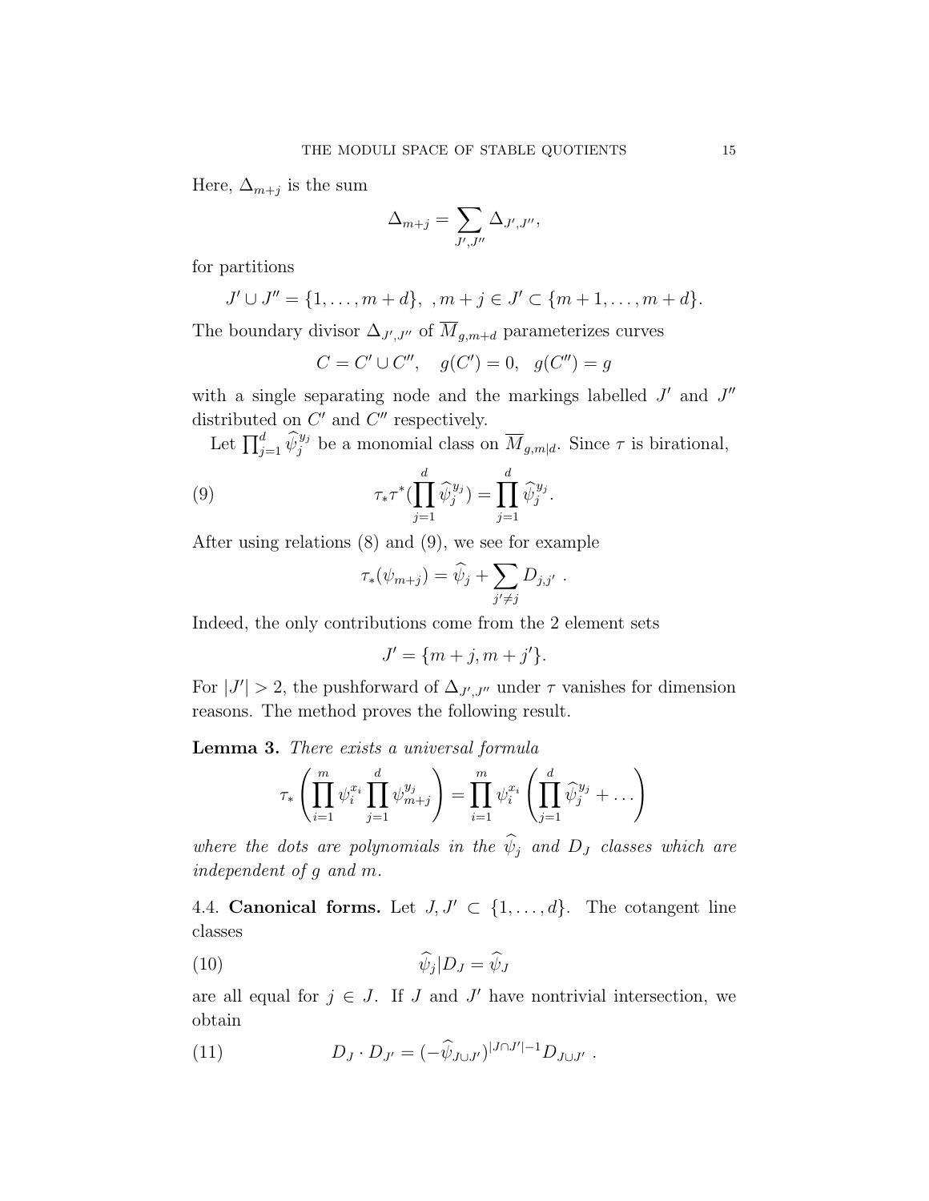Here, $\Delta_{m+j}$ is the sum

$$\Delta_{m+j} = \sum_{J',J''} \Delta_{J',J''},$$

for partitions

$$J' \cup J'' = \{1, \ldots, m+d\}, \ , m+j \in J' \subset \{m+1, \ldots, m+d\}.$$

The boundary divisor $\Delta_{J',J''}$ of $\overline{M}_{g,m+d}$ parameterizes curves

$$C = C' \cup C'', \quad g(C') = 0, \quad g(C'') = g$$

with a single separating node and the markings labelled $J'$ and $J''$ distributed on $C'$ and $C''$ respectively.

Let $\prod_{j=1}^{d} \widehat{\psi}_j^{y_j}$ be a monomial class on $\overline{M}_{g,m|d}$. Since $\tau$ is birational,

$$\tau_* \tau^* (\prod_{j=1}^{d} \widehat{\psi}_j^{y_j}) = \prod_{j=1}^{d} \widehat{\psi}_j^{y_j}. \tag{9}$$

After using relations (8) and (9), we see for example

$$\tau_*(\psi_{m+j}) = \widehat{\psi}_j + \sum_{j' \neq j} D_{j,j'} \ .$$

Indeed, the only contributions come from the 2 element sets

$$J' = \{m+j, m+j'\}.$$

For $|J'| > 2$, the pushforward of $\Delta_{J',J''}$ under $\tau$ vanishes for dimension reasons. The method proves the following result.

**Lemma 3.** *There exists a universal formula*

$$\tau_* \left( \prod_{i=1}^{m} \psi_i^{x_i} \prod_{j=1}^{d} \psi_{m+j}^{y_j} \right) = \prod_{i=1}^{m} \psi_i^{x_i} \left( \prod_{j=1}^{d} \widehat{\psi}_j^{y_j} + \ldots \right)$$

*where the dots are polynomials in the $\widehat{\psi}_j$ and $D_J$ classes which are independent of $g$ and $m$.*

4.4. **Canonical forms.** Let $J, J' \subset \{1, \ldots, d\}$. The cotangent line classes

$$\widehat{\psi}_j | D_J = \widehat{\psi}_J \tag{10}$$

are all equal for $j \in J$. If $J$ and $J'$ have nontrivial intersection, we obtain

$$D_J \cdot D_{J'} = (-\widehat{\psi}_{J \cup J'})^{|J \cap J'|-1} D_{J \cup J'} \ . \tag{11}$$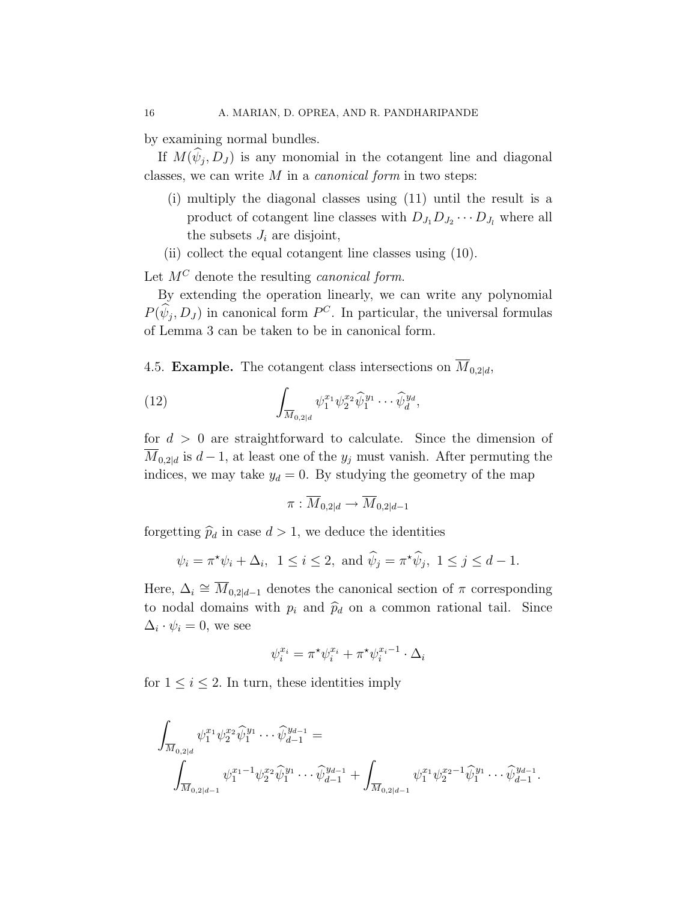by examining normal bundles.

If $M(\widehat{\psi}_j, D_J)$ is any monomial in the cotangent line and diagonal classes, we can write $M$ in a *canonical form* in two steps:

(i) multiply the diagonal classes using (11) until the result is a product of cotangent line classes with $D_{J_1} D_{J_2} \cdots D_{J_l}$ where all the subsets $J_i$ are disjoint,

(ii) collect the equal cotangent line classes using (10).

Let $M^C$ denote the resulting *canonical form*.

By extending the operation linearly, we can write any polynomial $P(\widehat{\psi}_j, D_J)$ in canonical form $P^C$. In particular, the universal formulas of Lemma 3 can be taken to be in canonical form.

4.5. **Example.** The cotangent class intersections on $\overline{M}_{0,2|d}$,

$$\int_{\overline{M}_{0,2|d}} \psi_1^{x_1} \psi_2^{x_2} \widehat{\psi}_1^{y_1} \cdots \widehat{\psi}_d^{y_d}, \tag{12}$$

for $d > 0$ are straightforward to calculate. Since the dimension of $\overline{M}_{0,2|d}$ is $d-1$, at least one of the $y_j$ must vanish. After permuting the indices, we may take $y_d = 0$. By studying the geometry of the map

$$\pi : \overline{M}_{0,2|d} \to \overline{M}_{0,2|d-1}$$

forgetting $\widehat{p}_d$ in case $d > 1$, we deduce the identities

$$\psi_i = \pi^\star \psi_i + \Delta_i, \ \ 1 \leq i \leq 2, \ \text{and} \ \widehat{\psi}_j = \pi^\star \widehat{\psi}_j, \ 1 \leq j \leq d-1.$$

Here, $\Delta_i \cong \overline{M}_{0,2|d-1}$ denotes the canonical section of $\pi$ corresponding to nodal domains with $p_i$ and $\widehat{p}_d$ on a common rational tail. Since $\Delta_i \cdot \psi_i = 0$, we see

$$\psi_i^{x_i} = \pi^\star \psi_i^{x_i} + \pi^\star \psi_i^{x_i - 1} \cdot \Delta_i$$

for $1 \leq i \leq 2$. In turn, these identities imply

$$\int_{\overline{M}_{0,2|d}} \psi_1^{x_1} \psi_2^{x_2} \widehat{\psi}_1^{y_1} \cdots \widehat{\psi}_{d-1}^{y_{d-1}} = \int_{\overline{M}_{0,2|d-1}} \psi_1^{x_1-1} \psi_2^{x_2} \widehat{\psi}_1^{y_1} \cdots \widehat{\psi}_{d-1}^{y_{d-1}} + \int_{\overline{M}_{0,2|d-1}} \psi_1^{x_1} \psi_2^{x_2-1} \widehat{\psi}_1^{y_1} \cdots \widehat{\psi}_{d-1}^{y_{d-1}}.$$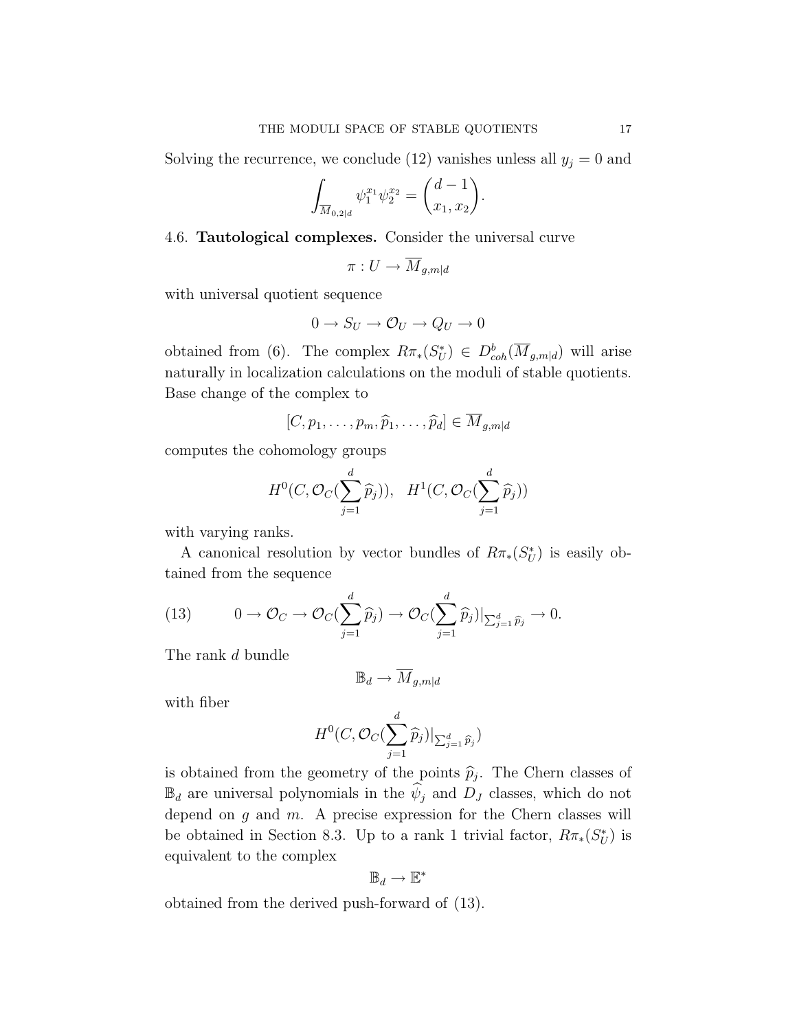Solving the recurrence, we conclude (12) vanishes unless all $y_j = 0$ and

$$\int_{\overline{M}_{0,2|d}} \psi_1^{x_1} \psi_2^{x_2} = \binom{d-1}{x_1, x_2}.$$

4.6. **Tautological complexes.** Consider the universal curve

$$\pi : U \to \overline{M}_{g,m|d}$$

with universal quotient sequence

$$0 \to S_U \to \mathcal{O}_U \to Q_U \to 0$$

obtained from (6). The complex $R\pi_*(S_U^*) \in D^b_{coh}(\overline{M}_{g,m|d})$ will arise naturally in localization calculations on the moduli of stable quotients. Base change of the complex to

$$[C, p_1, \ldots, p_m, \widehat{p}_1, \ldots, \widehat{p}_d] \in \overline{M}_{g,m|d}$$

computes the cohomology groups

$$H^0(C, \mathcal{O}_C(\sum_{j=1}^d \widehat{p}_j)), \quad H^1(C, \mathcal{O}_C(\sum_{j=1}^d \widehat{p}_j))$$

with varying ranks.

A canonical resolution by vector bundles of $R\pi_*(S_U^*)$ is easily obtained from the sequence

$$0 \to \mathcal{O}_C \to \mathcal{O}_C(\sum_{j=1}^d \widehat{p}_j) \to \mathcal{O}_C(\sum_{j=1}^d \widehat{p}_j)|_{\sum_{j=1}^d \widehat{p}_j} \to 0. \tag{13}$$

The rank $d$ bundle

$$\mathbb{B}_d \to \overline{M}_{g,m|d}$$

with fiber

$$H^0(C, \mathcal{O}_C(\sum_{j=1}^d \widehat{p}_j)|_{\sum_{j=1}^d \widehat{p}_j})$$

is obtained from the geometry of the points $\widehat{p}_j$. The Chern classes of $\mathbb{B}_d$ are universal polynomials in the $\widehat{\psi}_j$ and $D_J$ classes, which do not depend on $g$ and $m$. A precise expression for the Chern classes will be obtained in Section 8.3. Up to a rank 1 trivial factor, $R\pi_*(S_U^*)$ is equivalent to the complex

$$\mathbb{B}_d \to \mathbb{E}^*$$

obtained from the derived push-forward of (13).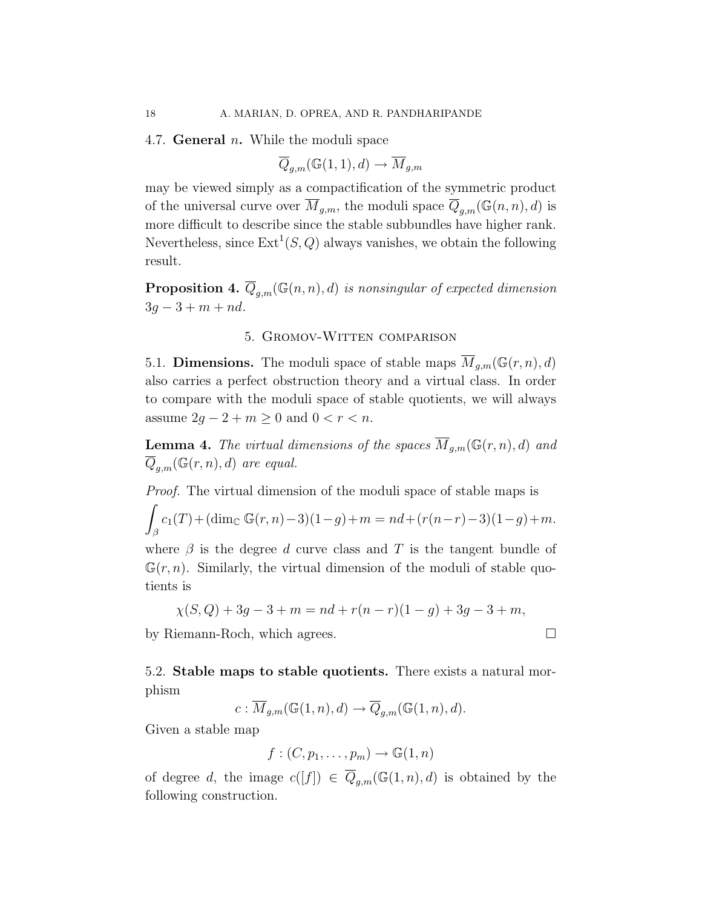4.7. **General** $n$**.** While the moduli space

$$\overline{Q}_{g,m}(\mathbb{G}(1,1),d) \to \overline{M}_{g,m}$$

may be viewed simply as a compactification of the symmetric product of the universal curve over $\overline{M}_{g,m}$, the moduli space $\overline{Q}_{g,m}(\mathbb{G}(n,n),d)$ is more difficult to describe since the stable subbundles have higher rank. Nevertheless, since $\text{Ext}^1(S,Q)$ always vanishes, we obtain the following result.

**Proposition 4.** *$\overline{Q}_{g,m}(\mathbb{G}(n,n),d)$ is nonsingular of expected dimension $3g-3+m+nd$.*

## 5. Gromov-Witten comparison

5.1. **Dimensions.** The moduli space of stable maps $\overline{M}_{g,m}(\mathbb{G}(r,n),d)$ also carries a perfect obstruction theory and a virtual class. In order to compare with the moduli space of stable quotients, we will always assume $2g-2+m \geq 0$ and $0 < r < n$.

**Lemma 4.** *The virtual dimensions of the spaces $\overline{M}_{g,m}(\mathbb{G}(r,n),d)$ and $\overline{Q}_{g,m}(\mathbb{G}(r,n),d)$ are equal.*

*Proof.* The virtual dimension of the moduli space of stable maps is

$$\int_\beta c_1(T) + (\dim_{\mathbb{C}} \mathbb{G}(r,n) - 3)(1-g) + m = nd + (r(n-r)-3)(1-g) + m.$$

where $\beta$ is the degree $d$ curve class and $T$ is the tangent bundle of $\mathbb{G}(r,n)$. Similarly, the virtual dimension of the moduli of stable quotients is

$$\chi(S,Q) + 3g - 3 + m = nd + r(n-r)(1-g) + 3g - 3 + m,$$

by Riemann-Roch, which agrees. $\square$

5.2. **Stable maps to stable quotients.** There exists a natural morphism

$$c : \overline{M}_{g,m}(\mathbb{G}(1,n),d) \to \overline{Q}_{g,m}(\mathbb{G}(1,n),d).$$

Given a stable map

$$f : (C, p_1, \ldots, p_m) \to \mathbb{G}(1,n)$$

of degree $d$, the image $c([f]) \in \overline{Q}_{g,m}(\mathbb{G}(1,n),d)$ is obtained by the following construction.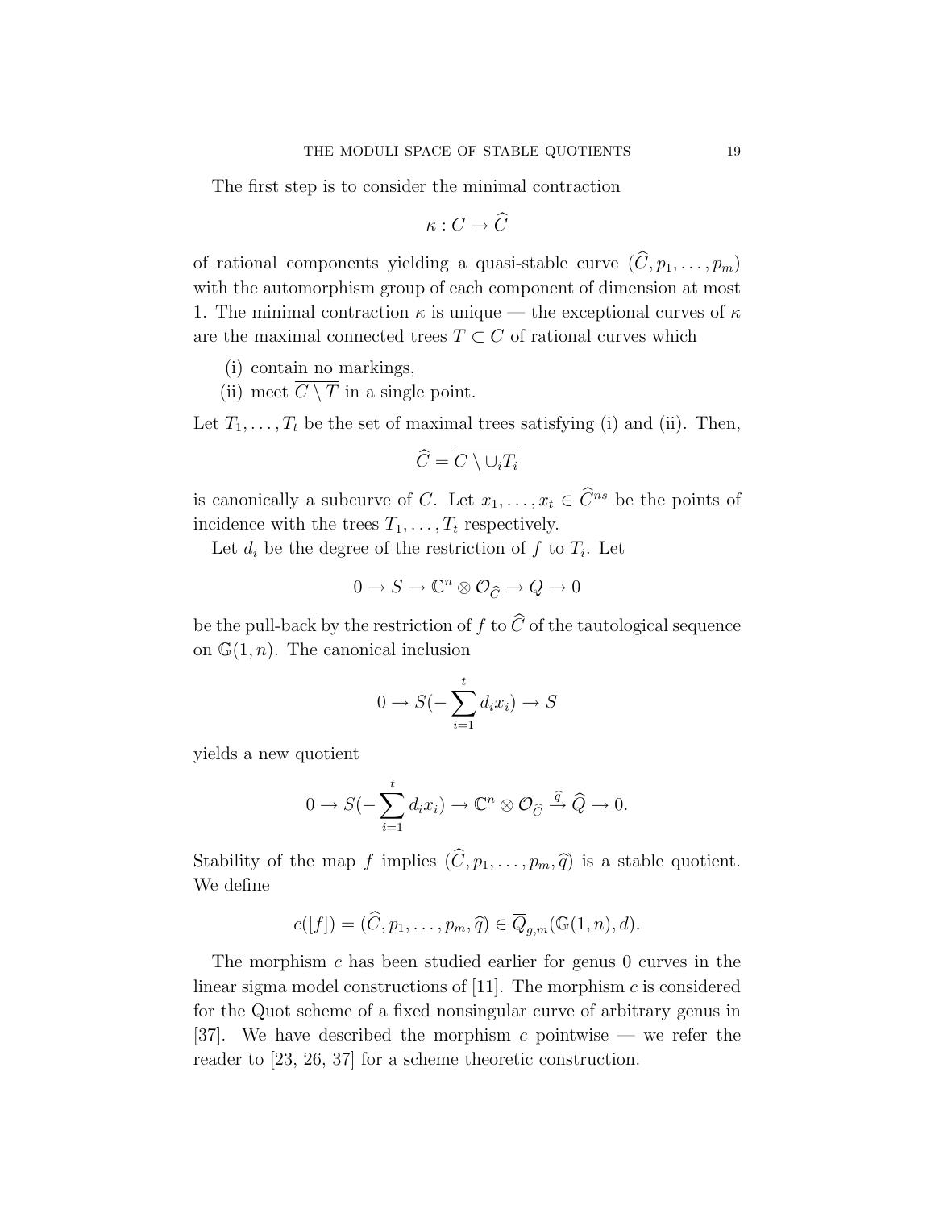The first step is to consider the minimal contraction

$$\kappa : C \to \widehat{C}$$

of rational components yielding a quasi-stable curve $(\widehat{C}, p_1, \ldots, p_m)$ with the automorphism group of each component of dimension at most 1. The minimal contraction $\kappa$ is unique — the exceptional curves of $\kappa$ are the maximal connected trees $T \subset C$ of rational curves which

(i) contain no markings,
(ii) meet $\overline{C \setminus T}$ in a single point.

Let $T_1, \ldots, T_t$ be the set of maximal trees satisfying (i) and (ii). Then,

$$\widehat{C} = \overline{C \setminus \cup_i T_i}$$

is canonically a subcurve of $C$. Let $x_1, \ldots, x_t \in \widehat{C}^{ns}$ be the points of incidence with the trees $T_1, \ldots, T_t$ respectively.

Let $d_i$ be the degree of the restriction of $f$ to $T_i$. Let

$$0 \to S \to \mathbb{C}^n \otimes \mathcal{O}_{\widehat{C}} \to Q \to 0$$

be the pull-back by the restriction of $f$ to $\widehat{C}$ of the tautological sequence on $\mathbb{G}(1, n)$. The canonical inclusion

$$0 \to S(-\sum_{i=1}^{t} d_i x_i) \to S$$

yields a new quotient

$$0 \to S(-\sum_{i=1}^{t} d_i x_i) \to \mathbb{C}^n \otimes \mathcal{O}_{\widehat{C}} \xrightarrow{\widehat{q}} \widehat{Q} \to 0.$$

Stability of the map $f$ implies $(\widehat{C}, p_1, \ldots, p_m, \widehat{q})$ is a stable quotient. We define

$$c([f]) = (\widehat{C}, p_1, \ldots, p_m, \widehat{q}) \in \overline{Q}_{g,m}(\mathbb{G}(1, n), d).$$

The morphism $c$ has been studied earlier for genus 0 curves in the linear sigma model constructions of [11]. The morphism $c$ is considered for the Quot scheme of a fixed nonsingular curve of arbitrary genus in [37]. We have described the morphism $c$ pointwise — we refer the reader to [23, 26, 37] for a scheme theoretic construction.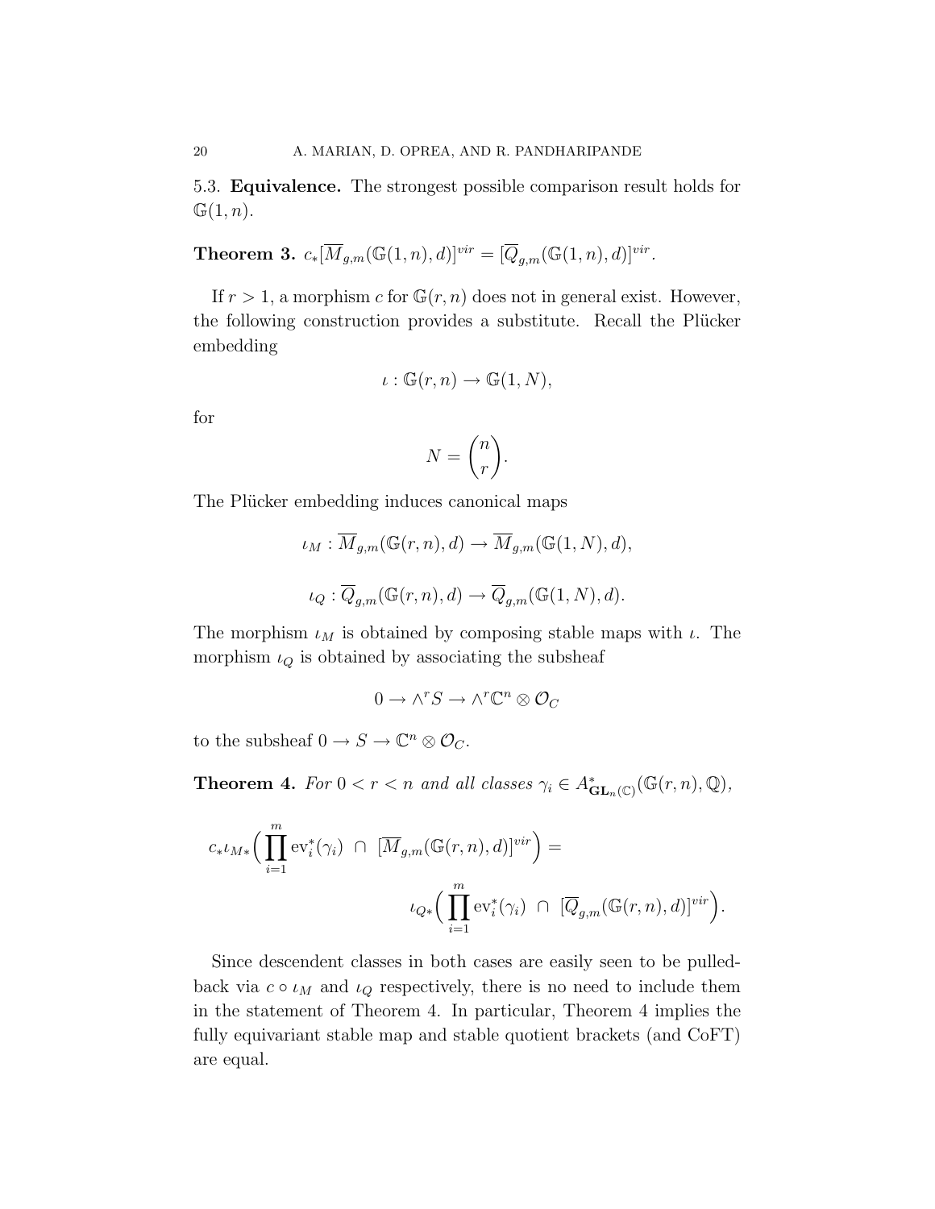5.3. **Equivalence.** The strongest possible comparison result holds for $\mathbb{G}(1,n)$.

**Theorem 3.** $c_*[\overline{M}_{g,m}(\mathbb{G}(1,n),d)]^{vir} = [\overline{Q}_{g,m}(\mathbb{G}(1,n),d)]^{vir}$.

If $r > 1$, a morphism $c$ for $\mathbb{G}(r,n)$ does not in general exist. However, the following construction provides a substitute. Recall the Plücker embedding

$$\iota : \mathbb{G}(r,n) \to \mathbb{G}(1,N),$$

for

$$N = \binom{n}{r}.$$

The Plücker embedding induces canonical maps

$$\iota_M : \overline{M}_{g,m}(\mathbb{G}(r,n),d) \to \overline{M}_{g,m}(\mathbb{G}(1,N),d),$$

$$\iota_Q : \overline{Q}_{g,m}(\mathbb{G}(r,n),d) \to \overline{Q}_{g,m}(\mathbb{G}(1,N),d).$$

The morphism $\iota_M$ is obtained by composing stable maps with $\iota$. The morphism $\iota_Q$ is obtained by associating the subsheaf

$$0 \to \wedge^r S \to \wedge^r \mathbb{C}^n \otimes \mathcal{O}_C$$

to the subsheaf $0 \to S \to \mathbb{C}^n \otimes \mathcal{O}_C$.

**Theorem 4.** *For $0 < r < n$ and all classes $\gamma_i \in A^*_{\mathbf{GL}_n(\mathbb{C})}(\mathbb{G}(r,n),\mathbb{Q})$,*

$$c_* \iota_{M*}\Big( \prod_{i=1}^m \mathrm{ev}_i^*(\gamma_i) \ \cap \ [\overline{M}_{g,m}(\mathbb{G}(r,n),d)]^{vir} \Big) =$$

$$\iota_{Q*}\Big( \prod_{i=1}^m \mathrm{ev}_i^*(\gamma_i) \ \cap \ [\overline{Q}_{g,m}(\mathbb{G}(r,n),d)]^{vir} \Big).$$

Since descendent classes in both cases are easily seen to be pulled-back via $c \circ \iota_M$ and $\iota_Q$ respectively, there is no need to include them in the statement of Theorem 4. In particular, Theorem 4 implies the fully equivariant stable map and stable quotient brackets (and CoFT) are equal.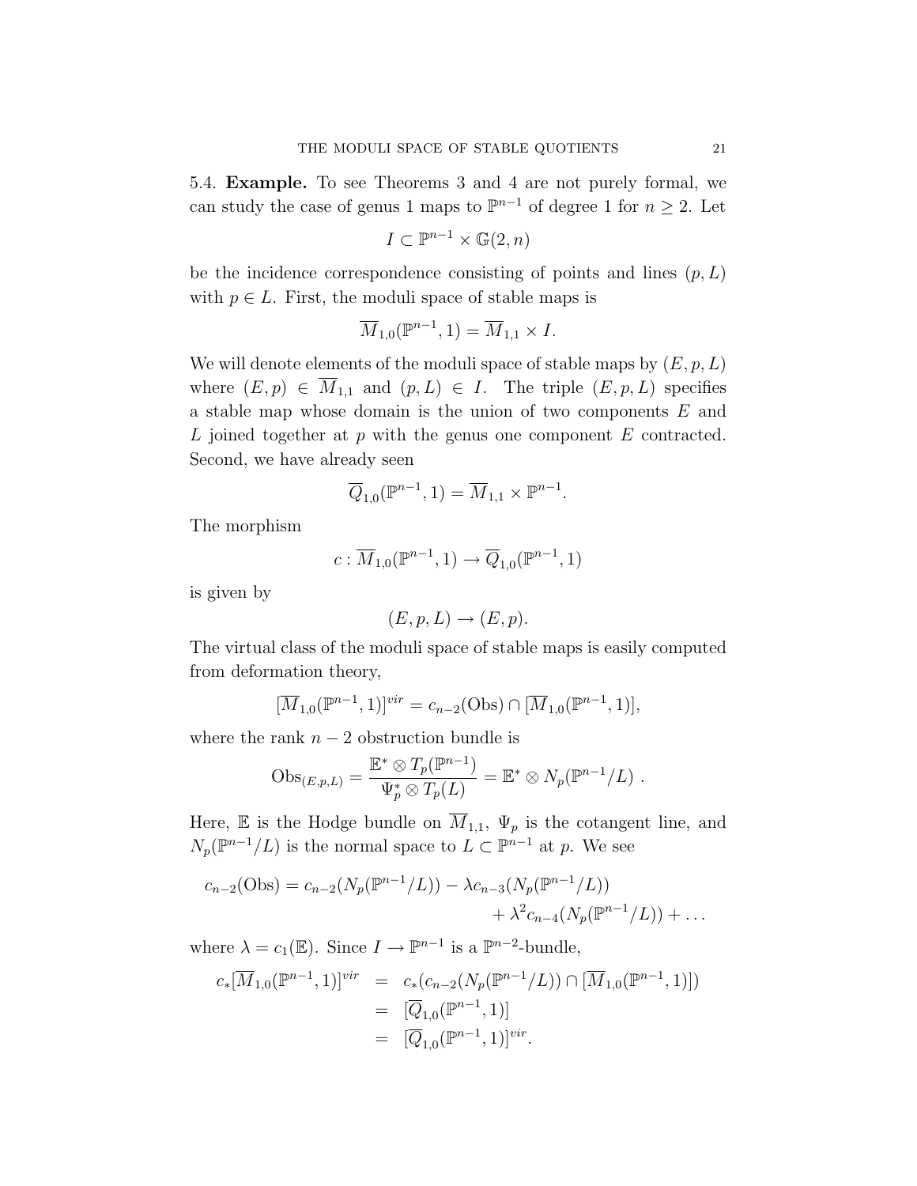5.4. **Example.** To see Theorems 3 and 4 are not purely formal, we can study the case of genus 1 maps to $\mathbb{P}^{n-1}$ of degree 1 for $n \geq 2$. Let

$$I \subset \mathbb{P}^{n-1} \times \mathbb{G}(2, n)$$

be the incidence correspondence consisting of points and lines $(p, L)$ with $p \in L$. First, the moduli space of stable maps is

$$\overline{M}_{1,0}(\mathbb{P}^{n-1}, 1) = \overline{M}_{1,1} \times I.$$

We will denote elements of the moduli space of stable maps by $(E, p, L)$ where $(E, p) \in \overline{M}_{1,1}$ and $(p, L) \in I$. The triple $(E, p, L)$ specifies a stable map whose domain is the union of two components $E$ and $L$ joined together at $p$ with the genus one component $E$ contracted. Second, we have already seen

$$\overline{Q}_{1,0}(\mathbb{P}^{n-1}, 1) = \overline{M}_{1,1} \times \mathbb{P}^{n-1}.$$

The morphism

$$c : \overline{M}_{1,0}(\mathbb{P}^{n-1}, 1) \to \overline{Q}_{1,0}(\mathbb{P}^{n-1}, 1)$$

is given by

$$(E, p, L) \to (E, p).$$

The virtual class of the moduli space of stable maps is easily computed from deformation theory,

$$[\overline{M}_{1,0}(\mathbb{P}^{n-1}, 1)]^{vir} = c_{n-2}(\text{Obs}) \cap [\overline{M}_{1,0}(\mathbb{P}^{n-1}, 1)],$$

where the rank $n-2$ obstruction bundle is

$$\text{Obs}_{(E,p,L)} = \frac{\mathbb{E}^* \otimes T_p(\mathbb{P}^{n-1})}{\Psi_p^* \otimes T_p(L)} = \mathbb{E}^* \otimes N_p(\mathbb{P}^{n-1}/L) \ .$$

Here, $\mathbb{E}$ is the Hodge bundle on $\overline{M}_{1,1}$, $\Psi_p$ is the cotangent line, and $N_p(\mathbb{P}^{n-1}/L)$ is the normal space to $L \subset \mathbb{P}^{n-1}$ at $p$. We see

$$c_{n-2}(\text{Obs}) = c_{n-2}(N_p(\mathbb{P}^{n-1}/L)) - \lambda c_{n-3}(N_p(\mathbb{P}^{n-1}/L)) + \lambda^2 c_{n-4}(N_p(\mathbb{P}^{n-1}/L)) + \ldots$$

where $\lambda = c_1(\mathbb{E})$. Since $I \to \mathbb{P}^{n-1}$ is a $\mathbb{P}^{n-2}$-bundle,

$$\begin{aligned} c_*[\overline{M}_{1,0}(\mathbb{P}^{n-1}, 1)]^{vir} &= c_*(c_{n-2}(N_p(\mathbb{P}^{n-1}/L)) \cap [\overline{M}_{1,0}(\mathbb{P}^{n-1}, 1)]) \\ &= [\overline{Q}_{1,0}(\mathbb{P}^{n-1}, 1)] \\ &= [\overline{Q}_{1,0}(\mathbb{P}^{n-1}, 1)]^{vir}. \end{aligned}$$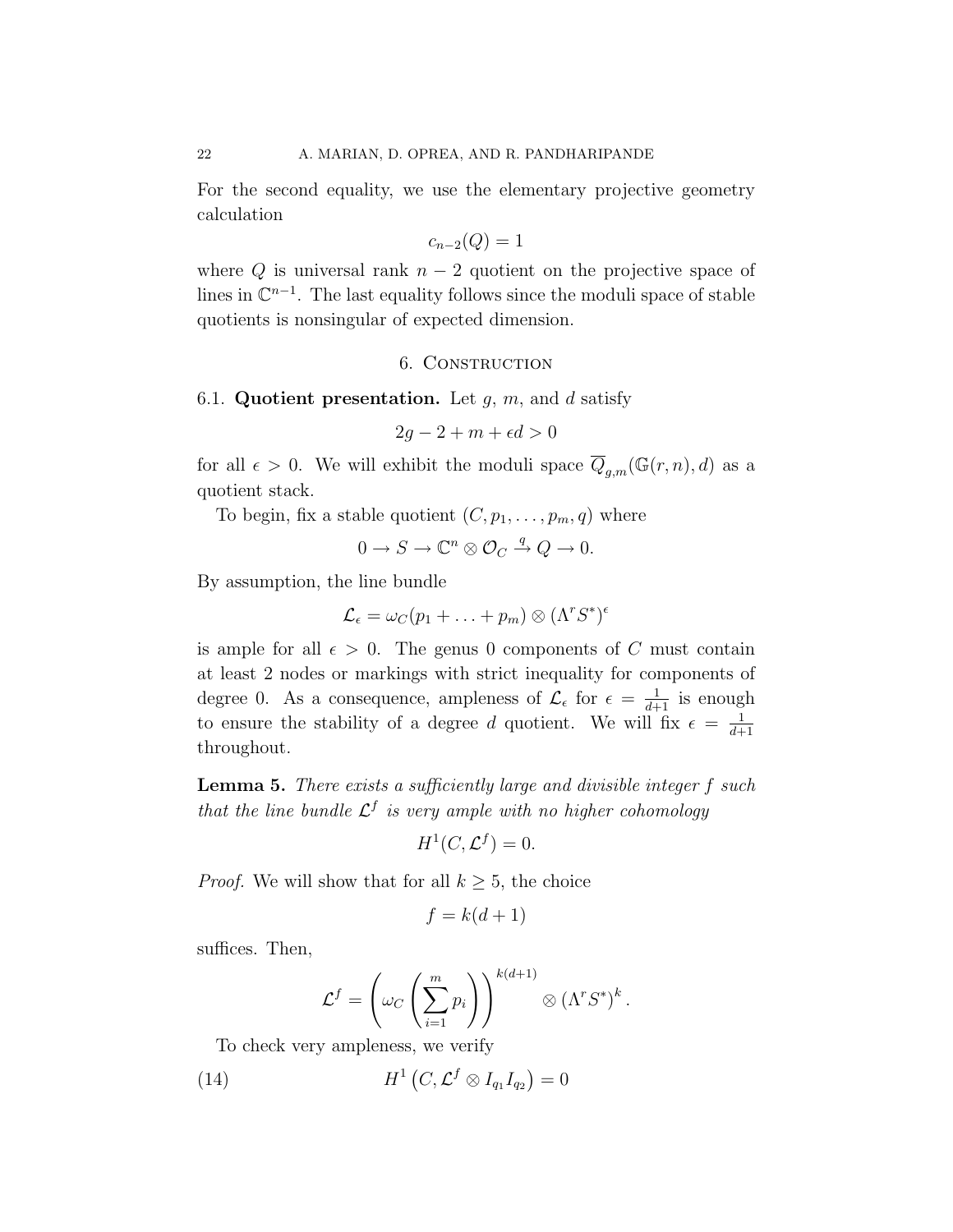For the second equality, we use the elementary projective geometry calculation

$$c_{n-2}(Q) = 1$$

where $Q$ is universal rank $n-2$ quotient on the projective space of lines in $\mathbb{C}^{n-1}$. The last equality follows since the moduli space of stable quotients is nonsingular of expected dimension.

## 6. Construction

**6.1. Quotient presentation.** Let $g$, $m$, and $d$ satisfy

$$2g - 2 + m + \epsilon d > 0$$

for all $\epsilon > 0$. We will exhibit the moduli space $\overline{Q}_{g,m}(\mathbb{G}(r,n), d)$ as a quotient stack.

To begin, fix a stable quotient $(C, p_1, \ldots, p_m, q)$ where

$$0 \to S \to \mathbb{C}^n \otimes \mathcal{O}_C \xrightarrow{q} Q \to 0.$$

By assumption, the line bundle

$$\mathcal{L}_\epsilon = \omega_C(p_1 + \ldots + p_m) \otimes (\Lambda^r S^*)^\epsilon$$

is ample for all $\epsilon > 0$. The genus 0 components of $C$ must contain at least 2 nodes or markings with strict inequality for components of degree 0. As a consequence, ampleness of $\mathcal{L}_\epsilon$ for $\epsilon = \frac{1}{d+1}$ is enough to ensure the stability of a degree $d$ quotient. We will fix $\epsilon = \frac{1}{d+1}$ throughout.

**Lemma 5.** *There exists a sufficiently large and divisible integer $f$ such that the line bundle $\mathcal{L}^f$ is very ample with no higher cohomology*

$$H^1(C, \mathcal{L}^f) = 0.$$

*Proof.* We will show that for all $k \geq 5$, the choice

$$f = k(d+1)$$

suffices. Then,

$$\mathcal{L}^f = \left(\omega_C\left(\sum_{i=1}^m p_i\right)\right)^{k(d+1)} \otimes (\Lambda^r S^*)^k.$$

To check very ampleness, we verify

$$H^1\left(C, \mathcal{L}^f \otimes I_{q_1} I_{q_2}\right) = 0 \tag{14}$$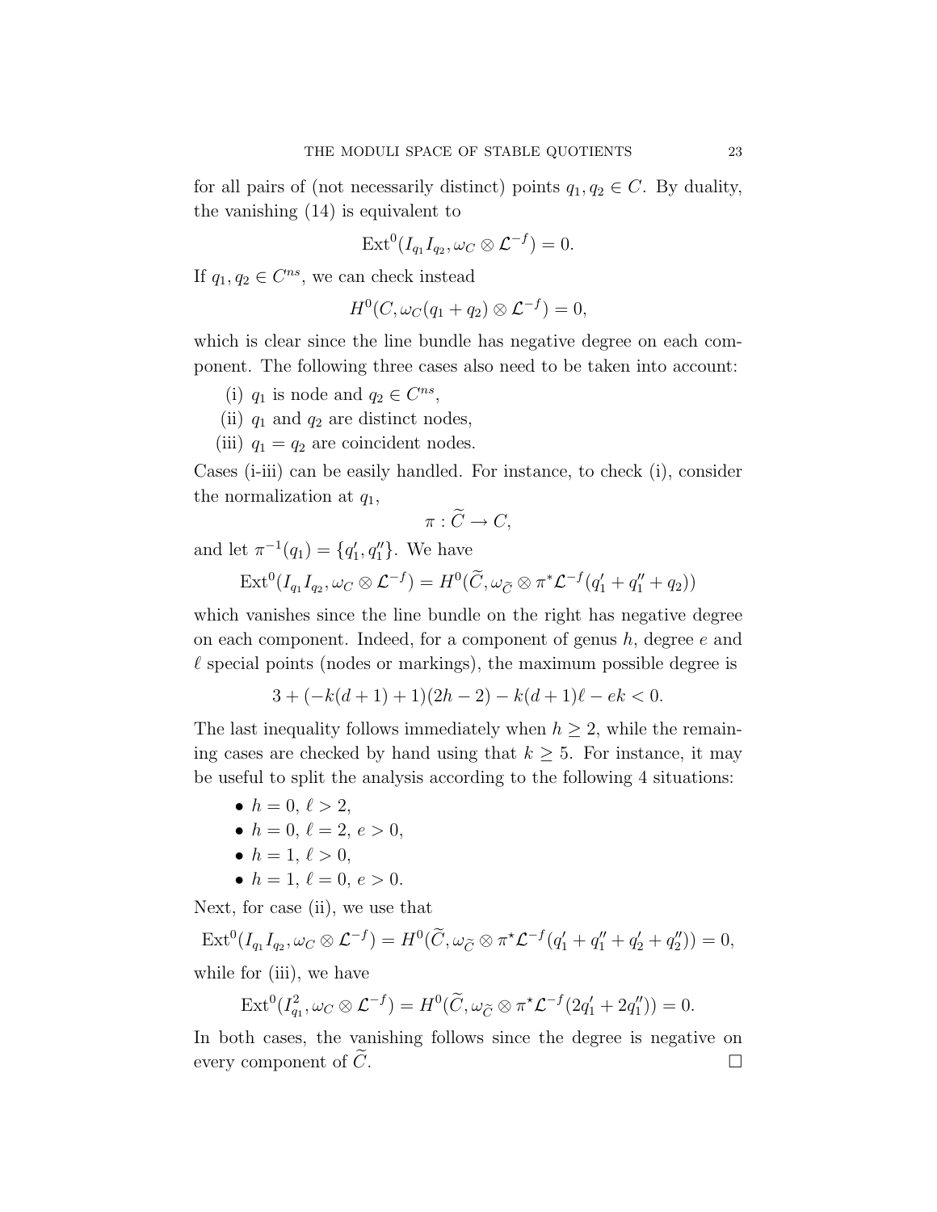for all pairs of (not necessarily distinct) points $q_1, q_2 \in C$. By duality, the vanishing (14) is equivalent to

$$\mathrm{Ext}^0(I_{q_1} I_{q_2}, \omega_C \otimes \mathcal{L}^{-f}) = 0.$$

If $q_1, q_2 \in C^{ns}$, we can check instead

$$H^0(C, \omega_C(q_1 + q_2) \otimes \mathcal{L}^{-f}) = 0,$$

which is clear since the line bundle has negative degree on each component. The following three cases also need to be taken into account:

- (i) $q_1$ is node and $q_2 \in C^{ns}$,
- (ii) $q_1$ and $q_2$ are distinct nodes,
- (iii) $q_1 = q_2$ are coincident nodes.

Cases (i-iii) can be easily handled. For instance, to check (i), consider the normalization at $q_1$,

$$\pi : \widetilde{C} \to C,$$

and let $\pi^{-1}(q_1) = \{q_1', q_1''\}$. We have

$$\mathrm{Ext}^0(I_{q_1} I_{q_2}, \omega_C \otimes \mathcal{L}^{-f}) = H^0(\widetilde{C}, \omega_{\widetilde{C}} \otimes \pi^* \mathcal{L}^{-f}(q_1' + q_1'' + q_2))$$

which vanishes since the line bundle on the right has negative degree on each component. Indeed, for a component of genus $h$, degree $e$ and $\ell$ special points (nodes or markings), the maximum possible degree is

$$3 + (-k(d+1) + 1)(2h - 2) - k(d+1)\ell - ek < 0.$$

The last inequality follows immediately when $h \geq 2$, while the remaining cases are checked by hand using that $k \geq 5$. For instance, it may be useful to split the analysis according to the following 4 situations:

- $h = 0$, $\ell > 2$,
- $h = 0$, $\ell = 2$, $e > 0$,
- $h = 1$, $\ell > 0$,
- $h = 1$, $\ell = 0$, $e > 0$.

Next, for case (ii), we use that

$$\mathrm{Ext}^0(I_{q_1} I_{q_2}, \omega_C \otimes \mathcal{L}^{-f}) = H^0(\widetilde{C}, \omega_{\widetilde{C}} \otimes \pi^* \mathcal{L}^{-f}(q_1' + q_1'' + q_2' + q_2'')) = 0,$$

while for (iii), we have

$$\mathrm{Ext}^0(I_{q_1}^2, \omega_C \otimes \mathcal{L}^{-f}) = H^0(\widetilde{C}, \omega_{\widetilde{C}} \otimes \pi^* \mathcal{L}^{-f}(2q_1' + 2q_1'')) = 0.$$

In both cases, the vanishing follows since the degree is negative on every component of $\widetilde{C}$. $\square$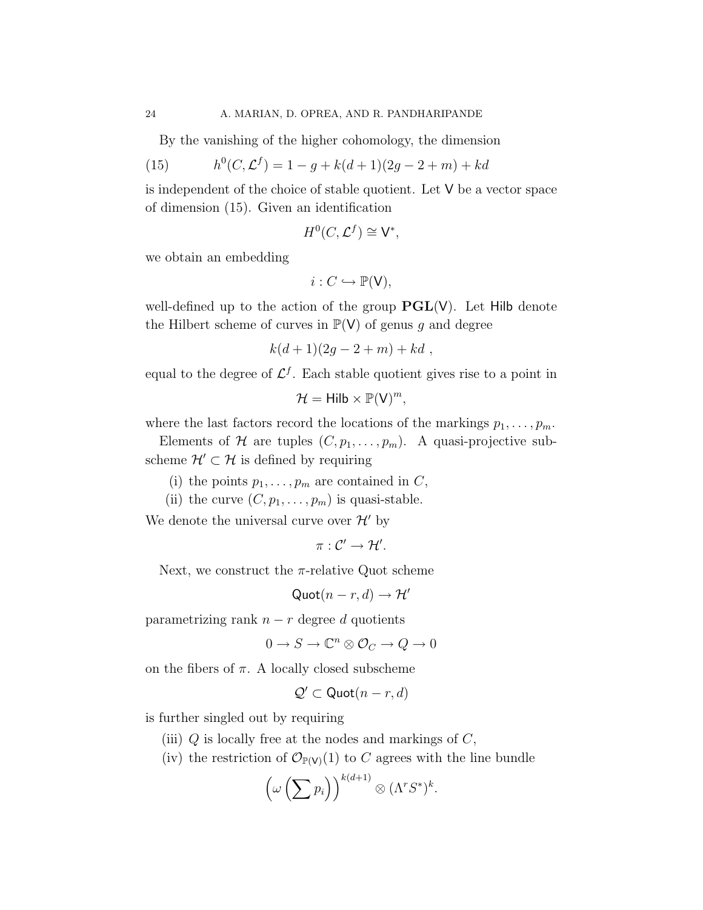By the vanishing of the higher cohomology, the dimension

$$h^0(C, \mathcal{L}^f) = 1 - g + k(d+1)(2g - 2 + m) + kd \tag{15}$$

is independent of the choice of stable quotient. Let $\mathsf{V}$ be a vector space of dimension (15). Given an identification

$$H^0(C, \mathcal{L}^f) \cong \mathsf{V}^*,$$

we obtain an embedding

$$i : C \hookrightarrow \mathbb{P}(\mathsf{V}),$$

well-defined up to the action of the group $\mathbf{PGL}(\mathsf{V})$. Let $\mathsf{Hilb}$ denote the Hilbert scheme of curves in $\mathbb{P}(\mathsf{V})$ of genus $g$ and degree

$$k(d+1)(2g - 2 + m) + kd \ ,$$

equal to the degree of $\mathcal{L}^f$. Each stable quotient gives rise to a point in

$$\mathcal{H} = \mathsf{Hilb} \times \mathbb{P}(\mathsf{V})^m,$$

where the last factors record the locations of the markings $p_1, \ldots, p_m$.

Elements of $\mathcal{H}$ are tuples $(C, p_1, \ldots, p_m)$. A quasi-projective subscheme $\mathcal{H}' \subset \mathcal{H}$ is defined by requiring

(i) the points $p_1, \ldots, p_m$ are contained in $C$,

(ii) the curve $(C, p_1, \ldots, p_m)$ is quasi-stable.

We denote the universal curve over $\mathcal{H}'$ by

$$\pi : \mathcal{C}' \to \mathcal{H}'.$$

Next, we construct the $\pi$-relative Quot scheme

$$\mathsf{Quot}(n - r, d) \to \mathcal{H}'$$

parametrizing rank $n - r$ degree $d$ quotients

$$0 \to S \to \mathbb{C}^n \otimes \mathcal{O}_C \to Q \to 0$$

on the fibers of $\pi$. A locally closed subscheme

$$\mathcal{Q}' \subset \mathsf{Quot}(n - r, d)$$

is further singled out by requiring

(iii) $Q$ is locally free at the nodes and markings of $C$,

(iv) the restriction of $\mathcal{O}_{\mathbb{P}(\mathsf{V})}(1)$ to $C$ agrees with the line bundle

$$\left(\omega\left(\sum p_i\right)\right)^{k(d+1)} \otimes (\Lambda^r S^*)^k.$$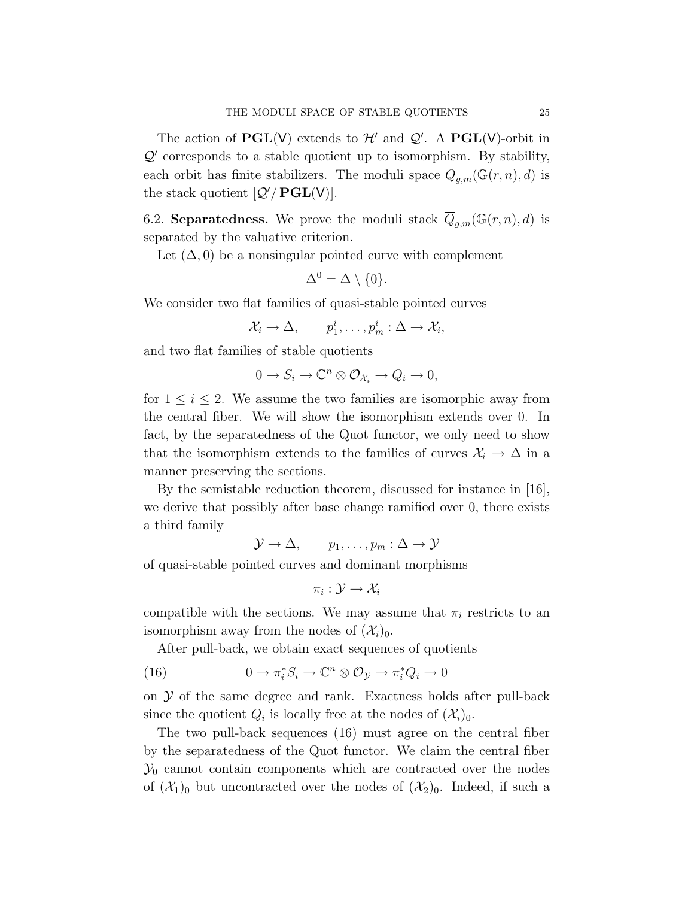The action of $\mathbf{PGL}(\mathsf{V})$ extends to $\mathcal{H}'$ and $\mathcal{Q}'$. A $\mathbf{PGL}(\mathsf{V})$-orbit in $\mathcal{Q}'$ corresponds to a stable quotient up to isomorphism. By stability, each orbit has finite stabilizers. The moduli space $\overline{Q}_{g,m}(\mathbb{G}(r,n),d)$ is the stack quotient $[\mathcal{Q}'/\mathbf{PGL}(\mathsf{V})]$.

6.2. **Separatedness.** We prove the moduli stack $\overline{Q}_{g,m}(\mathbb{G}(r,n),d)$ is separated by the valuative criterion.

Let $(\Delta, 0)$ be a nonsingular pointed curve with complement

$$\Delta^0 = \Delta \setminus \{0\}.$$

We consider two flat families of quasi-stable pointed curves

$$\mathcal{X}_i \to \Delta, \qquad p_1^i, \ldots, p_m^i : \Delta \to \mathcal{X}_i,$$

and two flat families of stable quotients

$$0 \to S_i \to \mathbb{C}^n \otimes \mathcal{O}_{\mathcal{X}_i} \to Q_i \to 0,$$

for $1 \leq i \leq 2$. We assume the two families are isomorphic away from the central fiber. We will show the isomorphism extends over 0. In fact, by the separatedness of the Quot functor, we only need to show that the isomorphism extends to the families of curves $\mathcal{X}_i \to \Delta$ in a manner preserving the sections.

By the semistable reduction theorem, discussed for instance in [16], we derive that possibly after base change ramified over 0, there exists a third family

$$\mathcal{Y} \to \Delta, \qquad p_1, \ldots, p_m : \Delta \to \mathcal{Y}$$

of quasi-stable pointed curves and dominant morphisms

$$\pi_i : \mathcal{Y} \to \mathcal{X}_i$$

compatible with the sections. We may assume that $\pi_i$ restricts to an isomorphism away from the nodes of $(\mathcal{X}_i)_0$.

After pull-back, we obtain exact sequences of quotients

$$0 \to \pi_i^* S_i \to \mathbb{C}^n \otimes \mathcal{O}_{\mathcal{Y}} \to \pi_i^* Q_i \to 0 \tag{16}$$

on $\mathcal{Y}$ of the same degree and rank. Exactness holds after pull-back since the quotient $Q_i$ is locally free at the nodes of $(\mathcal{X}_i)_0$.

The two pull-back sequences (16) must agree on the central fiber by the separatedness of the Quot functor. We claim the central fiber $\mathcal{Y}_0$ cannot contain components which are contracted over the nodes of $(\mathcal{X}_1)_0$ but uncontracted over the nodes of $(\mathcal{X}_2)_0$. Indeed, if such a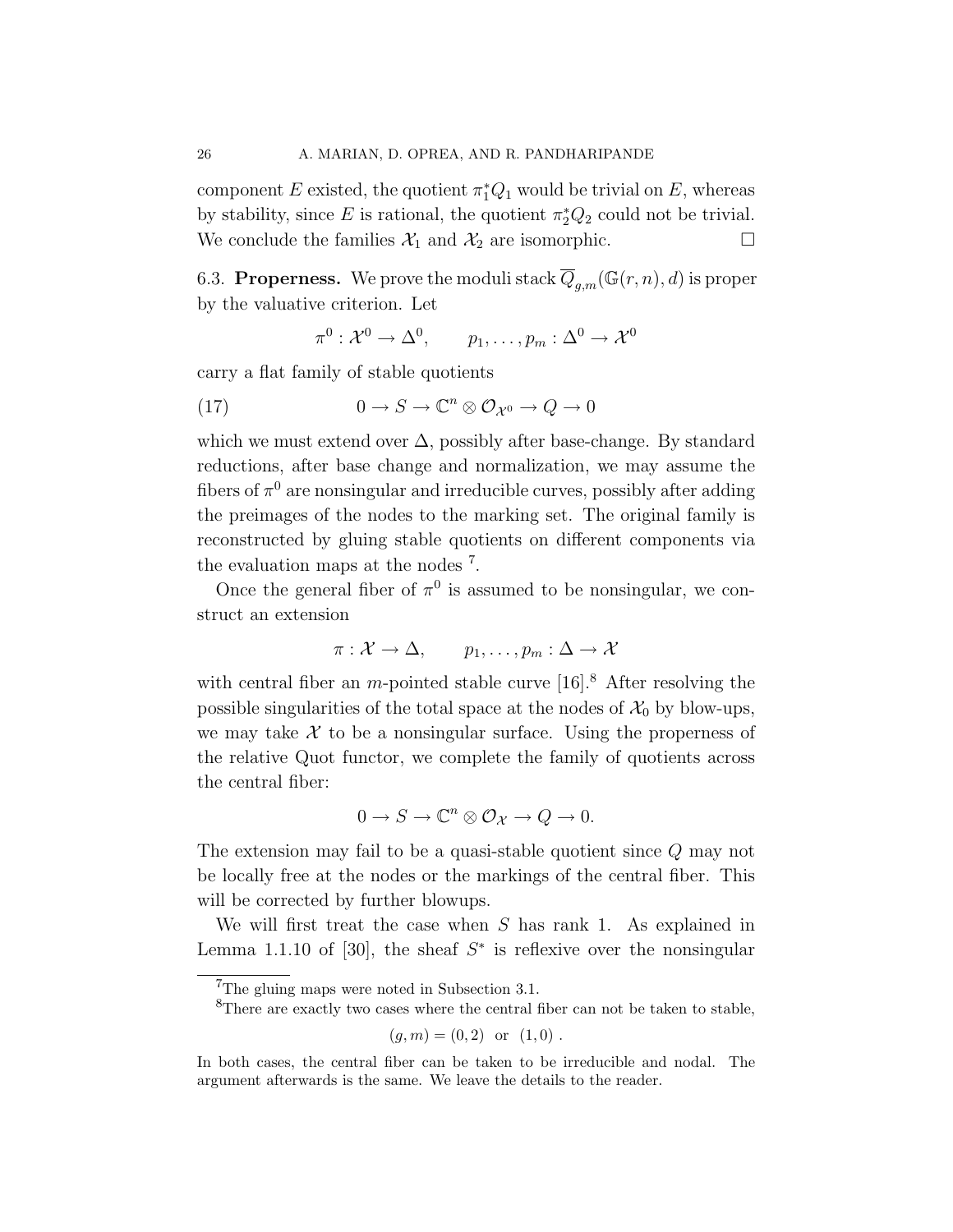component $E$ existed, the quotient $\pi_1^* Q_1$ would be trivial on $E$, whereas by stability, since $E$ is rational, the quotient $\pi_2^* Q_2$ could not be trivial. We conclude the families $\mathcal{X}_1$ and $\mathcal{X}_2$ are isomorphic. $\square$

6.3. **Properness.** We prove the moduli stack $\overline{Q}_{g,m}(\mathbb{G}(r,n),d)$ is proper by the valuative criterion. Let

$$\pi^0 : \mathcal{X}^0 \to \Delta^0, \qquad p_1, \ldots, p_m : \Delta^0 \to \mathcal{X}^0$$

carry a flat family of stable quotients

$$0 \to S \to \mathbb{C}^n \otimes \mathcal{O}_{\mathcal{X}^0} \to Q \to 0 \tag{17}$$

which we must extend over $\Delta$, possibly after base-change. By standard reductions, after base change and normalization, we may assume the fibers of $\pi^0$ are nonsingular and irreducible curves, possibly after adding the preimages of the nodes to the marking set. The original family is reconstructed by gluing stable quotients on different components via the evaluation maps at the nodes [7].

Once the general fiber of $\pi^0$ is assumed to be nonsingular, we construct an extension

$$\pi : \mathcal{X} \to \Delta, \qquad p_1, \ldots, p_m : \Delta \to \mathcal{X}$$

with central fiber an $m$-pointed stable curve [16].[8] After resolving the possible singularities of the total space at the nodes of $\mathcal{X}_0$ by blow-ups, we may take $\mathcal{X}$ to be a nonsingular surface. Using the properness of the relative Quot functor, we complete the family of quotients across the central fiber:

$$0 \to S \to \mathbb{C}^n \otimes \mathcal{O}_{\mathcal{X}} \to Q \to 0.$$

The extension may fail to be a quasi-stable quotient since $Q$ may not be locally free at the nodes or the markings of the central fiber. This will be corrected by further blowups.

We will first treat the case when $S$ has rank 1. As explained in Lemma 1.1.10 of [30], the sheaf $S^*$ is reflexive over the nonsingular

---

[7] The gluing maps were noted in Subsection 3.1.

[8] There are exactly two cases where the central fiber can not be taken to stable,

$$(g, m) = (0, 2) \ \text{ or } \ (1, 0) \ .$$

In both cases, the central fiber can be taken to be irreducible and nodal. The argument afterwards is the same. We leave the details to the reader.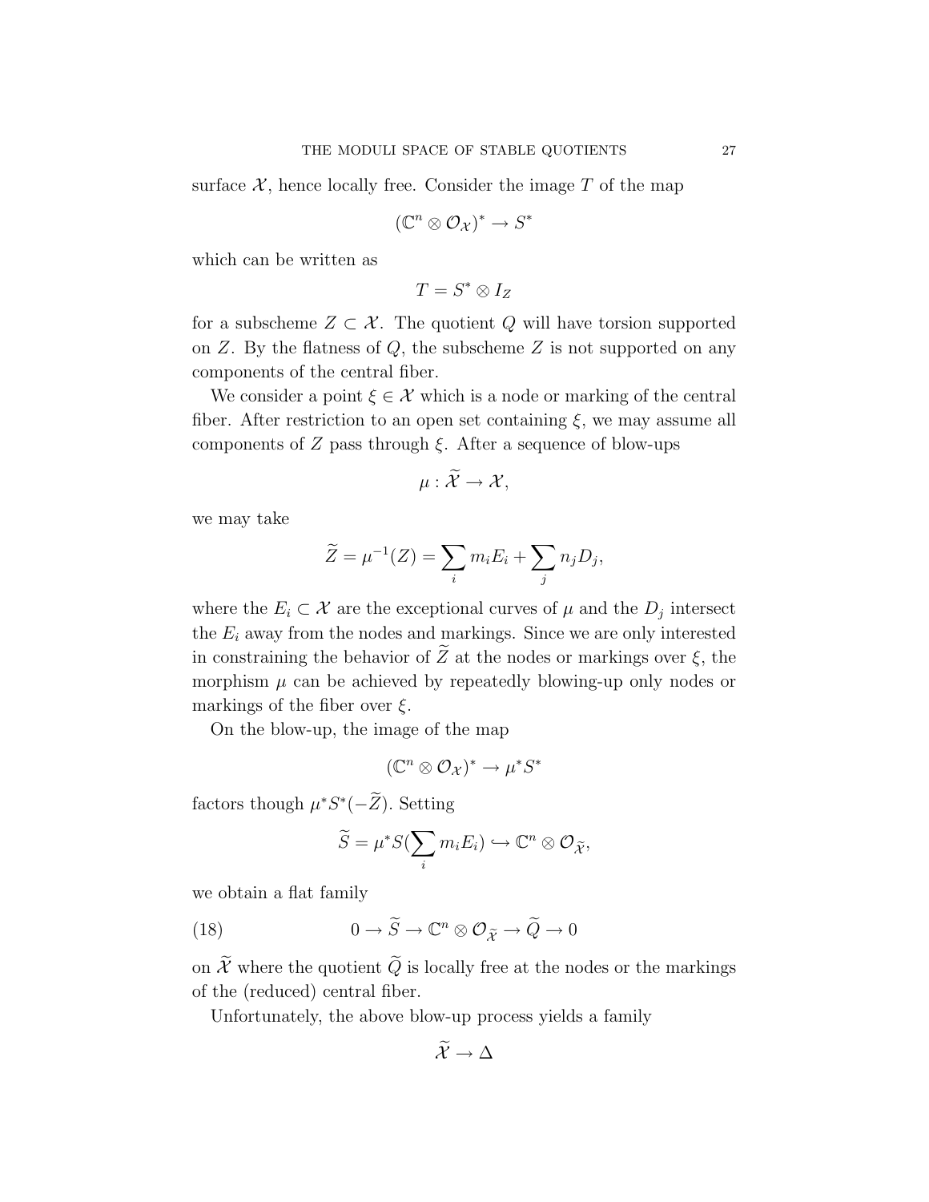surface $\mathcal{X}$, hence locally free. Consider the image $T$ of the map

$$(\mathbb{C}^n \otimes \mathcal{O}_{\mathcal{X}})^* \to S^*$$

which can be written as

$$T = S^* \otimes I_Z$$

for a subscheme $Z \subset \mathcal{X}$. The quotient $Q$ will have torsion supported on $Z$. By the flatness of $Q$, the subscheme $Z$ is not supported on any components of the central fiber.

We consider a point $\xi \in \mathcal{X}$ which is a node or marking of the central fiber. After restriction to an open set containing $\xi$, we may assume all components of $Z$ pass through $\xi$. After a sequence of blow-ups

$$\mu : \widetilde{\mathcal{X}} \to \mathcal{X},$$

we may take

$$\widetilde{Z} = \mu^{-1}(Z) = \sum_i m_i E_i + \sum_j n_j D_j,$$

where the $E_i \subset \mathcal{X}$ are the exceptional curves of $\mu$ and the $D_j$ intersect the $E_i$ away from the nodes and markings. Since we are only interested in constraining the behavior of $\widetilde{Z}$ at the nodes or markings over $\xi$, the morphism $\mu$ can be achieved by repeatedly blowing-up only nodes or markings of the fiber over $\xi$.

On the blow-up, the image of the map

$$(\mathbb{C}^n \otimes \mathcal{O}_{\mathcal{X}})^* \to \mu^* S^*$$

factors though $\mu^* S^*(-\widetilde{Z})$. Setting

$$\widetilde{S} = \mu^* S(\sum_i m_i E_i) \hookrightarrow \mathbb{C}^n \otimes \mathcal{O}_{\widetilde{\mathcal{X}}},$$

we obtain a flat family

$$0 \to \widetilde{S} \to \mathbb{C}^n \otimes \mathcal{O}_{\widetilde{\mathcal{X}}} \to \widetilde{Q} \to 0 \tag{18}$$

on $\widetilde{\mathcal{X}}$ where the quotient $\widetilde{Q}$ is locally free at the nodes or the markings of the (reduced) central fiber.

Unfortunately, the above blow-up process yields a family

$$\widetilde{\mathcal{X}} \to \Delta$$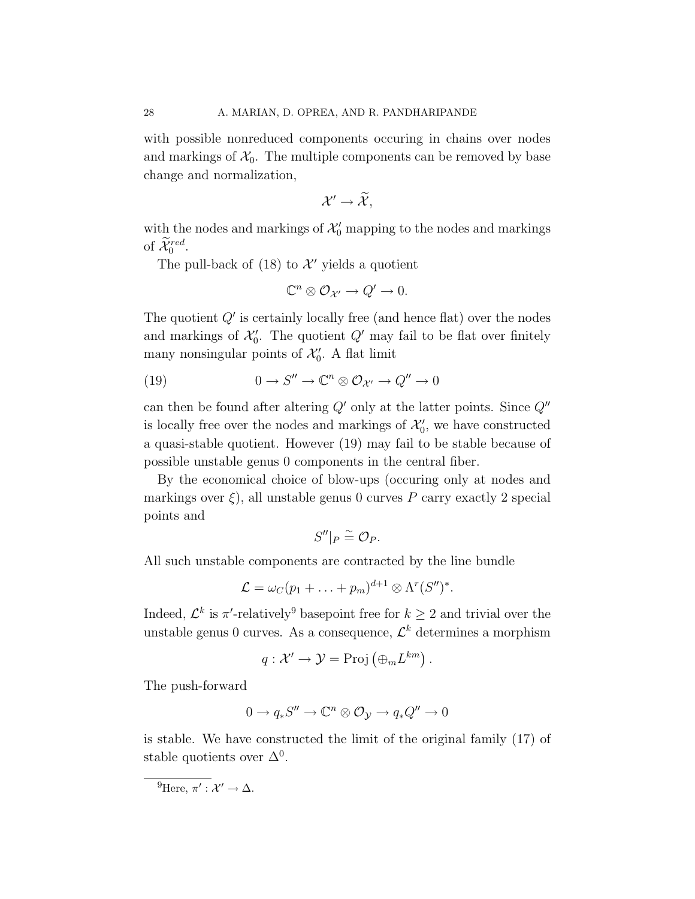with possible nonreduced components occuring in chains over nodes and markings of $\mathcal{X}_0$. The multiple components can be removed by base change and normalization,

$$\mathcal{X}' \to \widetilde{\mathcal{X}},$$

with the nodes and markings of $\mathcal{X}'_0$ mapping to the nodes and markings of $\widetilde{\mathcal{X}}_0^{red}$.

The pull-back of (18) to $\mathcal{X}'$ yields a quotient

$$\mathbb{C}^n \otimes \mathcal{O}_{\mathcal{X}'} \to Q' \to 0.$$

The quotient $Q'$ is certainly locally free (and hence flat) over the nodes and markings of $\mathcal{X}'_0$. The quotient $Q'$ may fail to be flat over finitely many nonsingular points of $\mathcal{X}'_0$. A flat limit

$$0 \to S'' \to \mathbb{C}^n \otimes \mathcal{O}_{\mathcal{X}'} \to Q'' \to 0 \tag{19}$$

can then be found after altering $Q'$ only at the latter points. Since $Q''$ is locally free over the nodes and markings of $\mathcal{X}'_0$, we have constructed a quasi-stable quotient. However (19) may fail to be stable because of possible unstable genus 0 components in the central fiber.

By the economical choice of blow-ups (occuring only at nodes and markings over $\xi$), all unstable genus 0 curves $P$ carry exactly 2 special points and

$$S''|_P \tilde{=} \mathcal{O}_P.$$

All such unstable components are contracted by the line bundle

$$\mathcal{L} = \omega_C(p_1 + \ldots + p_m)^{d+1} \otimes \Lambda^r(S'')^*.$$

Indeed, $\mathcal{L}^k$ is $\pi'$-relatively[9] basepoint free for $k \geq 2$ and trivial over the unstable genus 0 curves. As a consequence, $\mathcal{L}^k$ determines a morphism

$$q : \mathcal{X}' \to \mathcal{Y} = \text{Proj}\left(\oplus_m L^{km}\right).$$

The push-forward

$$0 \to q_*S'' \to \mathbb{C}^n \otimes \mathcal{O}_{\mathcal{Y}} \to q_*Q'' \to 0$$

is stable. We have constructed the limit of the original family (17) of stable quotients over $\Delta^0$.

[9] Here, $\pi' : \mathcal{X}' \to \Delta$.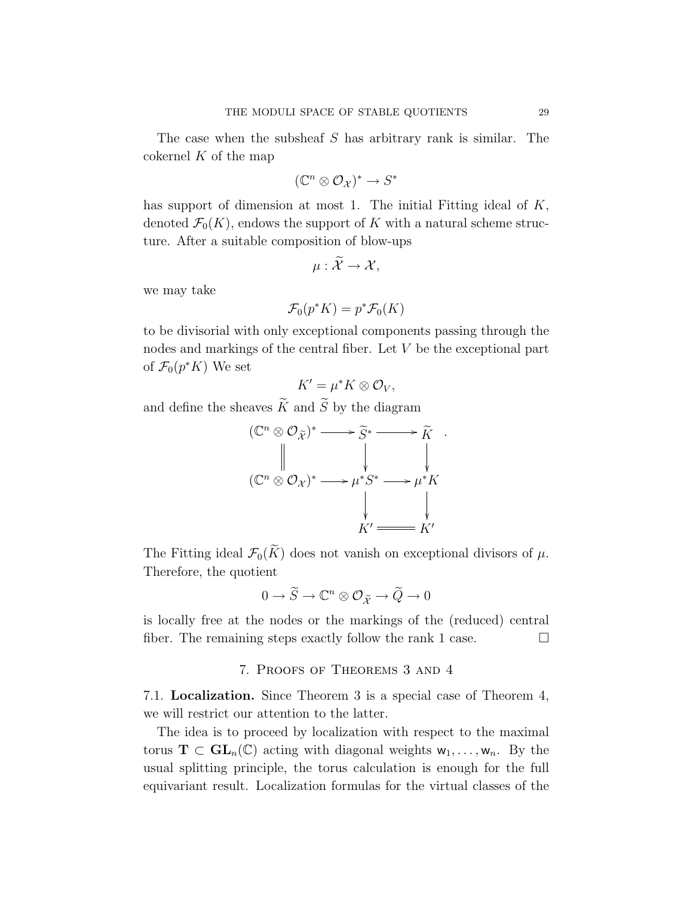The case when the subsheaf $S$ has arbitrary rank is similar. The cokernel $K$ of the map

$$(\mathbb{C}^n \otimes \mathcal{O}_{\mathcal{X}})^* \to S^*$$

has support of dimension at most 1. The initial Fitting ideal of $K$, denoted $\mathcal{F}_0(K)$, endows the support of $K$ with a natural scheme structure. After a suitable composition of blow-ups

$$\mu : \widetilde{\mathcal{X}} \to \mathcal{X},$$

we may take

$$\mathcal{F}_0(p^*K) = p^*\mathcal{F}_0(K)$$

to be divisorial with only exceptional components passing through the nodes and markings of the central fiber. Let $V$ be the exceptional part of $\mathcal{F}_0(p^*K)$ We set

$$K' = \mu^*K \otimes \mathcal{O}_V,$$

and define the sheaves $\widetilde{K}$ and $\widetilde{S}$ by the diagram

$$\begin{array}{ccccc}
(\mathbb{C}^n \otimes \mathcal{O}_{\widetilde{\mathcal{X}}})^* & \longrightarrow & \widetilde{S}^* & \longrightarrow & \widetilde{K} \\
\| & & \downarrow & & \downarrow \\
(\mathbb{C}^n \otimes \mathcal{O}_{\mathcal{X}})^* & \longrightarrow & \mu^*S^* & \longrightarrow & \mu^*K \\
 & & \downarrow & & \downarrow \\
 & & K' & = & K'
\end{array}.$$

The Fitting ideal $\mathcal{F}_0(\widetilde{K})$ does not vanish on exceptional divisors of $\mu$. Therefore, the quotient

$$0 \to \widetilde{S} \to \mathbb{C}^n \otimes \mathcal{O}_{\widetilde{\mathcal{X}}} \to \widetilde{Q} \to 0$$

is locally free at the nodes or the markings of the (reduced) central fiber. The remaining steps exactly follow the rank 1 case. $\square$

## 7. Proofs of Theorems 3 and 4

7.1. **Localization.** Since Theorem 3 is a special case of Theorem 4, we will restrict our attention to the latter.

The idea is to proceed by localization with respect to the maximal torus $\mathbf{T} \subset \mathbf{GL}_n(\mathbb{C})$ acting with diagonal weights $\mathsf{w}_1, \ldots, \mathsf{w}_n$. By the usual splitting principle, the torus calculation is enough for the full equivariant result. Localization formulas for the virtual classes of the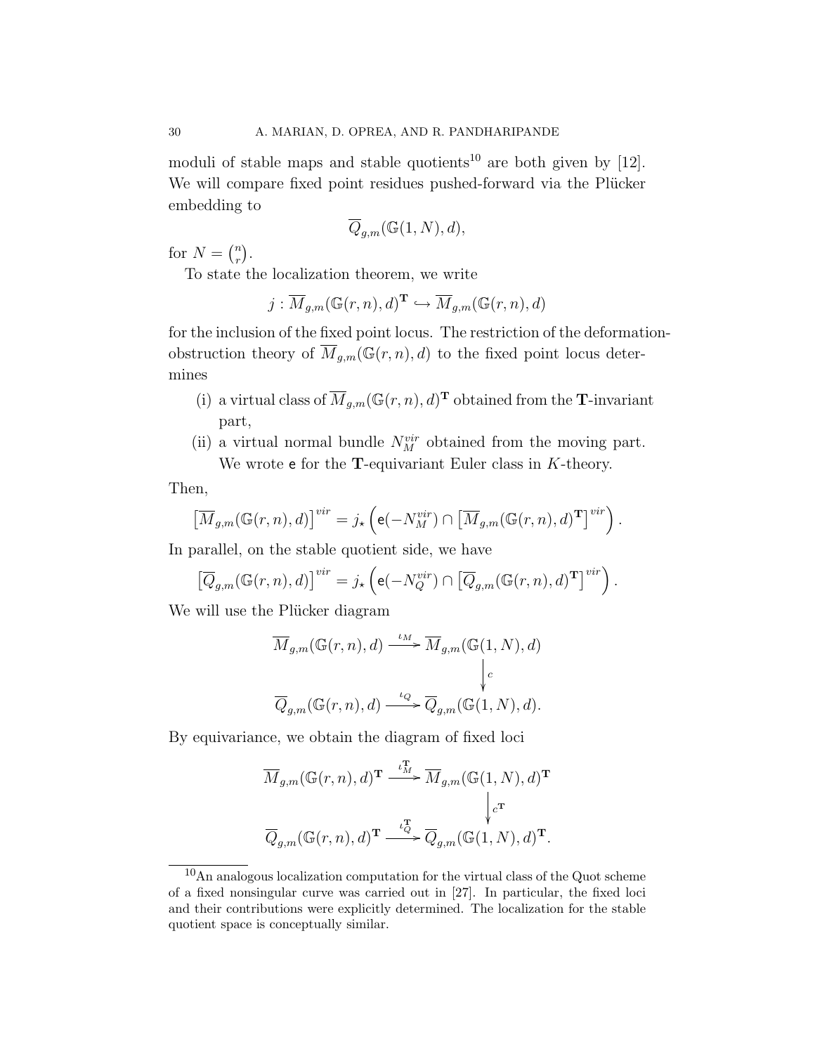moduli of stable maps and stable quotients[10] are both given by [12]. We will compare fixed point residues pushed-forward via the Plücker embedding to

$$\overline{Q}_{g,m}(\mathbb{G}(1,N),d),$$

for $N = \binom{n}{r}$.

To state the localization theorem, we write

$$j : \overline{M}_{g,m}(\mathbb{G}(r,n),d)^{\mathbf{T}} \hookrightarrow \overline{M}_{g,m}(\mathbb{G}(r,n),d)$$

for the inclusion of the fixed point locus. The restriction of the deformation-obstruction theory of $\overline{M}_{g,m}(\mathbb{G}(r,n),d)$ to the fixed point locus determines

(i) a virtual class of $\overline{M}_{g,m}(\mathbb{G}(r,n),d)^{\mathbf{T}}$ obtained from the $\mathbf{T}$-invariant part,

(ii) a virtual normal bundle $N_M^{vir}$ obtained from the moving part. We wrote $\mathsf{e}$ for the $\mathbf{T}$-equivariant Euler class in $K$-theory.

Then,

$$\left[\overline{M}_{g,m}(\mathbb{G}(r,n),d)\right]^{vir} = j_\star\left(\mathsf{e}(-N_M^{vir}) \cap \left[\overline{M}_{g,m}(\mathbb{G}(r,n),d)^{\mathbf{T}}\right]^{vir}\right).$$

In parallel, on the stable quotient side, we have

$$\left[\overline{Q}_{g,m}(\mathbb{G}(r,n),d)\right]^{vir} = j_\star\left(\mathsf{e}(-N_Q^{vir}) \cap \left[\overline{Q}_{g,m}(\mathbb{G}(r,n),d)^{\mathbf{T}}\right]^{vir}\right).$$

We will use the Plücker diagram

$$\begin{array}{ccc}
\overline{M}_{g,m}(\mathbb{G}(r,n),d) & \xrightarrow{\iota_M} & \overline{M}_{g,m}(\mathbb{G}(1,N),d) \\
 & & \big\downarrow c \\
\overline{Q}_{g,m}(\mathbb{G}(r,n),d) & \xrightarrow{\iota_Q} & \overline{Q}_{g,m}(\mathbb{G}(1,N),d).
\end{array}$$

By equivariance, we obtain the diagram of fixed loci

$$\begin{array}{ccc}
\overline{M}_{g,m}(\mathbb{G}(r,n),d)^{\mathbf{T}} & \xrightarrow{\iota_M^{\mathbf{T}}} & \overline{M}_{g,m}(\mathbb{G}(1,N),d)^{\mathbf{T}} \\
 & & \big\downarrow c^{\mathbf{T}} \\
\overline{Q}_{g,m}(\mathbb{G}(r,n),d)^{\mathbf{T}} & \xrightarrow{\iota_Q^{\mathbf{T}}} & \overline{Q}_{g,m}(\mathbb{G}(1,N),d)^{\mathbf{T}}.
\end{array}$$

---

[10] An analogous localization computation for the virtual class of the Quot scheme of a fixed nonsingular curve was carried out in [27]. In particular, the fixed loci and their contributions were explicitly determined. The localization for the stable quotient space is conceptually similar.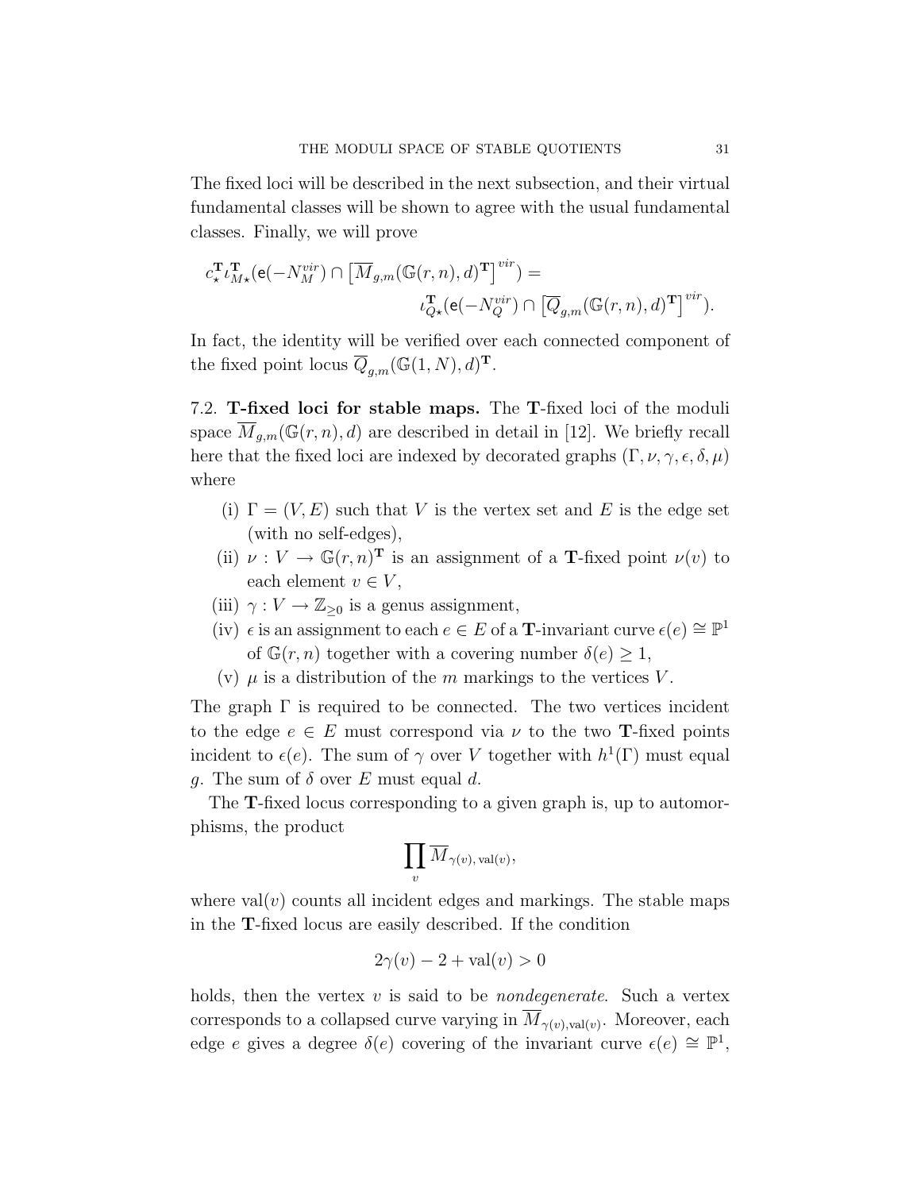The fixed loci will be described in the next subsection, and their virtual fundamental classes will be shown to agree with the usual fundamental classes. Finally, we will prove

$$c_\star^{\mathbf{T}} \iota_{M\star}^{\mathbf{T}}(\mathsf{e}(-N_M^{vir}) \cap \left[\overline{M}_{g,m}(\mathbb{G}(r,n),d)^{\mathbf{T}}\right]^{vir}) = \iota_{Q\star}^{\mathbf{T}}(\mathsf{e}(-N_Q^{vir}) \cap \left[\overline{Q}_{g,m}(\mathbb{G}(r,n),d)^{\mathbf{T}}\right]^{vir}).$$

In fact, the identity will be verified over each connected component of the fixed point locus $\overline{Q}_{g,m}(\mathbb{G}(1,N),d)^{\mathbf{T}}$.

7.2. **T-fixed loci for stable maps.** The **T**-fixed loci of the moduli space $\overline{M}_{g,m}(\mathbb{G}(r,n),d)$ are described in detail in [12]. We briefly recall here that the fixed loci are indexed by decorated graphs $(\Gamma, \nu, \gamma, \epsilon, \delta, \mu)$ where

- (i) $\Gamma = (V, E)$ such that $V$ is the vertex set and $E$ is the edge set (with no self-edges),
- (ii) $\nu : V \to \mathbb{G}(r,n)^{\mathbf{T}}$ is an assignment of a **T**-fixed point $\nu(v)$ to each element $v \in V$,
- (iii) $\gamma : V \to \mathbb{Z}_{\geq 0}$ is a genus assignment,
- (iv) $\epsilon$ is an assignment to each $e \in E$ of a **T**-invariant curve $\epsilon(e) \cong \mathbb{P}^1$ of $\mathbb{G}(r,n)$ together with a covering number $\delta(e) \geq 1$,
- (v) $\mu$ is a distribution of the $m$ markings to the vertices $V$.

The graph $\Gamma$ is required to be connected. The two vertices incident to the edge $e \in E$ must correspond via $\nu$ to the two **T**-fixed points incident to $\epsilon(e)$. The sum of $\gamma$ over $V$ together with $h^1(\Gamma)$ must equal $g$. The sum of $\delta$ over $E$ must equal $d$.

The **T**-fixed locus corresponding to a given graph is, up to automorphisms, the product

$$\prod_v \overline{M}_{\gamma(v),\,\mathrm{val}(v)},$$

where $\mathrm{val}(v)$ counts all incident edges and markings. The stable maps in the **T**-fixed locus are easily described. If the condition

$$2\gamma(v) - 2 + \mathrm{val}(v) > 0$$

holds, then the vertex $v$ is said to be *nondegenerate*. Such a vertex corresponds to a collapsed curve varying in $\overline{M}_{\gamma(v),\mathrm{val}(v)}$. Moreover, each edge $e$ gives a degree $\delta(e)$ covering of the invariant curve $\epsilon(e) \cong \mathbb{P}^1$,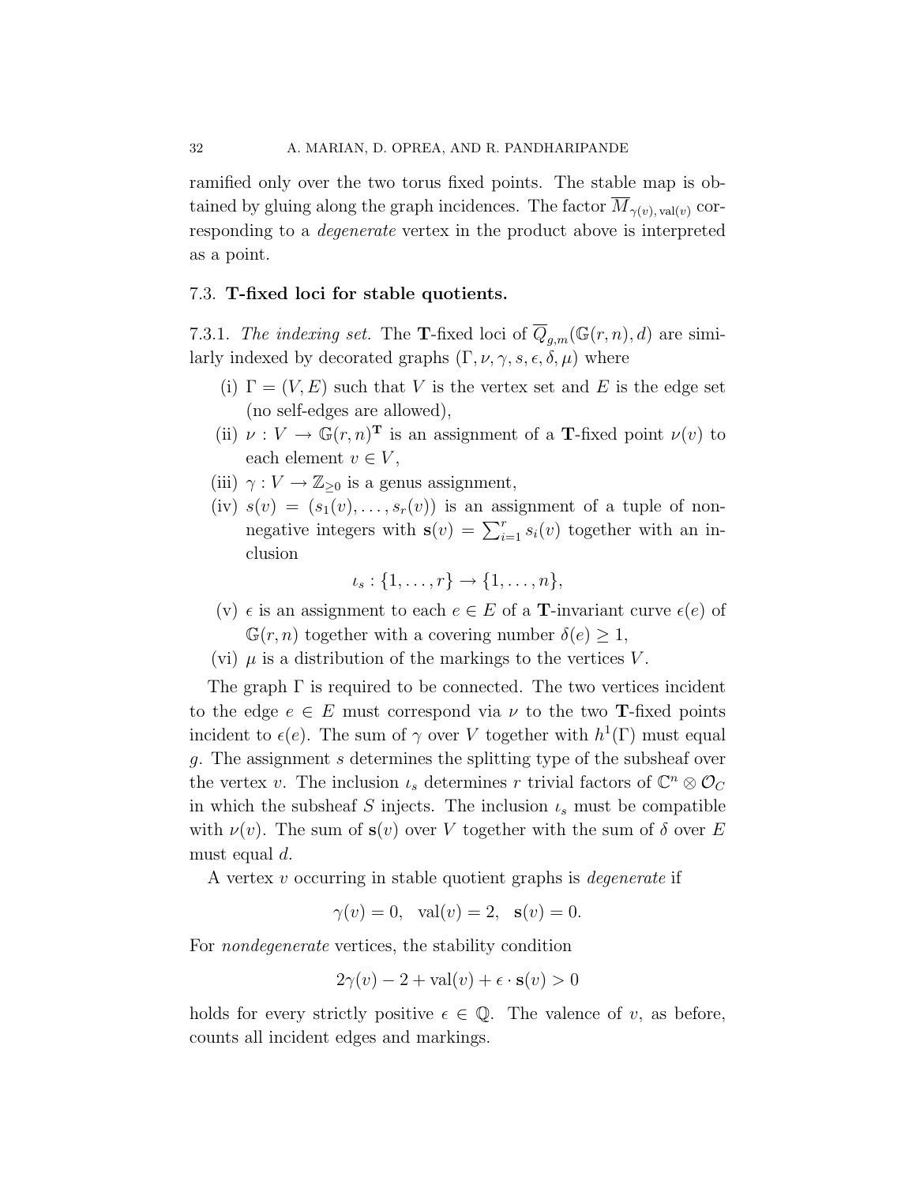ramified only over the two torus fixed points. The stable map is obtained by gluing along the graph incidences. The factor $\overline{M}_{\gamma(v),\,\mathrm{val}(v)}$ corresponding to a *degenerate* vertex in the product above is interpreted as a point.

### 7.3. T-fixed loci for stable quotients.

7.3.1. *The indexing set.* The $\mathbf{T}$-fixed loci of $\overline{Q}_{g,m}(\mathbb{G}(r,n),d)$ are similarly indexed by decorated graphs $(\Gamma,\nu,\gamma,s,\epsilon,\delta,\mu)$ where

- (i) $\Gamma=(V,E)$ such that $V$ is the vertex set and $E$ is the edge set (no self-edges are allowed),
- (ii) $\nu: V\to\mathbb{G}(r,n)^{\mathbf{T}}$ is an assignment of a $\mathbf{T}$-fixed point $\nu(v)$ to each element $v\in V$,
- (iii) $\gamma: V\to\mathbb{Z}_{\geq 0}$ is a genus assignment,
- (iv) $s(v)=(s_1(v),\ldots,s_r(v))$ is an assignment of a tuple of non-negative integers with $\mathbf{s}(v)=\sum_{i=1}^r s_i(v)$ together with an inclusion
$$\iota_s:\{1,\ldots,r\}\to\{1,\ldots,n\},$$
- (v) $\epsilon$ is an assignment to each $e\in E$ of a $\mathbf{T}$-invariant curve $\epsilon(e)$ of $\mathbb{G}(r,n)$ together with a covering number $\delta(e)\geq 1$,
- (vi) $\mu$ is a distribution of the markings to the vertices $V$.

The graph $\Gamma$ is required to be connected. The two vertices incident to the edge $e\in E$ must correspond via $\nu$ to the two $\mathbf{T}$-fixed points incident to $\epsilon(e)$. The sum of $\gamma$ over $V$ together with $h^1(\Gamma)$ must equal $g$. The assignment $s$ determines the splitting type of the subsheaf over the vertex $v$. The inclusion $\iota_s$ determines $r$ trivial factors of $\mathbb{C}^n\otimes\mathcal{O}_C$ in which the subsheaf $S$ injects. The inclusion $\iota_s$ must be compatible with $\nu(v)$. The sum of $\mathbf{s}(v)$ over $V$ together with the sum of $\delta$ over $E$ must equal $d$.

A vertex $v$ occurring in stable quotient graphs is *degenerate* if

$$\gamma(v)=0,\quad \mathrm{val}(v)=2,\quad \mathbf{s}(v)=0.$$

For *nondegenerate* vertices, the stability condition

$$2\gamma(v)-2+\mathrm{val}(v)+\epsilon\cdot\mathbf{s}(v)>0$$

holds for every strictly positive $\epsilon\in\mathbb{Q}$. The valence of $v$, as before, counts all incident edges and markings.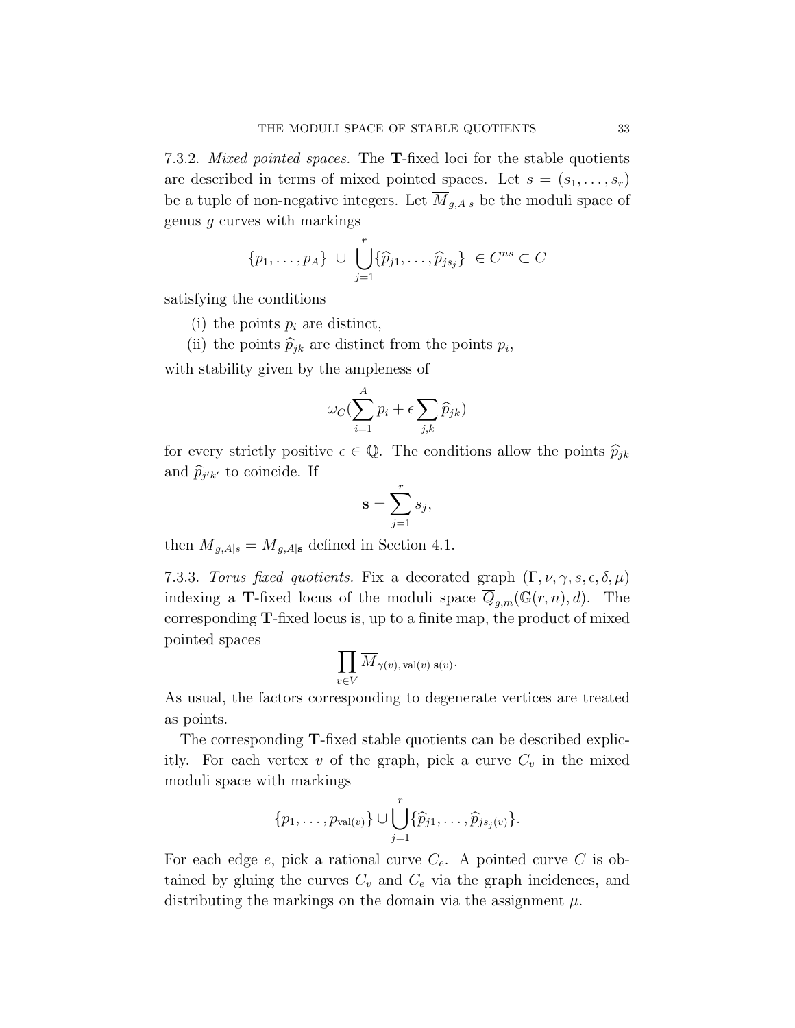7.3.2. *Mixed pointed spaces.* The $\mathbf{T}$-fixed loci for the stable quotients are described in terms of mixed pointed spaces. Let $s = (s_1, \ldots, s_r)$ be a tuple of non-negative integers. Let $\overline{M}_{g,A|s}$ be the moduli space of genus $g$ curves with markings

$$\{p_1, \ldots, p_A\} \ \cup \ \bigcup_{j=1}^{r} \{\widehat{p}_{j1}, \ldots, \widehat{p}_{js_j}\} \ \in C^{ns} \subset C$$

satisfying the conditions

(i) the points $p_i$ are distinct,

(ii) the points $\widehat{p}_{jk}$ are distinct from the points $p_i$,

with stability given by the ampleness of

$$\omega_C(\sum_{i=1}^{A} p_i + \epsilon \sum_{j,k} \widehat{p}_{jk})$$

for every strictly positive $\epsilon \in \mathbb{Q}$. The conditions allow the points $\widehat{p}_{jk}$ and $\widehat{p}_{j'k'}$ to coincide. If

$$\mathbf{s} = \sum_{j=1}^{r} s_j,$$

then $\overline{M}_{g,A|s} = \overline{M}_{g,A|\mathbf{s}}$ defined in Section 4.1.

7.3.3. *Torus fixed quotients.* Fix a decorated graph $(\Gamma, \nu, \gamma, s, \epsilon, \delta, \mu)$ indexing a $\mathbf{T}$-fixed locus of the moduli space $\overline{Q}_{g,m}(\mathbb{G}(r,n), d)$. The corresponding $\mathbf{T}$-fixed locus is, up to a finite map, the product of mixed pointed spaces

$$\prod_{v \in V} \overline{M}_{\gamma(v),\, \mathrm{val}(v) | \mathbf{s}(v)}.$$

As usual, the factors corresponding to degenerate vertices are treated as points.

The corresponding $\mathbf{T}$-fixed stable quotients can be described explicitly. For each vertex $v$ of the graph, pick a curve $C_v$ in the mixed moduli space with markings

$$\{p_1, \ldots, p_{\mathrm{val}(v)}\} \cup \bigcup_{j=1}^{r} \{\widehat{p}_{j1}, \ldots, \widehat{p}_{js_j(v)}\}.$$

For each edge $e$, pick a rational curve $C_e$. A pointed curve $C$ is obtained by gluing the curves $C_v$ and $C_e$ via the graph incidences, and distributing the markings on the domain via the assignment $\mu$.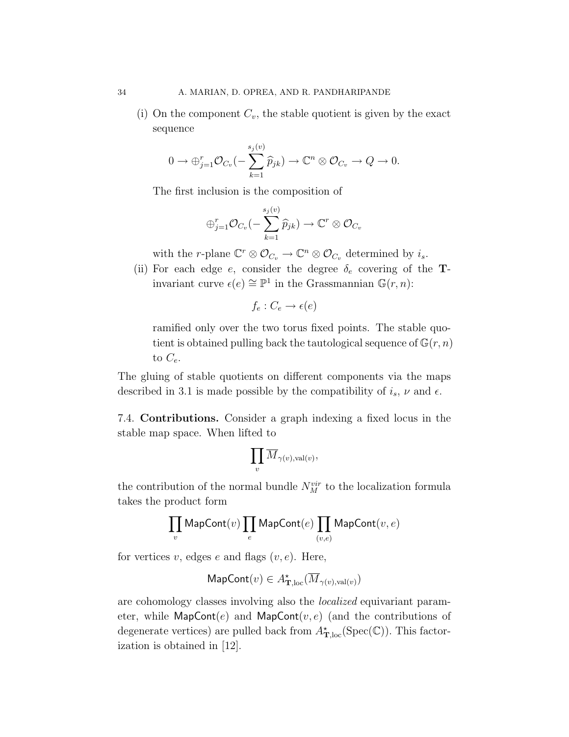(i) On the component $C_v$, the stable quotient is given by the exact sequence

$$0 \to \oplus_{j=1}^{r} \mathcal{O}_{C_v}(-\sum_{k=1}^{s_j(v)} \widehat{p}_{jk}) \to \mathbb{C}^n \otimes \mathcal{O}_{C_v} \to Q \to 0.$$

The first inclusion is the composition of

$$\oplus_{j=1}^{r} \mathcal{O}_{C_v}(-\sum_{k=1}^{s_j(v)} \widehat{p}_{jk}) \to \mathbb{C}^r \otimes \mathcal{O}_{C_v}$$

with the $r$-plane $\mathbb{C}^r \otimes \mathcal{O}_{C_v} \to \mathbb{C}^n \otimes \mathcal{O}_{C_v}$ determined by $i_s$.

(ii) For each edge $e$, consider the degree $\delta_e$ covering of the $\mathbf{T}$-invariant curve $\epsilon(e) \cong \mathbb{P}^1$ in the Grassmannian $\mathbb{G}(r, n)$:

$$f_e : C_e \to \epsilon(e)$$

ramified only over the two torus fixed points. The stable quotient is obtained pulling back the tautological sequence of $\mathbb{G}(r, n)$ to $C_e$.

The gluing of stable quotients on different components via the maps described in 3.1 is made possible by the compatibility of $i_s$, $\nu$ and $\epsilon$.

7.4. **Contributions.** Consider a graph indexing a fixed locus in the stable map space. When lifted to

$$\prod_v \overline{M}_{\gamma(v),\text{val}(v)},$$

the contribution of the normal bundle $N_M^{vir}$ to the localization formula takes the product form

$$\prod_v \mathsf{MapCont}(v) \prod_e \mathsf{MapCont}(e) \prod_{(v,e)} \mathsf{MapCont}(v, e)$$

for vertices $v$, edges $e$ and flags $(v, e)$. Here,

$$\mathsf{MapCont}(v) \in A^{\star}_{\mathbf{T},\text{loc}}(\overline{M}_{\gamma(v),\text{val}(v)})$$

are cohomology classes involving also the *localized* equivariant parameter, while $\mathsf{MapCont}(e)$ and $\mathsf{MapCont}(v, e)$ (and the contributions of degenerate vertices) are pulled back from $A^{\star}_{\mathbf{T},\text{loc}}(\text{Spec}(\mathbb{C}))$. This factorization is obtained in [12].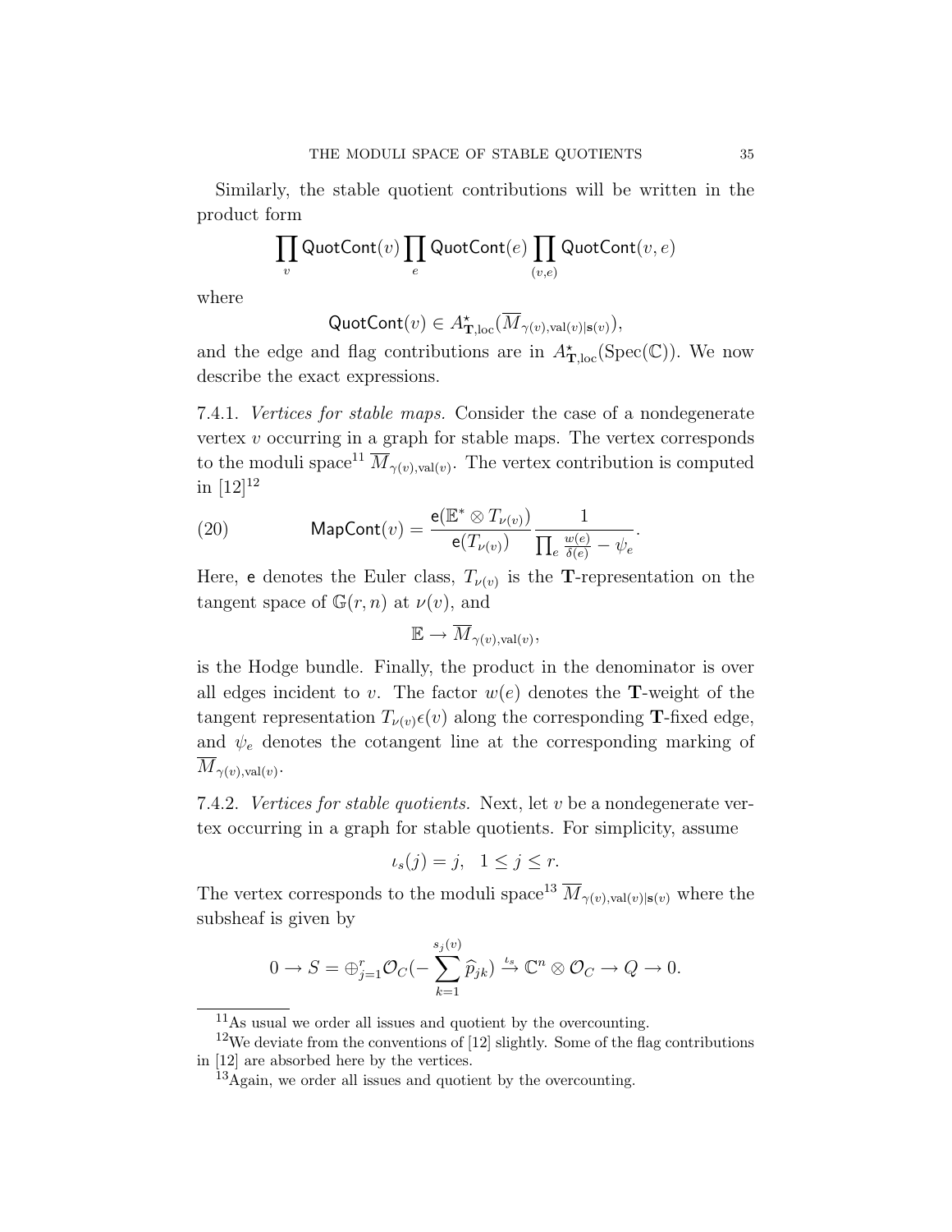Similarly, the stable quotient contributions will be written in the product form

$$\prod_v \mathsf{QuotCont}(v) \prod_e \mathsf{QuotCont}(e) \prod_{(v,e)} \mathsf{QuotCont}(v,e)$$

where

$$\mathsf{QuotCont}(v) \in A^{\star}_{\mathbf{T},\mathrm{loc}}(\overline{M}_{\gamma(v),\mathrm{val}(v)|\mathbf{s}(v)}),$$

and the edge and flag contributions are in $A^{\star}_{\mathbf{T},\mathrm{loc}}(\mathrm{Spec}(\mathbb{C}))$. We now describe the exact expressions.

7.4.1. *Vertices for stable maps.* Consider the case of a nondegenerate vertex $v$ occurring in a graph for stable maps. The vertex corresponds to the moduli space[11] $\overline{M}_{\gamma(v),\mathrm{val}(v)}$. The vertex contribution is computed in [12][12]

$$\mathsf{MapCont}(v) = \frac{\mathsf{e}(\mathbb{E}^* \otimes T_{\nu(v)})}{\mathsf{e}(T_{\nu(v)})} \frac{1}{\prod_e \frac{w(e)}{\delta(e)} - \psi_e}. \tag{20}$$

Here, $\mathsf{e}$ denotes the Euler class, $T_{\nu(v)}$ is the $\mathbf{T}$-representation on the tangent space of $\mathbb{G}(r,n)$ at $\nu(v)$, and

$$\mathbb{E} \to \overline{M}_{\gamma(v),\mathrm{val}(v)},$$

is the Hodge bundle. Finally, the product in the denominator is over all edges incident to $v$. The factor $w(e)$ denotes the $\mathbf{T}$-weight of the tangent representation $T_{\nu(v)}\epsilon(v)$ along the corresponding $\mathbf{T}$-fixed edge, and $\psi_e$ denotes the cotangent line at the corresponding marking of $\overline{M}_{\gamma(v),\mathrm{val}(v)}$.

7.4.2. *Vertices for stable quotients.* Next, let $v$ be a nondegenerate vertex occurring in a graph for stable quotients. For simplicity, assume

$$\iota_s(j) = j, \quad 1 \leq j \leq r.$$

The vertex corresponds to the moduli space[13] $\overline{M}_{\gamma(v),\mathrm{val}(v)|\mathbf{s}(v)}$ where the subsheaf is given by

$$0 \to S = \oplus_{j=1}^r \mathcal{O}_C(-\sum_{k=1}^{s_j(v)} \widehat{p}_{jk}) \xrightarrow{\iota_s} \mathbb{C}^n \otimes \mathcal{O}_C \to Q \to 0.$$

---

[11] As usual we order all issues and quotient by the overcounting.

[12] We deviate from the conventions of [12] slightly. Some of the flag contributions in [12] are absorbed here by the vertices.

[13] Again, we order all issues and quotient by the overcounting.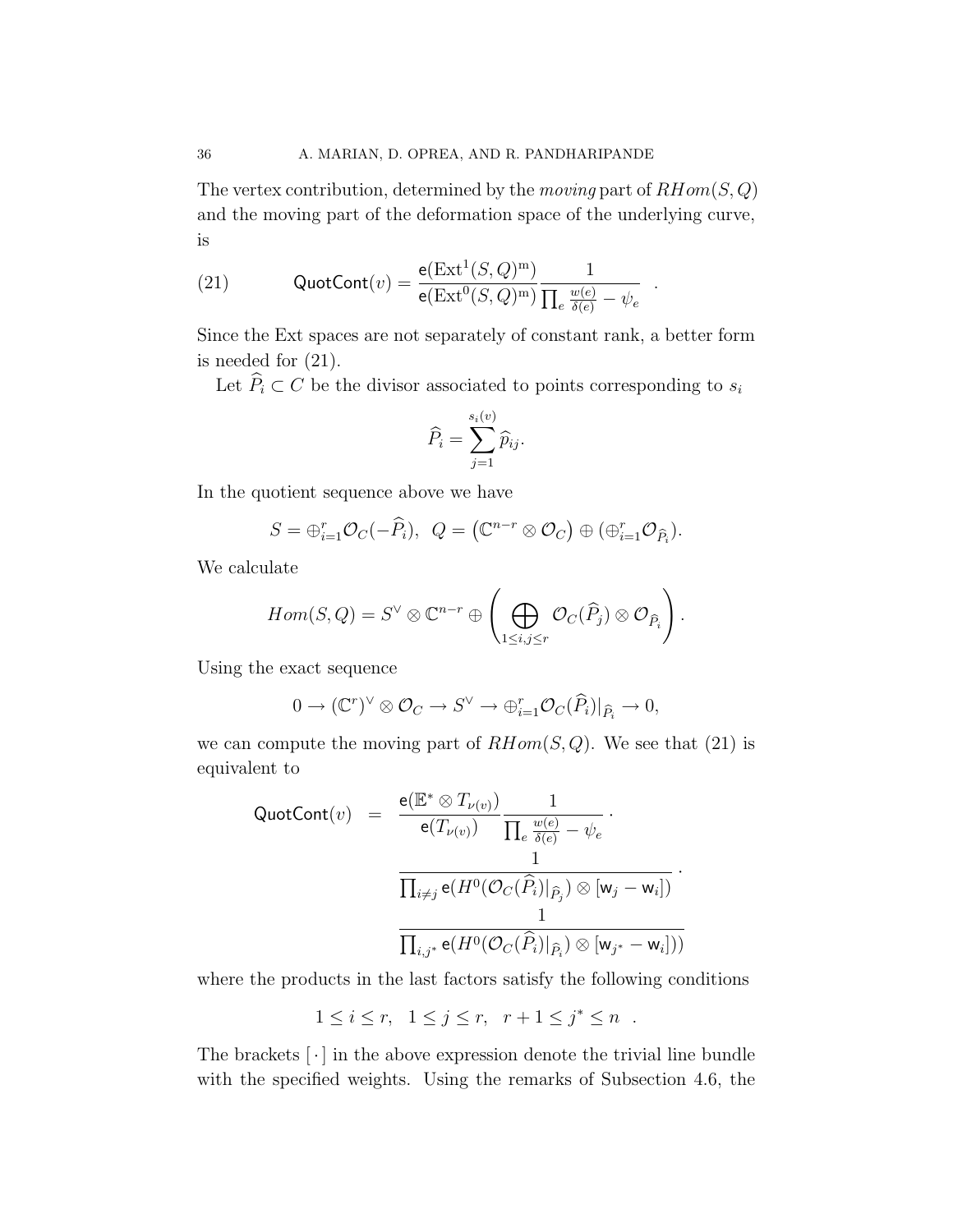The vertex contribution, determined by the *moving* part of $RHom(S,Q)$ and the moving part of the deformation space of the underlying curve, is

$$\mathsf{QuotCont}(v) = \frac{\mathsf{e}(\mathrm{Ext}^1(S,Q)^{\mathrm{m}})}{\mathsf{e}(\mathrm{Ext}^0(S,Q)^{\mathrm{m}})} \frac{1}{\prod_e \frac{w(e)}{\delta(e)} - \psi_e} \quad . \tag{21}$$

Since the Ext spaces are not separately of constant rank, a better form is needed for (21).

Let $\widehat{P}_i \subset C$ be the divisor associated to points corresponding to $s_i$

$$\widehat{P}_i = \sum_{j=1}^{s_i(v)} \widehat{p}_{ij}.$$

In the quotient sequence above we have

$$S = \oplus_{i=1}^r \mathcal{O}_C(-\widehat{P}_i), \;\; Q = \left(\mathbb{C}^{n-r} \otimes \mathcal{O}_C\right) \oplus (\oplus_{i=1}^r \mathcal{O}_{\widehat{P}_i}).$$

We calculate

$$Hom(S,Q) = S^\vee \otimes \mathbb{C}^{n-r} \oplus \left( \bigoplus_{1 \le i,j \le r} \mathcal{O}_C(\widehat{P}_j) \otimes \mathcal{O}_{\widehat{P}_i} \right).$$

Using the exact sequence

$$0 \to (\mathbb{C}^r)^\vee \otimes \mathcal{O}_C \to S^\vee \to \oplus_{i=1}^r \mathcal{O}_C(\widehat{P}_i)|_{\widehat{P}_i} \to 0,$$

we can compute the moving part of $RHom(S,Q)$. We see that (21) is equivalent to

$$\begin{aligned}
\mathsf{QuotCont}(v) \;\; = \;\; & \frac{\mathsf{e}(\mathbb{E}^* \otimes T_{\nu(v)})}{\mathsf{e}(T_{\nu(v)})} \frac{1}{\prod_e \frac{w(e)}{\delta(e)} - \psi_e} \cdot \\
& \frac{1}{\prod_{i \neq j} \mathsf{e}(H^0(\mathcal{O}_C(\widehat{P}_i)|_{\widehat{P}_j}) \otimes [\mathsf{w}_j - \mathsf{w}_i])} \cdot \\
& \frac{1}{\prod_{i,j^*} \mathsf{e}(H^0(\mathcal{O}_C(\widehat{P}_i)|_{\widehat{P}_i}) \otimes [\mathsf{w}_{j^*} - \mathsf{w}_i]))}
\end{aligned}$$

where the products in the last factors satisfy the following conditions

$$1 \le i \le r, \quad 1 \le j \le r, \quad r+1 \le j^* \le n \quad .$$

The brackets $[\,\cdot\,]$ in the above expression denote the trivial line bundle with the specified weights. Using the remarks of Subsection 4.6, the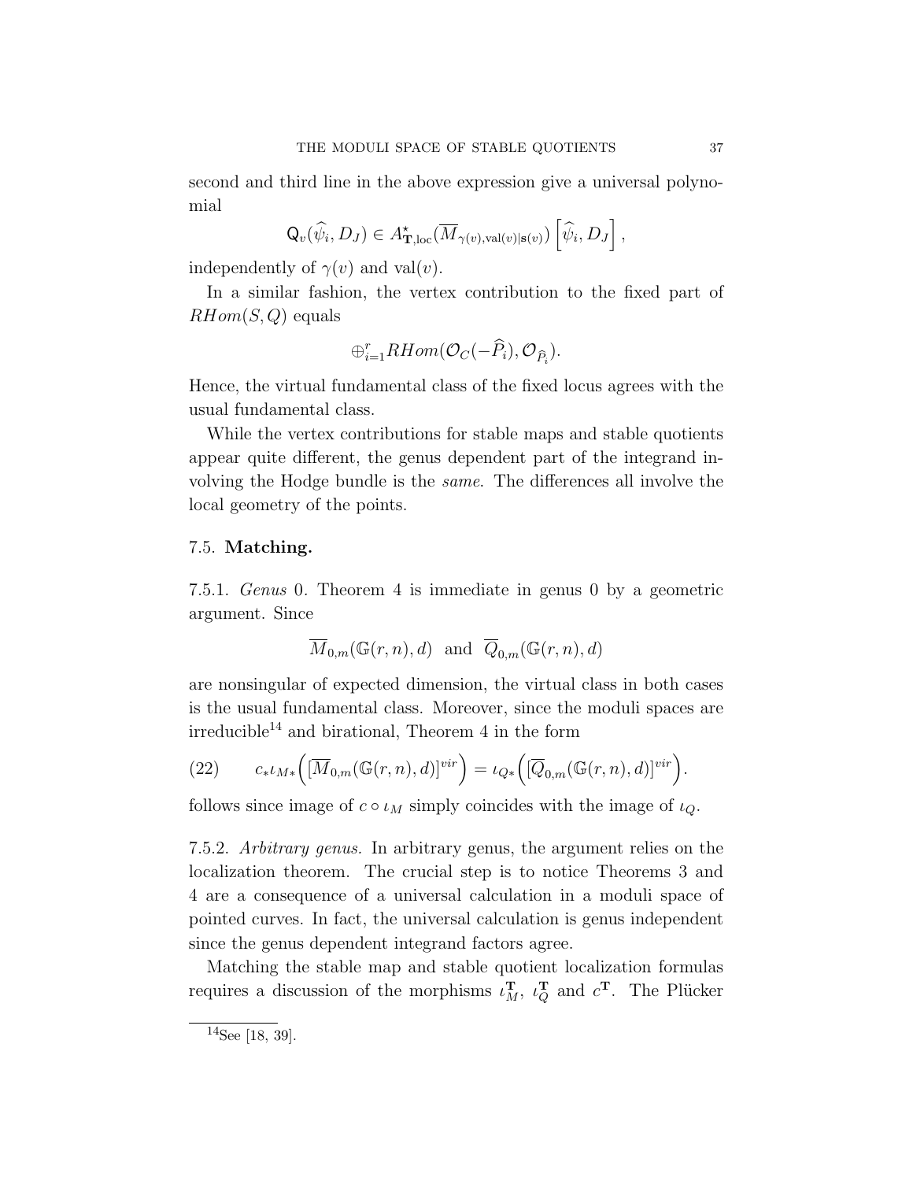second and third line in the above expression give a universal polynomial

$$\mathsf{Q}_v(\widehat{\psi}_i, D_J) \in A^{\star}_{\mathbf{T},\mathrm{loc}}(\overline{M}_{\gamma(v),\mathrm{val}(v)|\mathbf{s}(v)}) \left[\widehat{\psi}_i, D_J\right],$$

independently of $\gamma(v)$ and $\mathrm{val}(v)$.

In a similar fashion, the vertex contribution to the fixed part of $RHom(S, Q)$ equals

$$\oplus_{i=1}^{r} RHom(\mathcal{O}_C(-\widehat{P}_i), \mathcal{O}_{\widehat{P}_i}).$$

Hence, the virtual fundamental class of the fixed locus agrees with the usual fundamental class.

While the vertex contributions for stable maps and stable quotients appear quite different, the genus dependent part of the integrand involving the Hodge bundle is the *same*. The differences all involve the local geometry of the points.

## 7.5. **Matching.**

7.5.1. *Genus* 0. Theorem 4 is immediate in genus 0 by a geometric argument. Since

$$\overline{M}_{0,m}(\mathbb{G}(r,n), d) \quad \text{and} \quad \overline{Q}_{0,m}(\mathbb{G}(r,n), d)$$

are nonsingular of expected dimension, the virtual class in both cases is the usual fundamental class. Moreover, since the moduli spaces are irreducible[14] and birational, Theorem 4 in the form

$$c_* \iota_{M*}\Big([\overline{M}_{0,m}(\mathbb{G}(r,n), d)]^{vir}\Big) = \iota_{Q*}\Big([\overline{Q}_{0,m}(\mathbb{G}(r,n), d)]^{vir}\Big). \tag{22}$$

follows since image of $c \circ \iota_M$ simply coincides with the image of $\iota_Q$.

7.5.2. *Arbitrary genus.* In arbitrary genus, the argument relies on the localization theorem. The crucial step is to notice Theorems 3 and 4 are a consequence of a universal calculation in a moduli space of pointed curves. In fact, the universal calculation is genus independent since the genus dependent integrand factors agree.

Matching the stable map and stable quotient localization formulas requires a discussion of the morphisms $\iota_M^{\mathbf{T}}$, $\iota_Q^{\mathbf{T}}$ and $c^{\mathbf{T}}$. The Plücker

[14]See [18, 39].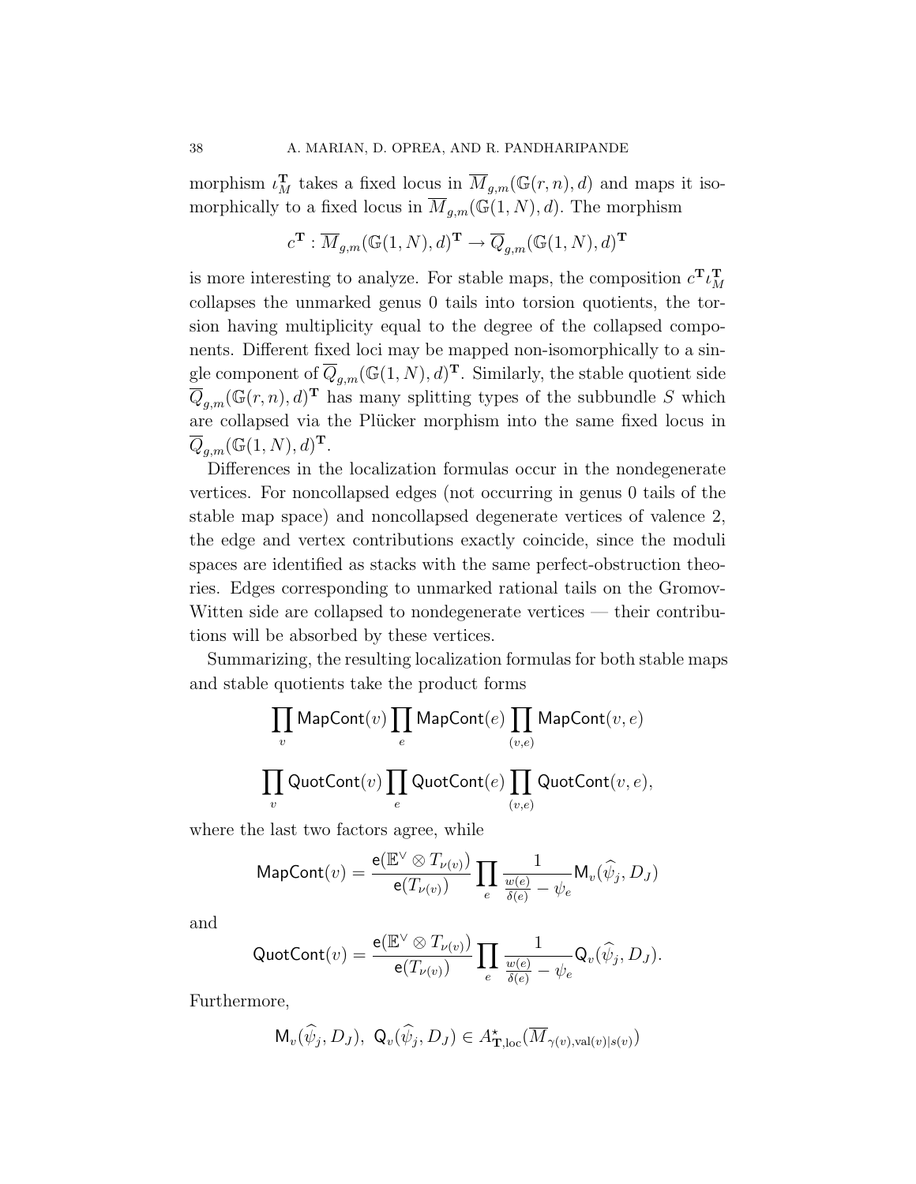morphism $\iota_M^{\mathbf{T}}$ takes a fixed locus in $\overline{M}_{g,m}(\mathbb{G}(r,n),d)$ and maps it isomorphically to a fixed locus in $\overline{M}_{g,m}(\mathbb{G}(1,N),d)$. The morphism

$$c^{\mathbf{T}} : \overline{M}_{g,m}(\mathbb{G}(1,N),d)^{\mathbf{T}} \to \overline{Q}_{g,m}(\mathbb{G}(1,N),d)^{\mathbf{T}}$$

is more interesting to analyze. For stable maps, the composition $c^{\mathbf{T}}\iota_M^{\mathbf{T}}$ collapses the unmarked genus 0 tails into torsion quotients, the torsion having multiplicity equal to the degree of the collapsed components. Different fixed loci may be mapped non-isomorphically to a single component of $\overline{Q}_{g,m}(\mathbb{G}(1,N),d)^{\mathbf{T}}$. Similarly, the stable quotient side $\overline{Q}_{g,m}(\mathbb{G}(r,n),d)^{\mathbf{T}}$ has many splitting types of the subbundle $S$ which are collapsed via the Plücker morphism into the same fixed locus in $\overline{Q}_{g,m}(\mathbb{G}(1,N),d)^{\mathbf{T}}$.

Differences in the localization formulas occur in the nondegenerate vertices. For noncollapsed edges (not occurring in genus 0 tails of the stable map space) and noncollapsed degenerate vertices of valence 2, the edge and vertex contributions exactly coincide, since the moduli spaces are identified as stacks with the same perfect-obstruction theories. Edges corresponding to unmarked rational tails on the Gromov-Witten side are collapsed to nondegenerate vertices — their contributions will be absorbed by these vertices.

Summarizing, the resulting localization formulas for both stable maps and stable quotients take the product forms

$$\prod_v \mathsf{MapCont}(v) \prod_e \mathsf{MapCont}(e) \prod_{(v,e)} \mathsf{MapCont}(v,e)$$

$$\prod_v \mathsf{QuotCont}(v) \prod_e \mathsf{QuotCont}(e) \prod_{(v,e)} \mathsf{QuotCont}(v,e),$$

where the last two factors agree, while

$$\mathsf{MapCont}(v) = \frac{\mathsf{e}(\mathbb{E}^\vee \otimes T_{\nu(v)})}{\mathsf{e}(T_{\nu(v)})} \prod_e \frac{1}{\frac{w(e)}{\delta(e)} - \psi_e} \mathsf{M}_v(\widehat{\psi}_j, D_J)$$

and

$$\mathsf{QuotCont}(v) = \frac{\mathsf{e}(\mathbb{E}^\vee \otimes T_{\nu(v)})}{\mathsf{e}(T_{\nu(v)})} \prod_e \frac{1}{\frac{w(e)}{\delta(e)} - \psi_e} \mathsf{Q}_v(\widehat{\psi}_j, D_J).$$

Furthermore,

$$\mathsf{M}_v(\widehat{\psi}_j, D_J),\ \mathsf{Q}_v(\widehat{\psi}_j, D_J) \in A^\star_{\mathbf{T},\mathrm{loc}}(\overline{M}_{\gamma(v),\mathrm{val}(v)|s(v)})$$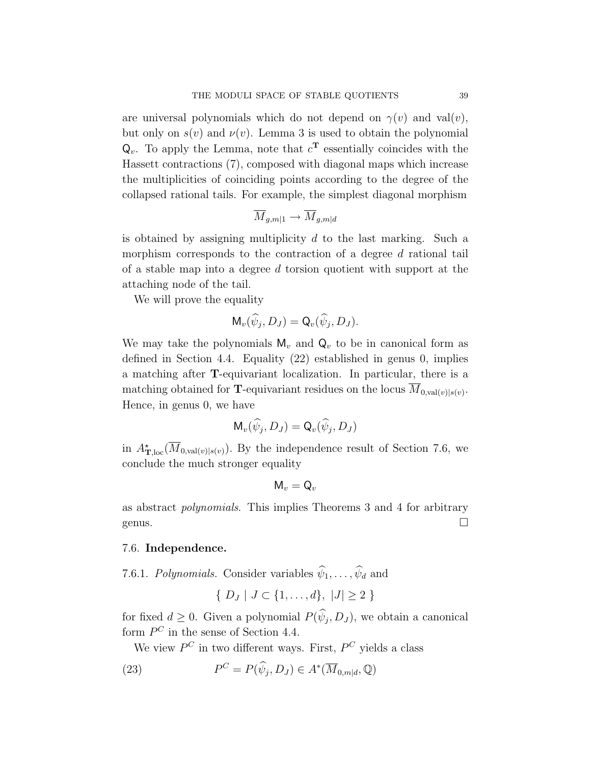are universal polynomials which do not depend on $\gamma(v)$ and $\text{val}(v)$, but only on $s(v)$ and $\nu(v)$. Lemma 3 is used to obtain the polynomial $\mathsf{Q}_v$. To apply the Lemma, note that $c^{\mathbf{T}}$ essentially coincides with the Hassett contractions (7), composed with diagonal maps which increase the multiplicities of coinciding points according to the degree of the collapsed rational tails. For example, the simplest diagonal morphism

$$\overline{M}_{g,m|1} \to \overline{M}_{g,m|d}$$

is obtained by assigning multiplicity $d$ to the last marking. Such a morphism corresponds to the contraction of a degree $d$ rational tail of a stable map into a degree $d$ torsion quotient with support at the attaching node of the tail.

We will prove the equality

$$\mathsf{M}_v(\widehat{\psi}_j, D_J) = \mathsf{Q}_v(\widehat{\psi}_j, D_J).$$

We may take the polynomials $\mathsf{M}_v$ and $\mathsf{Q}_v$ to be in canonical form as defined in Section 4.4. Equality (22) established in genus 0, implies a matching after $\mathbf{T}$-equivariant localization. In particular, there is a matching obtained for $\mathbf{T}$-equivariant residues on the locus $\overline{M}_{0,\text{val}(v)|s(v)}$. Hence, in genus 0, we have

$$\mathsf{M}_v(\widehat{\psi}_j, D_J) = \mathsf{Q}_v(\widehat{\psi}_j, D_J)$$

in $A^{\star}_{\mathbf{T},\text{loc}}(\overline{M}_{0,\text{val}(v)|s(v)})$. By the independence result of Section 7.6, we conclude the much stronger equality

$$\mathsf{M}_v = \mathsf{Q}_v$$

as abstract *polynomials*. This implies Theorems 3 and 4 for arbitrary genus. □

### 7.6. **Independence.**

7.6.1. *Polynomials.* Consider variables $\widehat{\psi}_1, \ldots, \widehat{\psi}_d$ and

$$\{ \ D_J \mid J \subset \{1, \ldots, d\}, \ |J| \geq 2 \ \}$$

for fixed $d \geq 0$. Given a polynomial $P(\widehat{\psi}_j, D_J)$, we obtain a canonical form $P^C$ in the sense of Section 4.4.

We view $P^C$ in two different ways. First, $P^C$ yields a class

$$P^C = P(\widehat{\psi}_j, D_J) \in A^*(\overline{M}_{0,m|d}, \mathbb{Q}) \tag{23}$$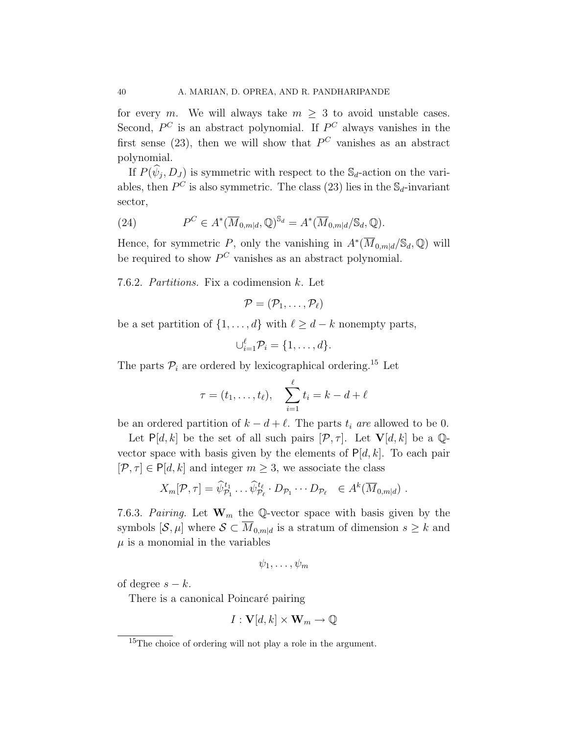for every $m$. We will always take $m \geq 3$ to avoid unstable cases. Second, $P^C$ is an abstract polynomial. If $P^C$ always vanishes in the first sense (23), then we will show that $P^C$ vanishes as an abstract polynomial.

If $P(\widehat{\psi}_j, D_J)$ is symmetric with respect to the $\mathbb{S}_d$-action on the variables, then $P^C$ is also symmetric. The class (23) lies in the $\mathbb{S}_d$-invariant sector,

$$P^C \in A^*(\overline{M}_{0,m|d}, \mathbb{Q})^{\mathbb{S}_d} = A^*(\overline{M}_{0,m|d}/\mathbb{S}_d, \mathbb{Q}). \tag{24}$$

Hence, for symmetric $P$, only the vanishing in $A^*(\overline{M}_{0,m|d}/\mathbb{S}_d, \mathbb{Q})$ will be required to show $P^C$ vanishes as an abstract polynomial.

7.6.2. *Partitions.* Fix a codimension $k$. Let

$$\mathcal{P} = (\mathcal{P}_1, \ldots, \mathcal{P}_\ell)$$

be a set partition of $\{1, \ldots, d\}$ with $\ell \geq d - k$ nonempty parts,

$$\cup_{i=1}^{\ell} \mathcal{P}_i = \{1, \ldots, d\}.$$

The parts $\mathcal{P}_i$ are ordered by lexicographical ordering.[15] Let

$$\tau = (t_1, \ldots, t_\ell), \quad \sum_{i=1}^{\ell} t_i = k - d + \ell$$

be an ordered partition of $k - d + \ell$. The parts $t_i$ *are* allowed to be 0.

Let $\mathsf{P}[d,k]$ be the set of all such pairs $[\mathcal{P}, \tau]$. Let $\mathbf{V}[d,k]$ be a $\mathbb{Q}$-vector space with basis given by the elements of $\mathsf{P}[d,k]$. To each pair $[\mathcal{P}, \tau] \in \mathsf{P}[d,k]$ and integer $m \geq 3$, we associate the class

$$X_m[\mathcal{P}, \tau] = \widehat{\psi}_{\mathcal{P}_1}^{t_1} \ldots \widehat{\psi}_{\mathcal{P}_\ell}^{t_\ell} \cdot D_{\mathcal{P}_1} \cdots D_{\mathcal{P}_\ell} \quad \in A^k(\overline{M}_{0,m|d}) \ .$$

7.6.3. *Pairing.* Let $\mathbf{W}_m$ the $\mathbb{Q}$-vector space with basis given by the symbols $[\mathcal{S}, \mu]$ where $\mathcal{S} \subset \overline{M}_{0,m|d}$ is a stratum of dimension $s \geq k$ and $\mu$ is a monomial in the variables

$$\psi_1, \ldots, \psi_m$$

of degree $s - k$.

There is a canonical Poincaré pairing

$$I : \mathbf{V}[d,k] \times \mathbf{W}_m \to \mathbb{Q}$$

[15]The choice of ordering will not play a role in the argument.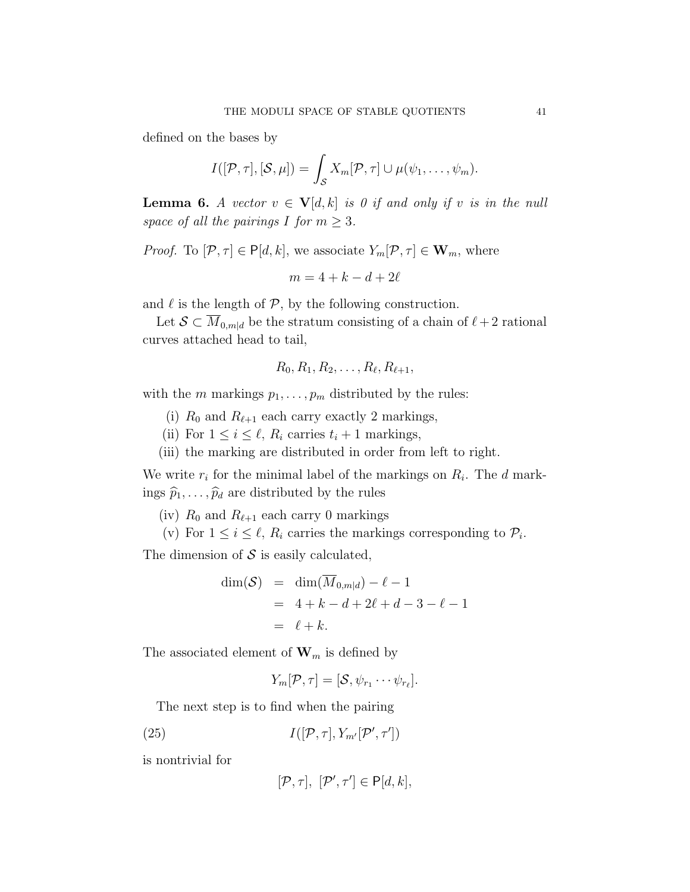defined on the bases by

$$I([\mathcal{P},\tau],[\mathcal{S},\mu]) = \int_{\mathcal{S}} X_m[\mathcal{P},\tau] \cup \mu(\psi_1,\ldots,\psi_m).$$

**Lemma 6.** *A vector $v \in \mathbf{V}[d,k]$ is 0 if and only if $v$ is in the null space of all the pairings $I$ for $m \geq 3$.*

*Proof.* To $[\mathcal{P},\tau] \in \mathsf{P}[d,k]$, we associate $Y_m[\mathcal{P},\tau] \in \mathbf{W}_m$, where

$$m = 4 + k - d + 2\ell$$

and $\ell$ is the length of $\mathcal{P}$, by the following construction.

Let $\mathcal{S} \subset \overline{M}_{0,m|d}$ be the stratum consisting of a chain of $\ell + 2$ rational curves attached head to tail,

$$R_0, R_1, R_2, \ldots, R_\ell, R_{\ell+1},$$

with the $m$ markings $p_1,\ldots,p_m$ distributed by the rules:

(i) $R_0$ and $R_{\ell+1}$ each carry exactly 2 markings,
(ii) For $1 \leq i \leq \ell$, $R_i$ carries $t_i + 1$ markings,
(iii) the marking are distributed in order from left to right.

We write $r_i$ for the minimal label of the markings on $R_i$. The $d$ markings $\widehat{p}_1,\ldots,\widehat{p}_d$ are distributed by the rules

(iv) $R_0$ and $R_{\ell+1}$ each carry 0 markings
(v) For $1 \leq i \leq \ell$, $R_i$ carries the markings corresponding to $\mathcal{P}_i$.

The dimension of $\mathcal{S}$ is easily calculated,

$$\begin{aligned} \dim(\mathcal{S}) &= \dim(\overline{M}_{0,m|d}) - \ell - 1 \\ &= 4 + k - d + 2\ell + d - 3 - \ell - 1 \\ &= \ell + k. \end{aligned}$$

The associated element of $\mathbf{W}_m$ is defined by

$$Y_m[\mathcal{P},\tau] = [\mathcal{S}, \psi_{r_1}\cdots\psi_{r_\ell}].$$

The next step is to find when the pairing

$$I([\mathcal{P},\tau], Y_{m'}[\mathcal{P}',\tau']) \tag{25}$$

is nontrivial for

$$[\mathcal{P},\tau],\ [\mathcal{P}',\tau'] \in \mathsf{P}[d,k],$$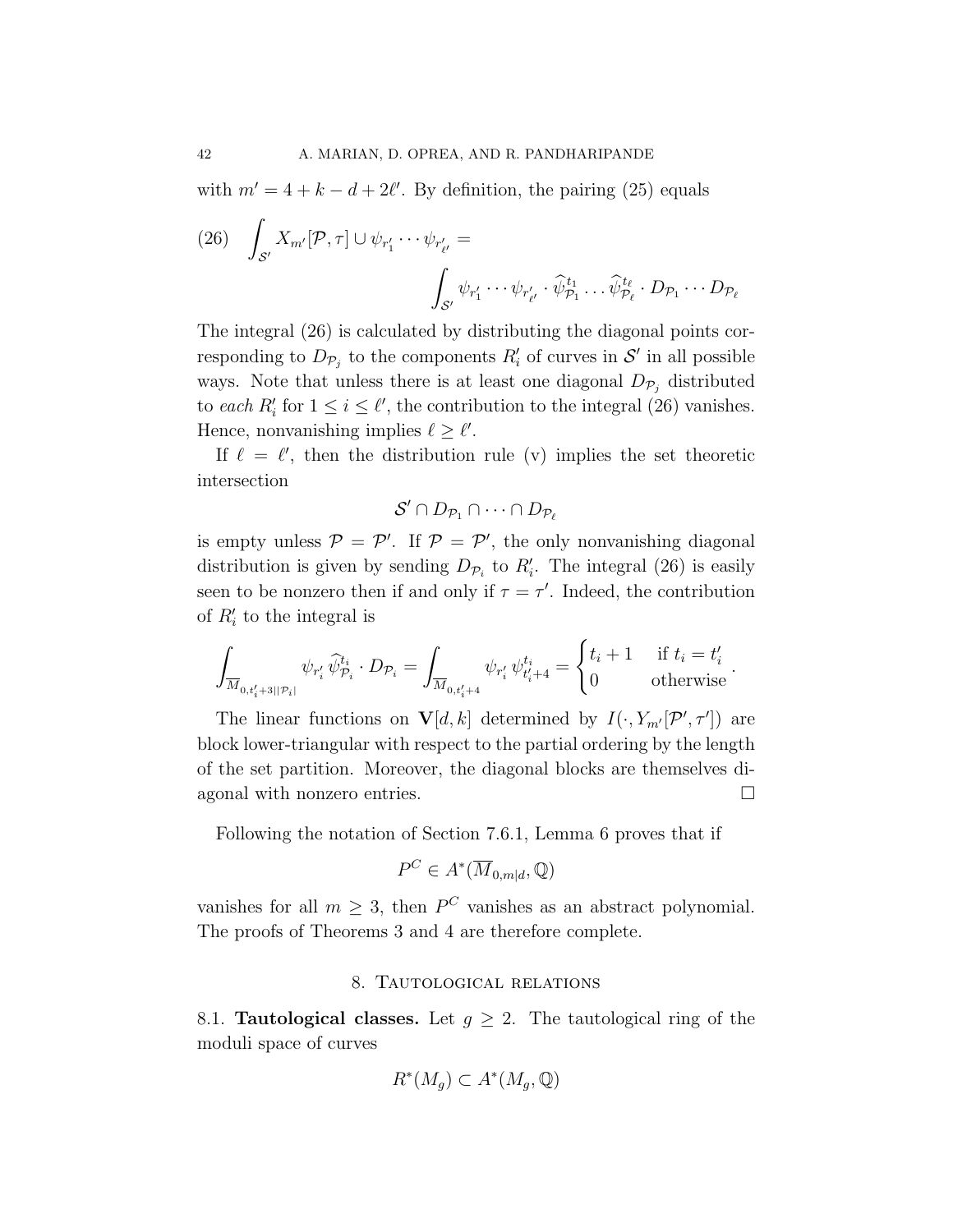with $m' = 4 + k - d + 2\ell'$. By definition, the pairing (25) equals

$$
(26) \quad \int_{\mathcal{S}'} X_{m'}[\mathcal{P}, \tau] \cup \psi_{r'_1} \cdots \psi_{r'_{\ell'}} = \int_{\mathcal{S}'} \psi_{r'_1} \cdots \psi_{r'_{\ell'}} \cdot \widehat{\psi}_{\mathcal{P}_1}^{t_1} \ldots \widehat{\psi}_{\mathcal{P}_\ell}^{t_\ell} \cdot D_{\mathcal{P}_1} \cdots D_{\mathcal{P}_\ell}
$$

The integral (26) is calculated by distributing the diagonal points corresponding to $D_{\mathcal{P}_j}$ to the components $R'_i$ of curves in $\mathcal{S}'$ in all possible ways. Note that unless there is at least one diagonal $D_{\mathcal{P}_j}$ distributed to *each* $R'_i$ for $1 \leq i \leq \ell'$, the contribution to the integral (26) vanishes. Hence, nonvanishing implies $\ell \geq \ell'$.

If $\ell = \ell'$, then the distribution rule (v) implies the set theoretic intersection

$$
\mathcal{S}' \cap D_{\mathcal{P}_1} \cap \cdots \cap D_{\mathcal{P}_\ell}
$$

is empty unless $\mathcal{P} = \mathcal{P}'$. If $\mathcal{P} = \mathcal{P}'$, the only nonvanishing diagonal distribution is given by sending $D_{\mathcal{P}_i}$ to $R'_i$. The integral (26) is easily seen to be nonzero then if and only if $\tau = \tau'$. Indeed, the contribution of $R'_i$ to the integral is

$$
\int_{\overline{M}_{0,t'_i+3||\mathcal{P}_i|}} \psi_{r'_i} \, \widehat{\psi}_{\mathcal{P}_i}^{t_i} \cdot D_{\mathcal{P}_i} = \int_{\overline{M}_{0,t'_i+4}} \psi_{r'_i} \, \psi_{t'_i+4}^{t_i} = \begin{cases} t_i + 1 & \text{if } t_i = t'_i \\ 0 & \text{otherwise} \end{cases}.
$$

The linear functions on $\mathbf{V}[d,k]$ determined by $I(\cdot, Y_{m'}[\mathcal{P}', \tau'])$ are block lower-triangular with respect to the partial ordering by the length of the set partition. Moreover, the diagonal blocks are themselves diagonal with nonzero entries. $\square$

Following the notation of Section 7.6.1, Lemma 6 proves that if

$$
P^C \in A^*(\overline{M}_{0,m|d}, \mathbb{Q})
$$

vanishes for all $m \geq 3$, then $P^C$ vanishes as an abstract polynomial. The proofs of Theorems 3 and 4 are therefore complete.

## 8. Tautological relations

**8.1. Tautological classes.** Let $g \geq 2$. The tautological ring of the moduli space of curves

$$
R^*(M_g) \subset A^*(M_g, \mathbb{Q})
$$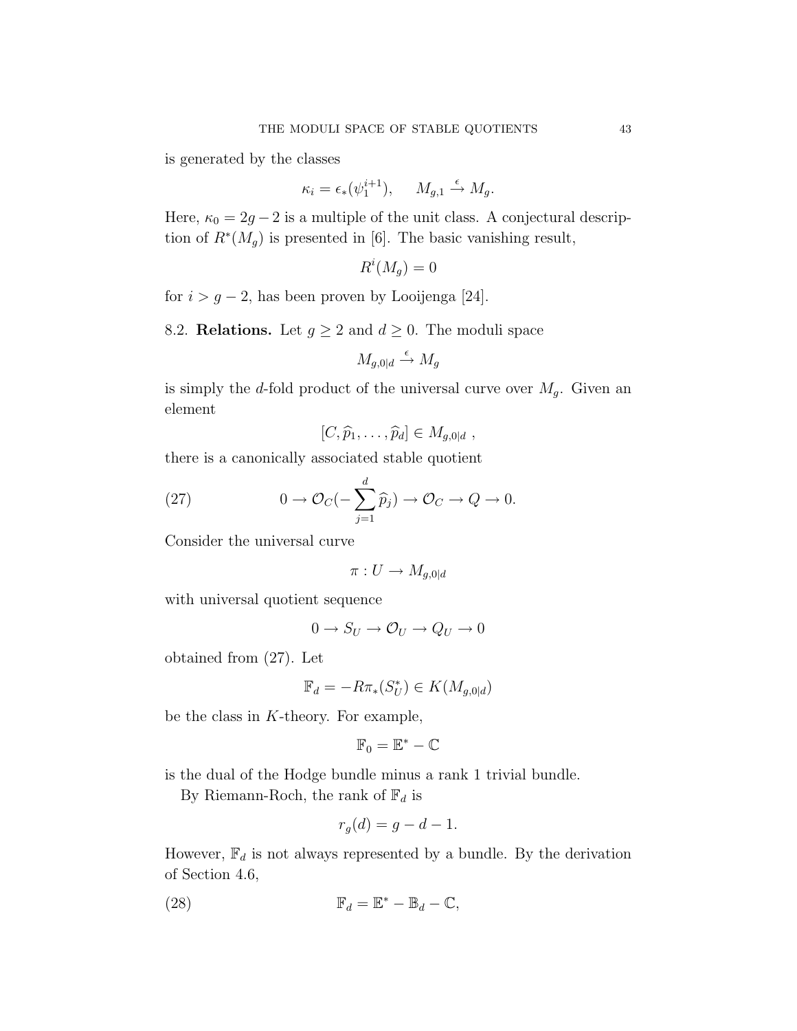is generated by the classes

$$\kappa_i = \epsilon_*(\psi_1^{i+1}), \qquad M_{g,1} \xrightarrow{\epsilon} M_g.$$

Here, $\kappa_0 = 2g-2$ is a multiple of the unit class. A conjectural description of $R^*(M_g)$ is presented in [6]. The basic vanishing result,

$$R^i(M_g) = 0$$

for $i > g-2$, has been proven by Looijenga [24].

8.2. **Relations.** Let $g \geq 2$ and $d \geq 0$. The moduli space

$$M_{g,0|d} \xrightarrow{\epsilon} M_g$$

is simply the $d$-fold product of the universal curve over $M_g$. Given an element

$$[C, \widehat{p}_1, \ldots, \widehat{p}_d] \in M_{g,0|d} \ ,$$

there is a canonically associated stable quotient

$$0 \to \mathcal{O}_C(-\sum_{j=1}^{d} \widehat{p}_j) \to \mathcal{O}_C \to Q \to 0. \tag{27}$$

Consider the universal curve

$$\pi : U \to M_{g,0|d}$$

with universal quotient sequence

$$0 \to S_U \to \mathcal{O}_U \to Q_U \to 0$$

obtained from (27). Let

$$\mathbb{F}_d = -R\pi_*(S_U^*) \in K(M_{g,0|d})$$

be the class in $K$-theory. For example,

$$\mathbb{F}_0 = \mathbb{E}^* - \mathbb{C}$$

is the dual of the Hodge bundle minus a rank 1 trivial bundle.

By Riemann-Roch, the rank of $\mathbb{F}_d$ is

$$r_g(d) = g - d - 1.$$

However, $\mathbb{F}_d$ is not always represented by a bundle. By the derivation of Section 4.6,

$$\mathbb{F}_d = \mathbb{E}^* - \mathbb{B}_d - \mathbb{C}, \tag{28}$$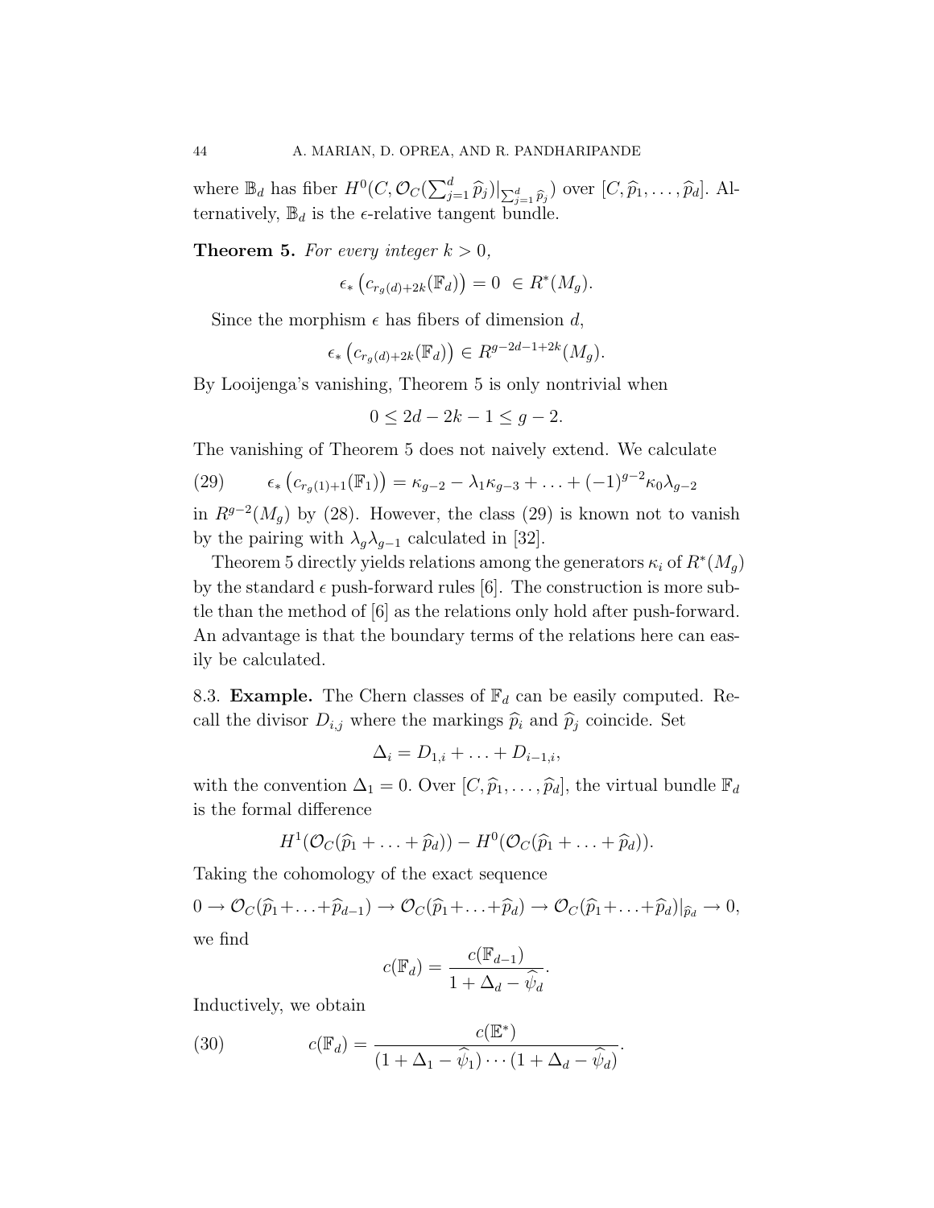where $\mathbb{B}_d$ has fiber $H^0(C, \mathcal{O}_C(\sum_{j=1}^d \widehat{p}_j)|_{\sum_{j=1}^d \widehat{p}_j})$ over $[C, \widehat{p}_1, \ldots, \widehat{p}_d]$. Alternatively, $\mathbb{B}_d$ is the $\epsilon$-relative tangent bundle.

**Theorem 5.** *For every integer $k > 0$,*

$$\epsilon_* \left( c_{r_g(d)+2k}(\mathbb{F}_d) \right) = 0 \ \in R^*(M_g).$$

Since the morphism $\epsilon$ has fibers of dimension $d$,

$$\epsilon_* \left( c_{r_g(d)+2k}(\mathbb{F}_d) \right) \in R^{g-2d-1+2k}(M_g).$$

By Looijenga's vanishing, Theorem 5 is only nontrivial when

$$0 \leq 2d - 2k - 1 \leq g - 2.$$

The vanishing of Theorem 5 does not naively extend. We calculate

$$\epsilon_* \left( c_{r_g(1)+1}(\mathbb{F}_1) \right) = \kappa_{g-2} - \lambda_1 \kappa_{g-3} + \ldots + (-1)^{g-2} \kappa_0 \lambda_{g-2} \tag{29}$$

in $R^{g-2}(M_g)$ by (28). However, the class (29) is known not to vanish by the pairing with $\lambda_g \lambda_{g-1}$ calculated in [32].

Theorem 5 directly yields relations among the generators $\kappa_i$ of $R^*(M_g)$ by the standard $\epsilon$ push-forward rules [6]. The construction is more subtle than the method of [6] as the relations only hold after push-forward. An advantage is that the boundary terms of the relations here can easily be calculated.

8.3. **Example.** The Chern classes of $\mathbb{F}_d$ can be easily computed. Recall the divisor $D_{i,j}$ where the markings $\widehat{p}_i$ and $\widehat{p}_j$ coincide. Set

$$\Delta_i = D_{1,i} + \ldots + D_{i-1,i},$$

with the convention $\Delta_1 = 0$. Over $[C, \widehat{p}_1, \ldots, \widehat{p}_d]$, the virtual bundle $\mathbb{F}_d$ is the formal difference

$$H^1(\mathcal{O}_C(\widehat{p}_1 + \ldots + \widehat{p}_d)) - H^0(\mathcal{O}_C(\widehat{p}_1 + \ldots + \widehat{p}_d)).$$

Taking the cohomology of the exact sequence

$$0 \to \mathcal{O}_C(\widehat{p}_1 + \ldots + \widehat{p}_{d-1}) \to \mathcal{O}_C(\widehat{p}_1 + \ldots + \widehat{p}_d) \to \mathcal{O}_C(\widehat{p}_1 + \ldots + \widehat{p}_d)|_{\widehat{p}_d} \to 0,$$

we find

$$c(\mathbb{F}_d) = \frac{c(\mathbb{F}_{d-1})}{1 + \Delta_d - \widehat{\psi}_d}.$$

Inductively, we obtain

$$c(\mathbb{F}_d) = \frac{c(\mathbb{E}^*)}{(1 + \Delta_1 - \widehat{\psi}_1) \cdots (1 + \Delta_d - \widehat{\psi}_d)}. \tag{30}$$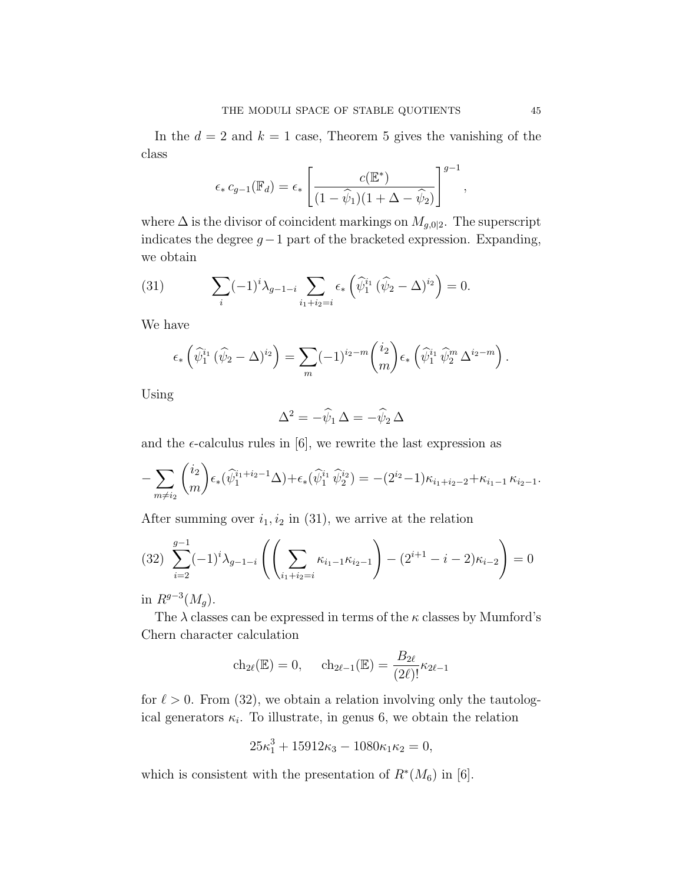In the $d = 2$ and $k = 1$ case, Theorem 5 gives the vanishing of the class

$$\epsilon_* \, c_{g-1}(\mathbb{F}_d) = \epsilon_* \left[ \frac{c(\mathbb{E}^*)}{(1-\widehat{\psi}_1)(1+\Delta-\widehat{\psi}_2)} \right]^{g-1},$$

where $\Delta$ is the divisor of coincident markings on $M_{g,0|2}$. The superscript indicates the degree $g-1$ part of the bracketed expression. Expanding, we obtain

$$\sum_i (-1)^i \lambda_{g-1-i} \sum_{i_1+i_2=i} \epsilon_* \left( \widehat{\psi}_1^{i_1} \, (\widehat{\psi}_2 - \Delta)^{i_2} \right) = 0. \tag{31}$$

We have

$$\epsilon_* \left( \widehat{\psi}_1^{i_1} \, (\widehat{\psi}_2 - \Delta)^{i_2} \right) = \sum_m (-1)^{i_2-m} \binom{i_2}{m} \epsilon_* \left( \widehat{\psi}_1^{i_1} \, \widehat{\psi}_2^{m} \, \Delta^{i_2-m} \right).$$

Using

$$\Delta^2 = -\widehat{\psi}_1 \, \Delta = -\widehat{\psi}_2 \, \Delta$$

and the $\epsilon$-calculus rules in [6], we rewrite the last expression as

$$-\sum_{m \neq i_2} \binom{i_2}{m} \epsilon_*(\widehat{\psi}_1^{i_1+i_2-1} \Delta) + \epsilon_*(\widehat{\psi}_1^{i_1} \, \widehat{\psi}_2^{i_2}) = -(2^{i_2}-1)\kappa_{i_1+i_2-2} + \kappa_{i_1-1} \, \kappa_{i_2-1}.$$

After summing over $i_1, i_2$ in (31), we arrive at the relation

$$\sum_{i=2}^{g-1} (-1)^i \lambda_{g-1-i} \left( \left( \sum_{i_1+i_2=i} \kappa_{i_1-1} \kappa_{i_2-1} \right) - (2^{i+1} - i - 2) \kappa_{i-2} \right) = 0 \tag{32}$$

in $R^{g-3}(M_g)$.

The $\lambda$ classes can be expressed in terms of the $\kappa$ classes by Mumford's Chern character calculation

$$\mathrm{ch}_{2\ell}(\mathbb{E}) = 0, \qquad \mathrm{ch}_{2\ell-1}(\mathbb{E}) = \frac{B_{2\ell}}{(2\ell)!} \kappa_{2\ell-1}$$

for $\ell > 0$. From (32), we obtain a relation involving only the tautological generators $\kappa_i$. To illustrate, in genus 6, we obtain the relation

$$25\kappa_1^3 + 15912\kappa_3 - 1080\kappa_1\kappa_2 = 0,$$

which is consistent with the presentation of $R^*(M_6)$ in [6].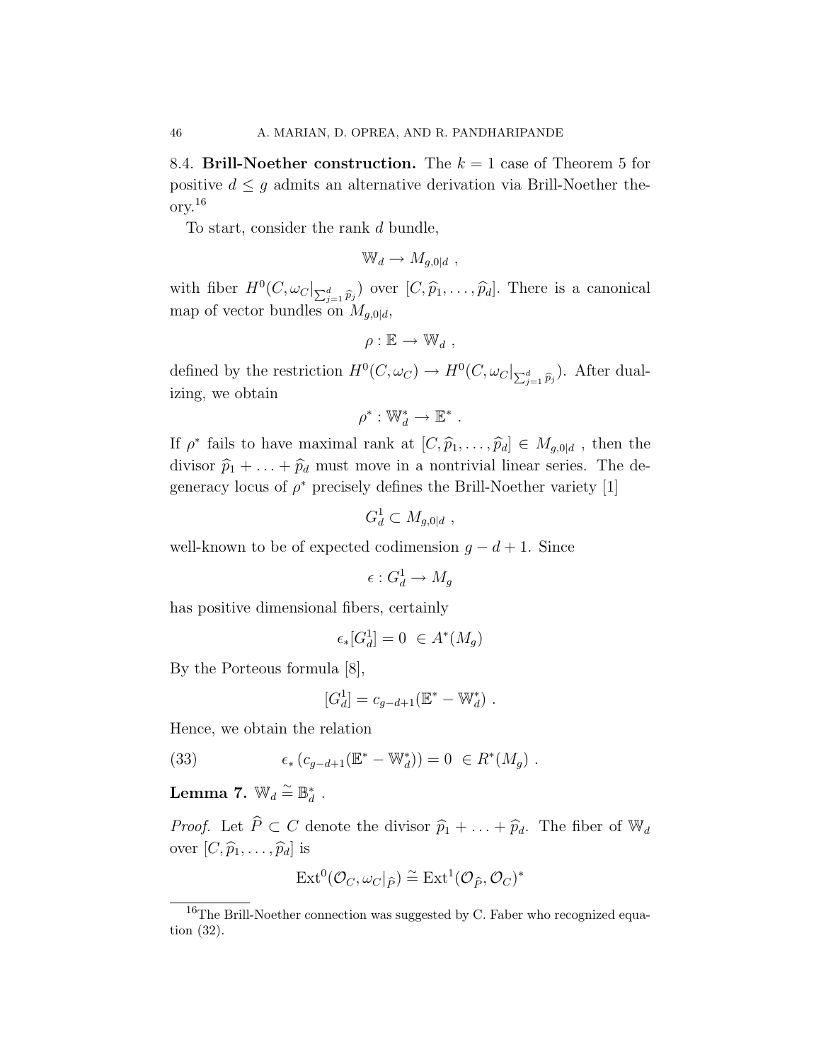8.4. **Brill-Noether construction.** The $k = 1$ case of Theorem 5 for positive $d \leq g$ admits an alternative derivation via Brill-Noether theory.[16]

To start, consider the rank $d$ bundle,

$$\mathbb{W}_d \to M_{g,0|d} \ ,$$

with fiber $H^0(C, \omega_C|_{\sum_{j=1}^d \widehat{p}_j})$ over $[C, \widehat{p}_1, \ldots, \widehat{p}_d]$. There is a canonical map of vector bundles on $M_{g,0|d}$,

$$\rho : \mathbb{E} \to \mathbb{W}_d \ ,$$

defined by the restriction $H^0(C, \omega_C) \to H^0(C, \omega_C|_{\sum_{j=1}^d \widehat{p}_j})$. After dualizing, we obtain

$$\rho^* : \mathbb{W}_d^* \to \mathbb{E}^* \ .$$

If $\rho^*$ fails to have maximal rank at $[C, \widehat{p}_1, \ldots, \widehat{p}_d] \in M_{g,0|d}$ , then the divisor $\widehat{p}_1 + \ldots + \widehat{p}_d$ must move in a nontrivial linear series. The degeneracy locus of $\rho^*$ precisely defines the Brill-Noether variety [1]

$$G_d^1 \subset M_{g,0|d} \ ,$$

well-known to be of expected codimension $g - d + 1$. Since

$$\epsilon : G_d^1 \to M_g$$

has positive dimensional fibers, certainly

$$\epsilon_*[G_d^1] = 0 \ \in A^*(M_g)$$

By the Porteous formula [8],

$$[G_d^1] = c_{g-d+1}(\mathbb{E}^* - \mathbb{W}_d^*) \ .$$

Hence, we obtain the relation

$$\epsilon_* \left( c_{g-d+1}(\mathbb{E}^* - \mathbb{W}_d^*) \right) = 0 \ \in R^*(M_g) \ . \tag{33}$$

**Lemma 7.** $\mathbb{W}_d \stackrel{\sim}{=} \mathbb{B}_d^*$ .

*Proof.* Let $\widehat{P} \subset C$ denote the divisor $\widehat{p}_1 + \ldots + \widehat{p}_d$. The fiber of $\mathbb{W}_d$ over $[C, \widehat{p}_1, \ldots, \widehat{p}_d]$ is

$$\mathrm{Ext}^0(\mathcal{O}_C, \omega_C|_{\widehat{P}}) \stackrel{\sim}{=} \mathrm{Ext}^1(\mathcal{O}_{\widehat{P}}, \mathcal{O}_C)^*$$

---

[16] The Brill-Noether connection was suggested by C. Faber who recognized equation (32).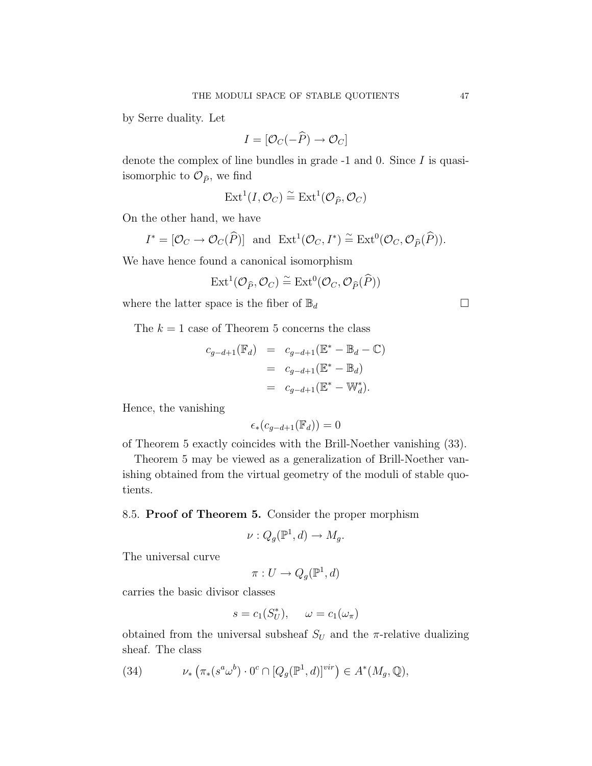by Serre duality. Let

$$I = [\mathcal{O}_C(-\widehat{P}) \to \mathcal{O}_C]$$

denote the complex of line bundles in grade -1 and 0. Since $I$ is quasi-isomorphic to $\mathcal{O}_{\widehat{P}}$, we find

$$\mathrm{Ext}^1(I, \mathcal{O}_C) \stackrel{\sim}{=} \mathrm{Ext}^1(\mathcal{O}_{\widehat{P}}, \mathcal{O}_C)$$

On the other hand, we have

$$I^* = [\mathcal{O}_C \to \mathcal{O}_C(\widehat{P})] \ \text{ and } \ \mathrm{Ext}^1(\mathcal{O}_C, I^*) \stackrel{\sim}{=} \mathrm{Ext}^0(\mathcal{O}_C, \mathcal{O}_{\widehat{P}}(\widehat{P})).$$

We have hence found a canonical isomorphism

$$\mathrm{Ext}^1(\mathcal{O}_{\widehat{P}}, \mathcal{O}_C) \stackrel{\sim}{=} \mathrm{Ext}^0(\mathcal{O}_C, \mathcal{O}_{\widehat{P}}(\widehat{P}))$$

where the latter space is the fiber of $\mathbb{B}_d$ □

The $k = 1$ case of Theorem 5 concerns the class

$$\begin{aligned} c_{g-d+1}(\mathbb{F}_d) &= c_{g-d+1}(\mathbb{E}^* - \mathbb{B}_d - \mathbb{C}) \\ &= c_{g-d+1}(\mathbb{E}^* - \mathbb{B}_d) \\ &= c_{g-d+1}(\mathbb{E}^* - \mathbb{W}_d^*). \end{aligned}$$

Hence, the vanishing

$$\epsilon_*(c_{g-d+1}(\mathbb{F}_d)) = 0$$

of Theorem 5 exactly coincides with the Brill-Noether vanishing (33).

Theorem 5 may be viewed as a generalization of Brill-Noether vanishing obtained from the virtual geometry of the moduli of stable quotients.

## 8.5. **Proof of Theorem 5.**

Consider the proper morphism

$$\nu : Q_g(\mathbb{P}^1, d) \to M_g.$$

The universal curve

$$\pi : U \to Q_g(\mathbb{P}^1, d)$$

carries the basic divisor classes

$$s = c_1(S_U^*), \quad \omega = c_1(\omega_\pi)$$

obtained from the universal subsheaf $S_U$ and the $\pi$-relative dualizing sheaf. The class

$$\nu_*\left(\pi_*(s^a\omega^b) \cdot 0^c \cap [Q_g(\mathbb{P}^1, d)]^{vir}\right) \in A^*(M_g, \mathbb{Q}), \tag{34}$$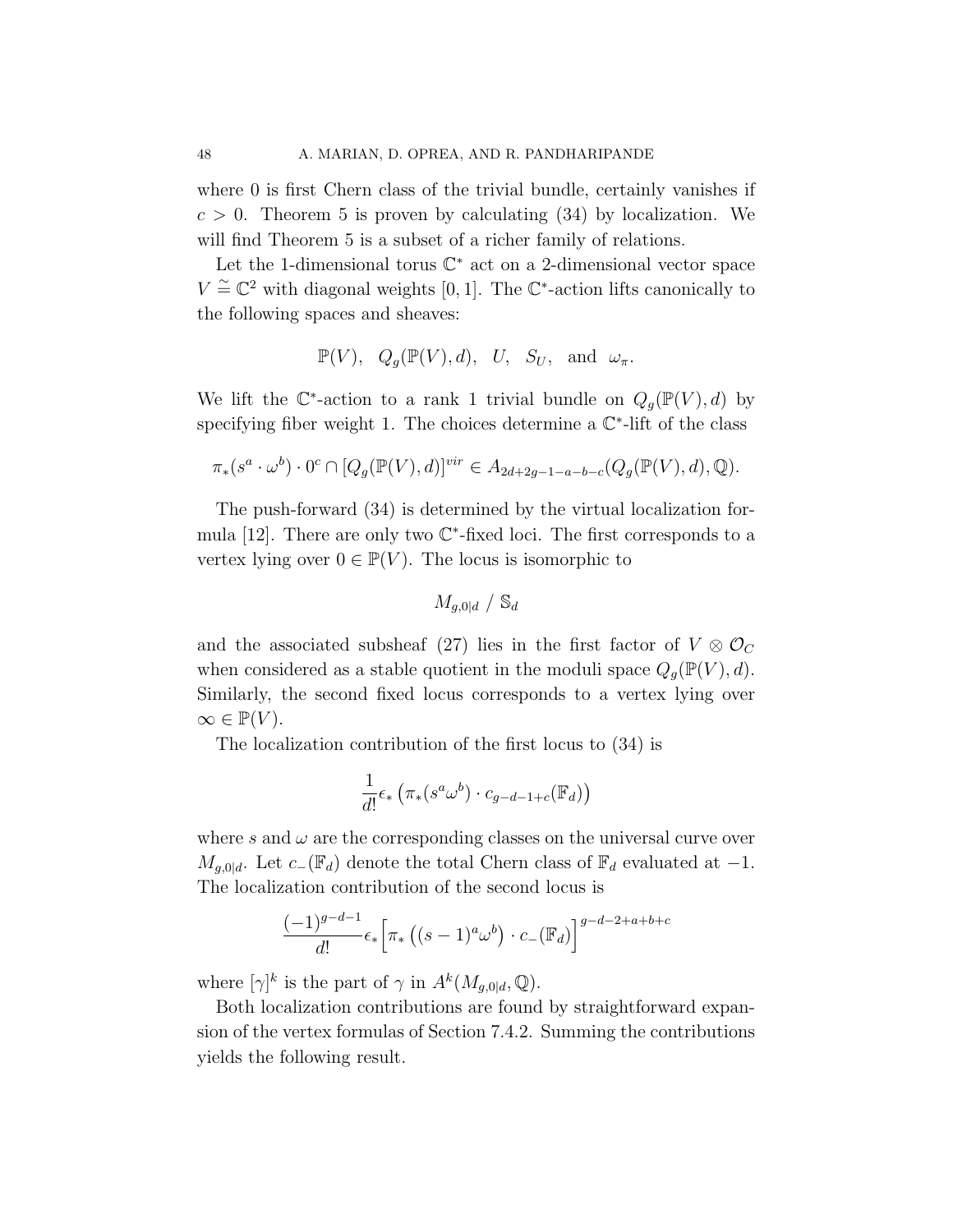where 0 is first Chern class of the trivial bundle, certainly vanishes if $c > 0$. Theorem 5 is proven by calculating (34) by localization. We will find Theorem 5 is a subset of a richer family of relations.

Let the 1-dimensional torus $\mathbb{C}^*$ act on a 2-dimensional vector space $V \stackrel{\sim}{=} \mathbb{C}^2$ with diagonal weights $[0, 1]$. The $\mathbb{C}^*$-action lifts canonically to the following spaces and sheaves:

$$\mathbb{P}(V), \quad Q_g(\mathbb{P}(V), d), \quad U, \quad S_U, \quad \text{and} \quad \omega_\pi.$$

We lift the $\mathbb{C}^*$-action to a rank 1 trivial bundle on $Q_g(\mathbb{P}(V), d)$ by specifying fiber weight 1. The choices determine a $\mathbb{C}^*$-lift of the class

$$\pi_*(s^a \cdot \omega^b) \cdot 0^c \cap [Q_g(\mathbb{P}(V), d)]^{vir} \in A_{2d+2g-1-a-b-c}(Q_g(\mathbb{P}(V), d), \mathbb{Q}).$$

The push-forward (34) is determined by the virtual localization formula [12]. There are only two $\mathbb{C}^*$-fixed loci. The first corresponds to a vertex lying over $0 \in \mathbb{P}(V)$. The locus is isomorphic to

$$M_{g,0|d} \;/\; \mathbb{S}_d$$

and the associated subsheaf (27) lies in the first factor of $V \otimes \mathcal{O}_C$ when considered as a stable quotient in the moduli space $Q_g(\mathbb{P}(V), d)$. Similarly, the second fixed locus corresponds to a vertex lying over $\infty \in \mathbb{P}(V)$.

The localization contribution of the first locus to (34) is

$$\frac{1}{d!}\epsilon_* \left(\pi_*(s^a \omega^b) \cdot c_{g-d-1+c}(\mathbb{F}_d)\right)$$

where $s$ and $\omega$ are the corresponding classes on the universal curve over $M_{g,0|d}$. Let $c_-(\mathbb{F}_d)$ denote the total Chern class of $\mathbb{F}_d$ evaluated at $-1$. The localization contribution of the second locus is

$$\frac{(-1)^{g-d-1}}{d!}\epsilon_* \Big[\pi_* \left((s-1)^a \omega^b\right) \cdot c_-(\mathbb{F}_d)\Big]^{g-d-2+a+b+c}$$

where $[\gamma]^k$ is the part of $\gamma$ in $A^k(M_{g,0|d}, \mathbb{Q})$.

Both localization contributions are found by straightforward expansion of the vertex formulas of Section 7.4.2. Summing the contributions yields the following result.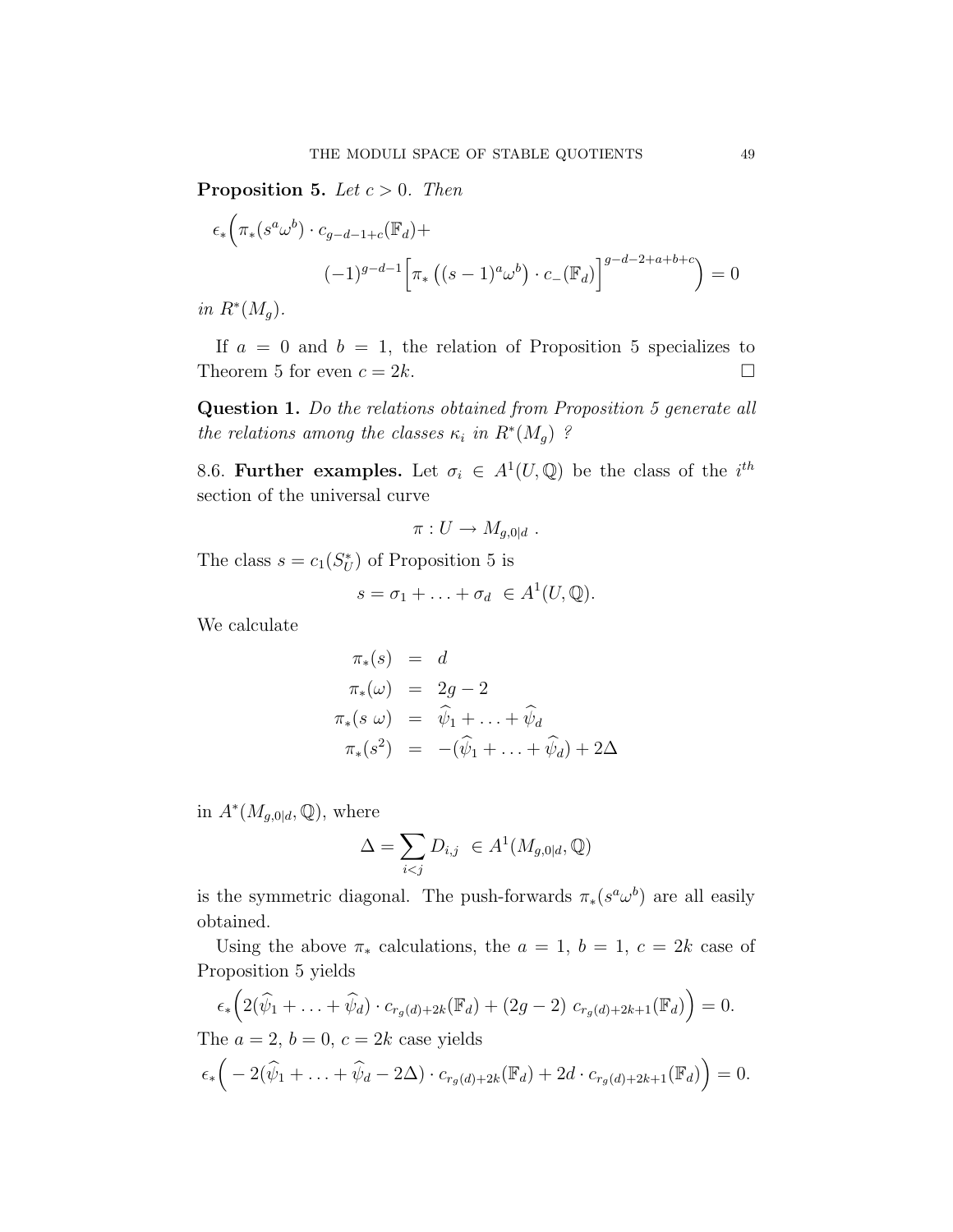**Proposition 5.** *Let $c > 0$. Then*

$$\epsilon_*\Big(\pi_*(s^a\omega^b)\cdot c_{g-d-1+c}(\mathbb{F}_d)+ \\ (-1)^{g-d-1}\Big[\pi_*\left((s-1)^a\omega^b\right)\cdot c_-(\mathbb{F}_d)\Big]^{g-d-2+a+b+c}\Big) = 0$$

*in $R^*(M_g)$.*

If $a = 0$ and $b = 1$, the relation of Proposition 5 specializes to Theorem 5 for even $c = 2k$. □

**Question 1.** *Do the relations obtained from Proposition 5 generate all the relations among the classes $\kappa_i$ in $R^*(M_g)$ ?*

8.6. **Further examples.** Let $\sigma_i \in A^1(U, \mathbb{Q})$ be the class of the $i^{th}$ section of the universal curve

$$\pi : U \to M_{g,0|d}\ .$$

The class $s = c_1(S_U^*)$ of Proposition 5 is

$$s = \sigma_1 + \ldots + \sigma_d \ \in A^1(U, \mathbb{Q}).$$

We calculate

$$\begin{aligned}
\pi_*(s) &= d \\
\pi_*(\omega) &= 2g-2 \\
\pi_*(s\ \omega) &= \widehat{\psi}_1 + \ldots + \widehat{\psi}_d \\
\pi_*(s^2) &= -(\widehat{\psi}_1 + \ldots + \widehat{\psi}_d) + 2\Delta
\end{aligned}$$

in $A^*(M_{g,0|d}, \mathbb{Q})$, where

$$\Delta = \sum_{i<j} D_{i,j} \ \in A^1(M_{g,0|d}, \mathbb{Q})$$

is the symmetric diagonal. The push-forwards $\pi_*(s^a\omega^b)$ are all easily obtained.

Using the above $\pi_*$ calculations, the $a = 1$, $b = 1$, $c = 2k$ case of Proposition 5 yields

$$\epsilon_*\Big(2(\widehat{\psi}_1 + \ldots + \widehat{\psi}_d)\cdot c_{r_g(d)+2k}(\mathbb{F}_d) + (2g-2)\ c_{r_g(d)+2k+1}(\mathbb{F}_d)\Big) = 0.$$

The $a = 2$, $b = 0$, $c = 2k$ case yields

$$\epsilon_*\Big(-2(\widehat{\psi}_1 + \ldots + \widehat{\psi}_d - 2\Delta)\cdot c_{r_g(d)+2k}(\mathbb{F}_d) + 2d\cdot c_{r_g(d)+2k+1}(\mathbb{F}_d)\Big) = 0.$$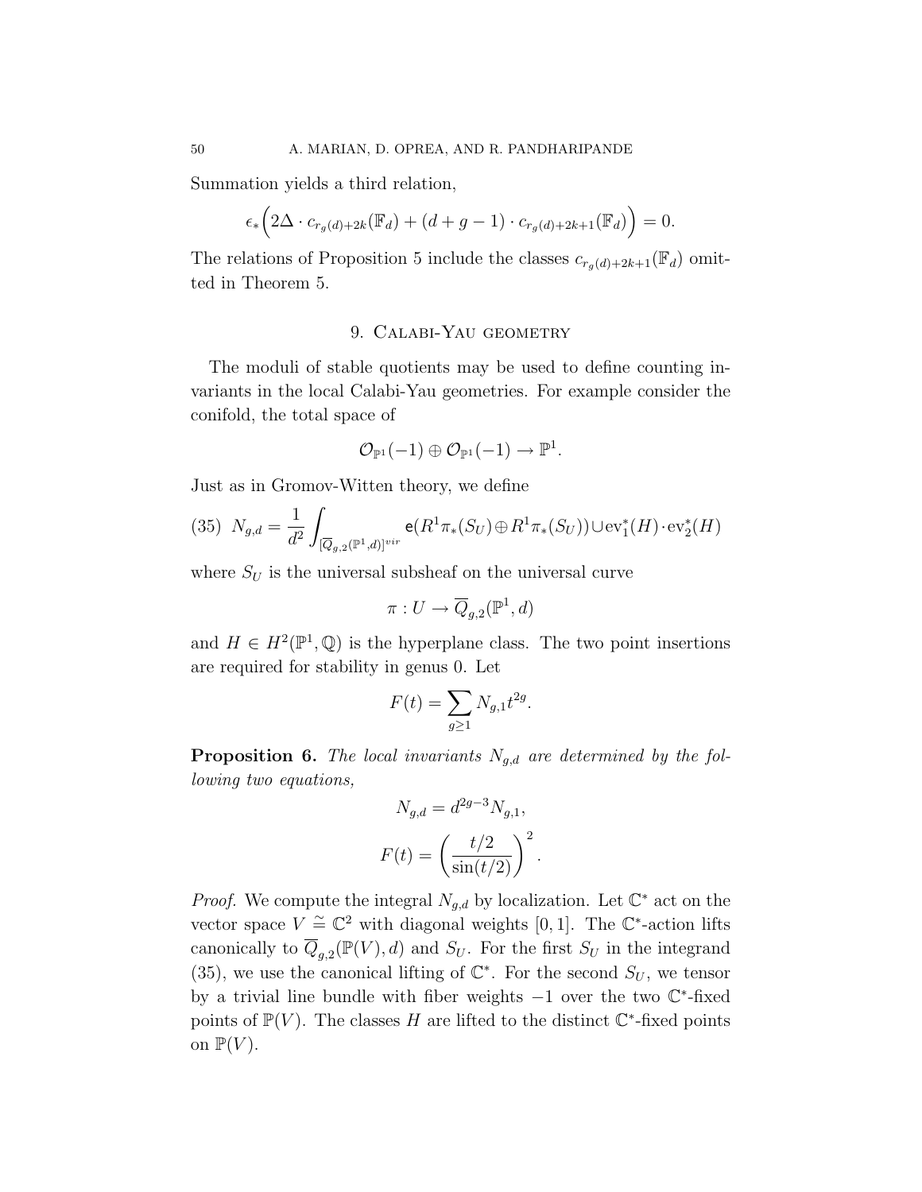Summation yields a third relation,

$$\epsilon_*\Big(2\Delta \cdot c_{r_g(d)+2k}(\mathbb{F}_d) + (d+g-1)\cdot c_{r_g(d)+2k+1}(\mathbb{F}_d)\Big) = 0.$$

The relations of Proposition 5 include the classes $c_{r_g(d)+2k+1}(\mathbb{F}_d)$ omitted in Theorem 5.

## 9. Calabi-Yau geometry

The moduli of stable quotients may be used to define counting invariants in the local Calabi-Yau geometries. For example consider the conifold, the total space of

$$\mathcal{O}_{\mathbb{P}^1}(-1)\oplus\mathcal{O}_{\mathbb{P}^1}(-1)\to\mathbb{P}^1.$$

Just as in Gromov-Witten theory, we define

$$N_{g,d} = \frac{1}{d^2}\int_{[\overline{Q}_{g,2}(\mathbb{P}^1,d)]^{vir}} \mathsf{e}(R^1\pi_*(S_U)\oplus R^1\pi_*(S_U))\cup \mathrm{ev}_1^*(H)\cdot \mathrm{ev}_2^*(H) \tag{35}$$

where $S_U$ is the universal subsheaf on the universal curve

$$\pi : U \to \overline{Q}_{g,2}(\mathbb{P}^1,d)$$

and $H\in H^2(\mathbb{P}^1,\mathbb{Q})$ is the hyperplane class. The two point insertions are required for stability in genus 0. Let

$$F(t) = \sum_{g\geq 1} N_{g,1}t^{2g}.$$

**Proposition 6.** *The local invariants $N_{g,d}$ are determined by the following two equations,*

$$N_{g,d} = d^{2g-3}N_{g,1},$$

$$F(t) = \left(\frac{t/2}{\sin(t/2)}\right)^2.$$

*Proof.* We compute the integral $N_{g,d}$ by localization. Let $\mathbb{C}^*$ act on the vector space $V \stackrel{\sim}{=} \mathbb{C}^2$ with diagonal weights $[0,1]$. The $\mathbb{C}^*$-action lifts canonically to $\overline{Q}_{g,2}(\mathbb{P}(V),d)$ and $S_U$. For the first $S_U$ in the integrand (35), we use the canonical lifting of $\mathbb{C}^*$. For the second $S_U$, we tensor by a trivial line bundle with fiber weights $-1$ over the two $\mathbb{C}^*$-fixed points of $\mathbb{P}(V)$. The classes $H$ are lifted to the distinct $\mathbb{C}^*$-fixed points on $\mathbb{P}(V)$.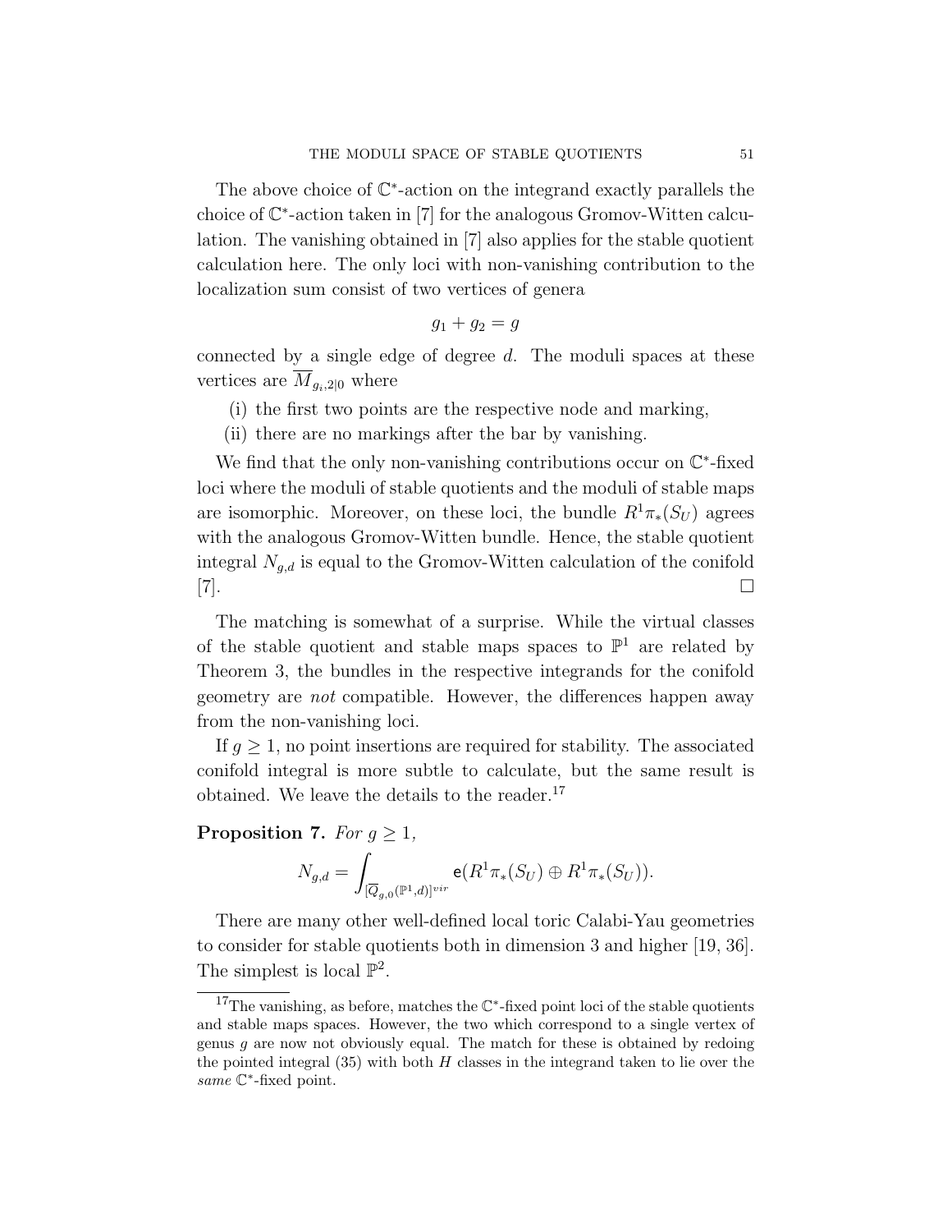The above choice of $\mathbb{C}^*$-action on the integrand exactly parallels the choice of $\mathbb{C}^*$-action taken in [7] for the analogous Gromov-Witten calculation. The vanishing obtained in [7] also applies for the stable quotient calculation here. The only loci with non-vanishing contribution to the localization sum consist of two vertices of genera

$$g_1 + g_2 = g$$

connected by a single edge of degree $d$. The moduli spaces at these vertices are $\overline{M}_{g_i,2|0}$ where

(i) the first two points are the respective node and marking,

(ii) there are no markings after the bar by vanishing.

We find that the only non-vanishing contributions occur on $\mathbb{C}^*$-fixed loci where the moduli of stable quotients and the moduli of stable maps are isomorphic. Moreover, on these loci, the bundle $R^1\pi_*(S_U)$ agrees with the analogous Gromov-Witten bundle. Hence, the stable quotient integral $N_{g,d}$ is equal to the Gromov-Witten calculation of the conifold [7]. □

The matching is somewhat of a surprise. While the virtual classes of the stable quotient and stable maps spaces to $\mathbb{P}^1$ are related by Theorem 3, the bundles in the respective integrands for the conifold geometry are *not* compatible. However, the differences happen away from the non-vanishing loci.

If $g \geq 1$, no point insertions are required for stability. The associated conifold integral is more subtle to calculate, but the same result is obtained. We leave the details to the reader.[17]

**Proposition 7.** *For $g \geq 1$,*

$$N_{g,d} = \int_{[\overline{Q}_{g,0}(\mathbb{P}^1,d)]^{vir}} \mathsf{e}(R^1\pi_*(S_U) \oplus R^1\pi_*(S_U)).$$

There are many other well-defined local toric Calabi-Yau geometries to consider for stable quotients both in dimension 3 and higher [19, 36]. The simplest is local $\mathbb{P}^2$.

[17] The vanishing, as before, matches the $\mathbb{C}^*$-fixed point loci of the stable quotients and stable maps spaces. However, the two which correspond to a single vertex of genus $g$ are now not obviously equal. The match for these is obtained by redoing the pointed integral (35) with both $H$ classes in the integrand taken to lie over the *same* $\mathbb{C}^*$-fixed point.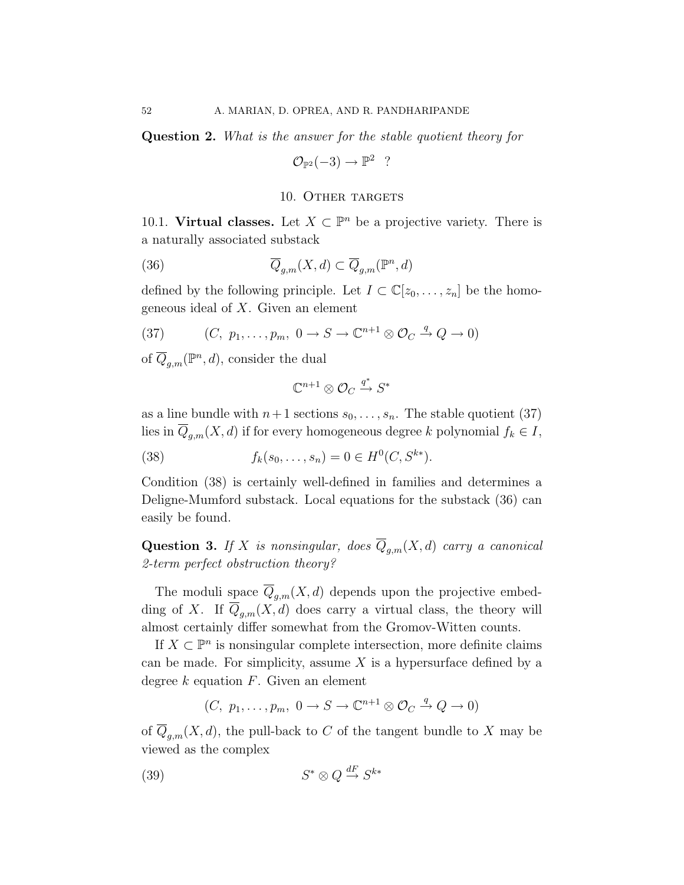**Question 2.** *What is the answer for the stable quotient theory for*

$$\mathcal{O}_{\mathbb{P}^2}(-3) \to \mathbb{P}^2 \quad ?$$

## 10. Other targets

10.1. **Virtual classes.** Let $X \subset \mathbb{P}^n$ be a projective variety. There is a naturally associated substack

$$\overline{Q}_{g,m}(X,d) \subset \overline{Q}_{g,m}(\mathbb{P}^n,d) \tag{36}$$

defined by the following principle. Let $I \subset \mathbb{C}[z_0,\ldots,z_n]$ be the homogeneous ideal of $X$. Given an element

$$(C,\ p_1,\ldots,p_m,\ 0 \to S \to \mathbb{C}^{n+1} \otimes \mathcal{O}_C \xrightarrow{q} Q \to 0) \tag{37}$$

of $\overline{Q}_{g,m}(\mathbb{P}^n,d)$, consider the dual

$$\mathbb{C}^{n+1} \otimes \mathcal{O}_C \xrightarrow{q^*} S^*$$

as a line bundle with $n+1$ sections $s_0,\ldots,s_n$. The stable quotient (37) lies in $\overline{Q}_{g,m}(X,d)$ if for every homogeneous degree $k$ polynomial $f_k \in I$,

$$f_k(s_0,\ldots,s_n) = 0 \in H^0(C, S^{k*}). \tag{38}$$

Condition (38) is certainly well-defined in families and determines a Deligne-Mumford substack. Local equations for the substack (36) can easily be found.

**Question 3.** *If $X$ is nonsingular, does $\overline{Q}_{g,m}(X,d)$ carry a canonical 2-term perfect obstruction theory?*

The moduli space $\overline{Q}_{g,m}(X,d)$ depends upon the projective embedding of $X$. If $\overline{Q}_{g,m}(X,d)$ does carry a virtual class, the theory will almost certainly differ somewhat from the Gromov-Witten counts.

If $X \subset \mathbb{P}^n$ is nonsingular complete intersection, more definite claims can be made. For simplicity, assume $X$ is a hypersurface defined by a degree $k$ equation $F$. Given an element

$$(C,\ p_1,\ldots,p_m,\ 0 \to S \to \mathbb{C}^{n+1} \otimes \mathcal{O}_C \xrightarrow{q} Q \to 0)$$

of $\overline{Q}_{g,m}(X,d)$, the pull-back to $C$ of the tangent bundle to $X$ may be viewed as the complex

$$S^* \otimes Q \xrightarrow{dF} S^{k*} \tag{39}$$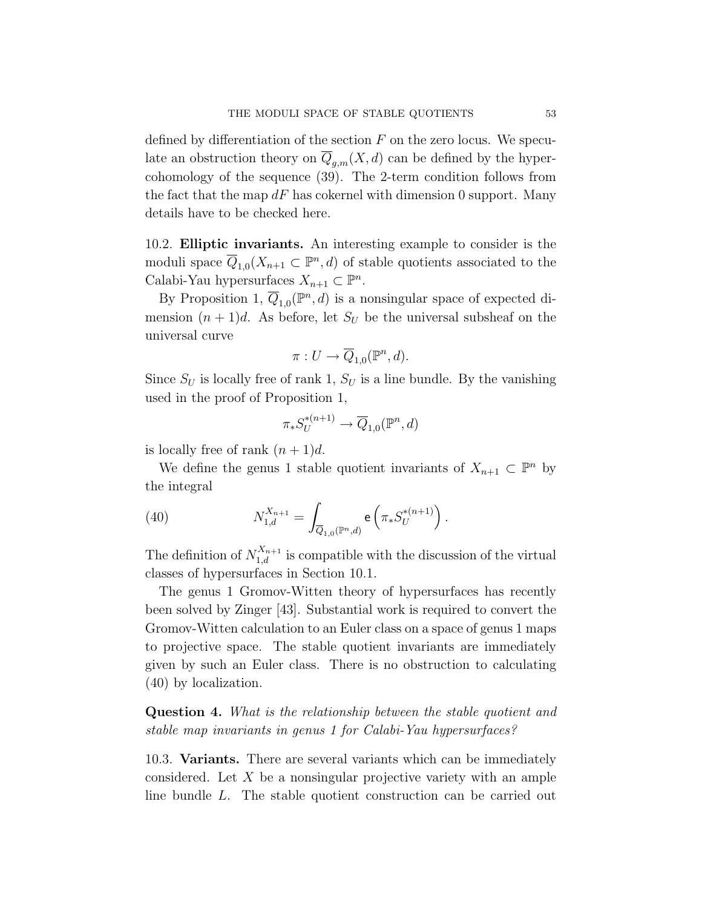defined by differentiation of the section $F$ on the zero locus. We speculate an obstruction theory on $\overline{Q}_{g,m}(X,d)$ can be defined by the hypercohomology of the sequence (39). The 2-term condition follows from the fact that the map $dF$ has cokernel with dimension 0 support. Many details have to be checked here.

### 10.2. Elliptic invariants.

An interesting example to consider is the moduli space $\overline{Q}_{1,0}(X_{n+1} \subset \mathbb{P}^n, d)$ of stable quotients associated to the Calabi-Yau hypersurfaces $X_{n+1} \subset \mathbb{P}^n$.

By Proposition 1, $\overline{Q}_{1,0}(\mathbb{P}^n, d)$ is a nonsingular space of expected dimension $(n+1)d$. As before, let $S_U$ be the universal subsheaf on the universal curve

$$\pi : U \to \overline{Q}_{1,0}(\mathbb{P}^n, d).$$

Since $S_U$ is locally free of rank 1, $S_U$ is a line bundle. By the vanishing used in the proof of Proposition 1,

$$\pi_* S_U^{*(n+1)} \to \overline{Q}_{1,0}(\mathbb{P}^n, d)$$

is locally free of rank $(n+1)d$.

We define the genus 1 stable quotient invariants of $X_{n+1} \subset \mathbb{P}^n$ by the integral

$$N_{1,d}^{X_{n+1}} = \int_{\overline{Q}_{1,0}(\mathbb{P}^n,d)} \mathsf{e}\left(\pi_* S_U^{*(n+1)}\right). \tag{40}$$

The definition of $N_{1,d}^{X_{n+1}}$ is compatible with the discussion of the virtual classes of hypersurfaces in Section 10.1.

The genus 1 Gromov-Witten theory of hypersurfaces has recently been solved by Zinger [43]. Substantial work is required to convert the Gromov-Witten calculation to an Euler class on a space of genus 1 maps to projective space. The stable quotient invariants are immediately given by such an Euler class. There is no obstruction to calculating (40) by localization.

**Question 4.** *What is the relationship between the stable quotient and stable map invariants in genus 1 for Calabi-Yau hypersurfaces?*

### 10.3. Variants.

There are several variants which can be immediately considered. Let $X$ be a nonsingular projective variety with an ample line bundle $L$. The stable quotient construction can be carried out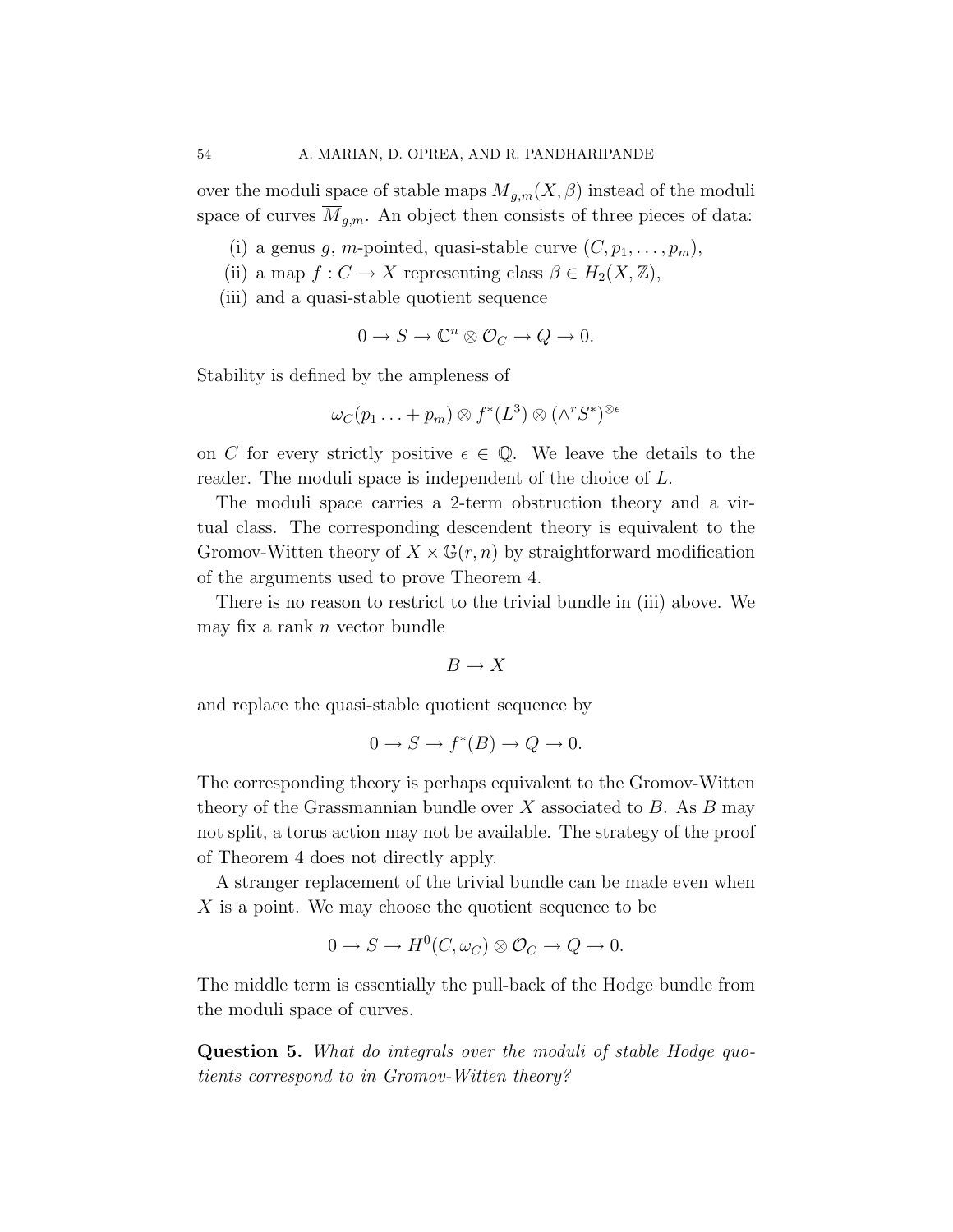over the moduli space of stable maps $\overline{M}_{g,m}(X,\beta)$ instead of the moduli space of curves $\overline{M}_{g,m}$. An object then consists of three pieces of data:

(i) a genus $g$, $m$-pointed, quasi-stable curve $(C, p_1, \ldots, p_m)$,

(ii) a map $f : C \to X$ representing class $\beta \in H_2(X, \mathbb{Z})$,

(iii) and a quasi-stable quotient sequence

$$0 \to S \to \mathbb{C}^n \otimes \mathcal{O}_C \to Q \to 0.$$

Stability is defined by the ampleness of

$$\omega_C(p_1 \ldots + p_m) \otimes f^*(L^3) \otimes (\wedge^r S^*)^{\otimes \epsilon}$$

on $C$ for every strictly positive $\epsilon \in \mathbb{Q}$. We leave the details to the reader. The moduli space is independent of the choice of $L$.

The moduli space carries a 2-term obstruction theory and a virtual class. The corresponding descendent theory is equivalent to the Gromov-Witten theory of $X \times \mathbb{G}(r,n)$ by straightforward modification of the arguments used to prove Theorem 4.

There is no reason to restrict to the trivial bundle in (iii) above. We may fix a rank $n$ vector bundle

$$B \to X$$

and replace the quasi-stable quotient sequence by

$$0 \to S \to f^*(B) \to Q \to 0.$$

The corresponding theory is perhaps equivalent to the Gromov-Witten theory of the Grassmannian bundle over $X$ associated to $B$. As $B$ may not split, a torus action may not be available. The strategy of the proof of Theorem 4 does not directly apply.

A stranger replacement of the trivial bundle can be made even when $X$ is a point. We may choose the quotient sequence to be

$$0 \to S \to H^0(C, \omega_C) \otimes \mathcal{O}_C \to Q \to 0.$$

The middle term is essentially the pull-back of the Hodge bundle from the moduli space of curves.

**Question 5.** *What do integrals over the moduli of stable Hodge quotients correspond to in Gromov-Witten theory?*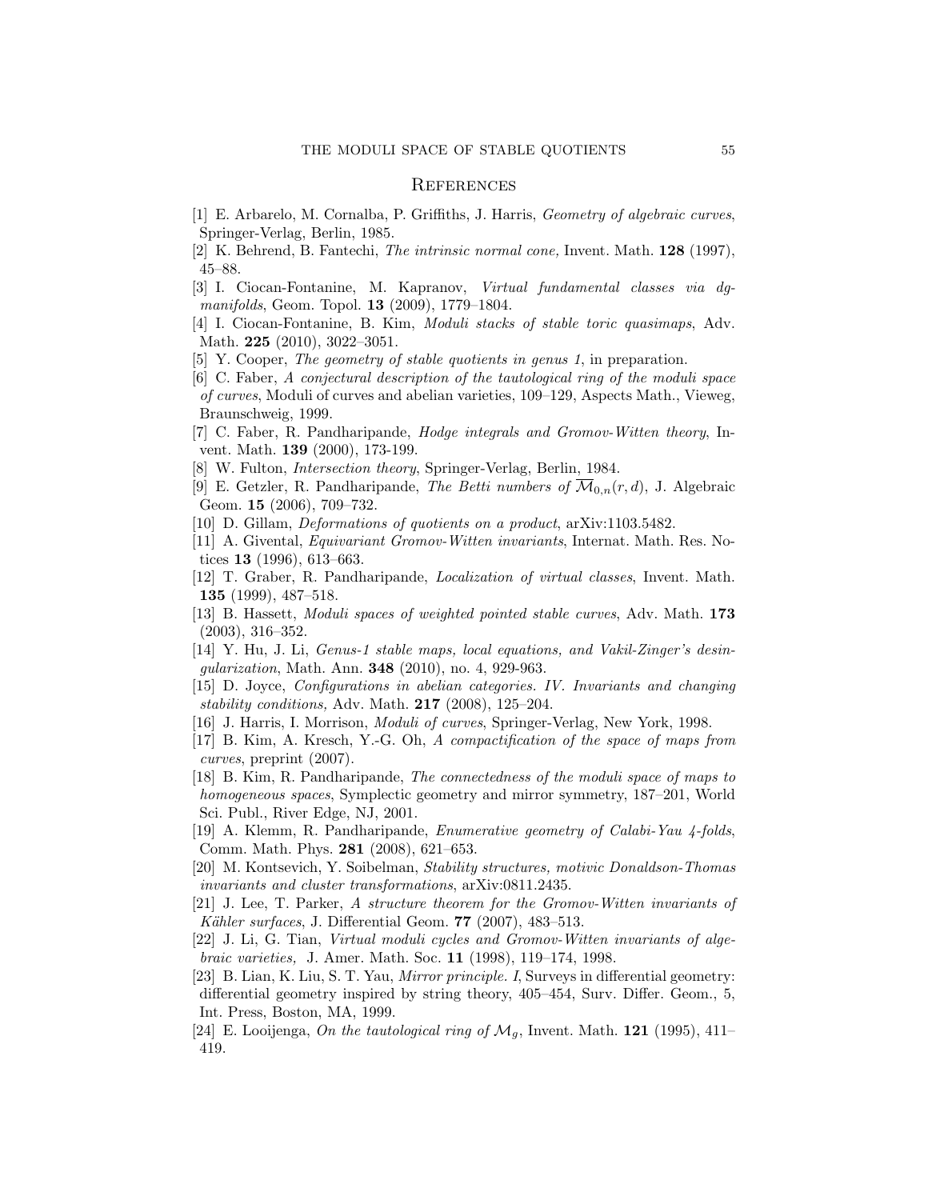## References

[1] E. Arbarelo, M. Cornalba, P. Griffiths, J. Harris, *Geometry of algebraic curves*, Springer-Verlag, Berlin, 1985.

[2] K. Behrend, B. Fantechi, *The intrinsic normal cone,* Invent. Math. **128** (1997), 45–88.

[3] I. Ciocan-Fontanine, M. Kapranov, *Virtual fundamental classes via dg-manifolds*, Geom. Topol. **13** (2009), 1779–1804.

[4] I. Ciocan-Fontanine, B. Kim, *Moduli stacks of stable toric quasimaps*, Adv. Math. **225** (2010), 3022–3051.

[5] Y. Cooper, *The geometry of stable quotients in genus 1*, in preparation.

[6] C. Faber, *A conjectural description of the tautological ring of the moduli space of curves*, Moduli of curves and abelian varieties, 109–129, Aspects Math., Vieweg, Braunschweig, 1999.

[7] C. Faber, R. Pandharipande, *Hodge integrals and Gromov-Witten theory*, Invent. Math. **139** (2000), 173-199.

[8] W. Fulton, *Intersection theory*, Springer-Verlag, Berlin, 1984.

[9] E. Getzler, R. Pandharipande, *The Betti numbers of $\overline{\mathcal{M}}_{0,n}(r,d)$*, J. Algebraic Geom. **15** (2006), 709–732.

[10] D. Gillam, *Deformations of quotients on a product*, arXiv:1103.5482.

[11] A. Givental, *Equivariant Gromov-Witten invariants*, Internat. Math. Res. Notices **13** (1996), 613–663.

[12] T. Graber, R. Pandharipande, *Localization of virtual classes*, Invent. Math. **135** (1999), 487–518.

[13] B. Hassett, *Moduli spaces of weighted pointed stable curves*, Adv. Math. **173** (2003), 316–352.

[14] Y. Hu, J. Li, *Genus-1 stable maps, local equations, and Vakil-Zinger's desingularization*, Math. Ann. **348** (2010), no. 4, 929-963.

[15] D. Joyce, *Configurations in abelian categories. IV. Invariants and changing stability conditions,* Adv. Math. **217** (2008), 125–204.

[16] J. Harris, I. Morrison, *Moduli of curves*, Springer-Verlag, New York, 1998.

[17] B. Kim, A. Kresch, Y.-G. Oh, *A compactification of the space of maps from curves*, preprint (2007).

[18] B. Kim, R. Pandharipande, *The connectedness of the moduli space of maps to homogeneous spaces*, Symplectic geometry and mirror symmetry, 187–201, World Sci. Publ., River Edge, NJ, 2001.

[19] A. Klemm, R. Pandharipande, *Enumerative geometry of Calabi-Yau 4-folds*, Comm. Math. Phys. **281** (2008), 621–653.

[20] M. Kontsevich, Y. Soibelman, *Stability structures, motivic Donaldson-Thomas invariants and cluster transformations*, arXiv:0811.2435.

[21] J. Lee, T. Parker, *A structure theorem for the Gromov-Witten invariants of Kähler surfaces*, J. Differential Geom. **77** (2007), 483–513.

[22] J. Li, G. Tian, *Virtual moduli cycles and Gromov-Witten invariants of algebraic varieties,* J. Amer. Math. Soc. **11** (1998), 119–174, 1998.

[23] B. Lian, K. Liu, S. T. Yau, *Mirror principle. I*, Surveys in differential geometry: differential geometry inspired by string theory, 405–454, Surv. Differ. Geom., 5, Int. Press, Boston, MA, 1999.

[24] E. Looijenga, *On the tautological ring of $\mathcal{M}_g$*, Invent. Math. **121** (1995), 411–419.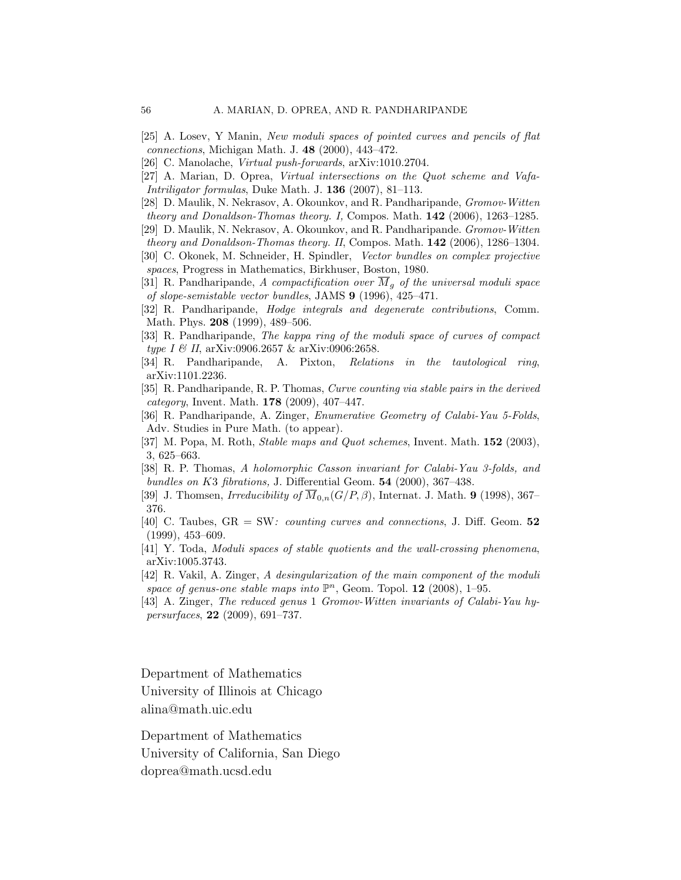[25] A. Losev, Y Manin, *New moduli spaces of pointed curves and pencils of flat connections*, Michigan Math. J. **48** (2000), 443–472.

[26] C. Manolache, *Virtual push-forwards*, arXiv:1010.2704.

[27] A. Marian, D. Oprea, *Virtual intersections on the Quot scheme and Vafa-Intriligator formulas*, Duke Math. J. **136** (2007), 81–113.

[28] D. Maulik, N. Nekrasov, A. Okounkov, and R. Pandharipande, *Gromov-Witten theory and Donaldson-Thomas theory. I,* Compos. Math. **142** (2006), 1263–1285.

[29] D. Maulik, N. Nekrasov, A. Okounkov, and R. Pandharipande. *Gromov-Witten theory and Donaldson-Thomas theory. II,* Compos. Math. **142** (2006), 1286–1304.

[30] C. Okonek, M. Schneider, H. Spindler, *Vector bundles on complex projective spaces*, Progress in Mathematics, Birkhuser, Boston, 1980.

[31] R. Pandharipande, *A compactification over $\overline{M}_g$ of the universal moduli space of slope-semistable vector bundles*, JAMS **9** (1996), 425–471.

[32] R. Pandharipande, *Hodge integrals and degenerate contributions*, Comm. Math. Phys. **208** (1999), 489–506.

[33] R. Pandharipande, *The kappa ring of the moduli space of curves of compact type I & II*, arXiv:0906.2657 & arXiv:0906:2658.

[34] R. Pandharipande, A. Pixton, *Relations in the tautological ring*, arXiv:1101.2236.

[35] R. Pandharipande, R. P. Thomas, *Curve counting via stable pairs in the derived category*, Invent. Math. **178** (2009), 407–447.

[36] R. Pandharipande, A. Zinger, *Enumerative Geometry of Calabi-Yau 5-Folds*, Adv. Studies in Pure Math. (to appear).

[37] M. Popa, M. Roth, *Stable maps and Quot schemes*, Invent. Math. **152** (2003), 3, 625–663.

[38] R. P. Thomas, *A holomorphic Casson invariant for Calabi-Yau 3-folds, and bundles on K*3 *fibrations*, J. Differential Geom. **54** (2000), 367–438.

[39] J. Thomsen, *Irreducibility of $\overline{M}_{0,n}(G/P, \beta)$*, Internat. J. Math. **9** (1998), 367–376.

[40] C. Taubes, GR = SW*: counting curves and connections*, J. Diff. Geom. **52** (1999), 453–609.

[41] Y. Toda, *Moduli spaces of stable quotients and the wall-crossing phenomena*, arXiv:1005.3743.

[42] R. Vakil, A. Zinger, *A desingularization of the main component of the moduli space of genus-one stable maps into $\mathbb{P}^n$*, Geom. Topol. **12** (2008), 1–95.

[43] A. Zinger, *The reduced genus* 1 *Gromov-Witten invariants of Calabi-Yau hypersurfaces*, **22** (2009), 691–737.

Department of Mathematics
University of Illinois at Chicago
alina@math.uic.edu

Department of Mathematics
University of California, San Diego
doprea@math.ucsd.edu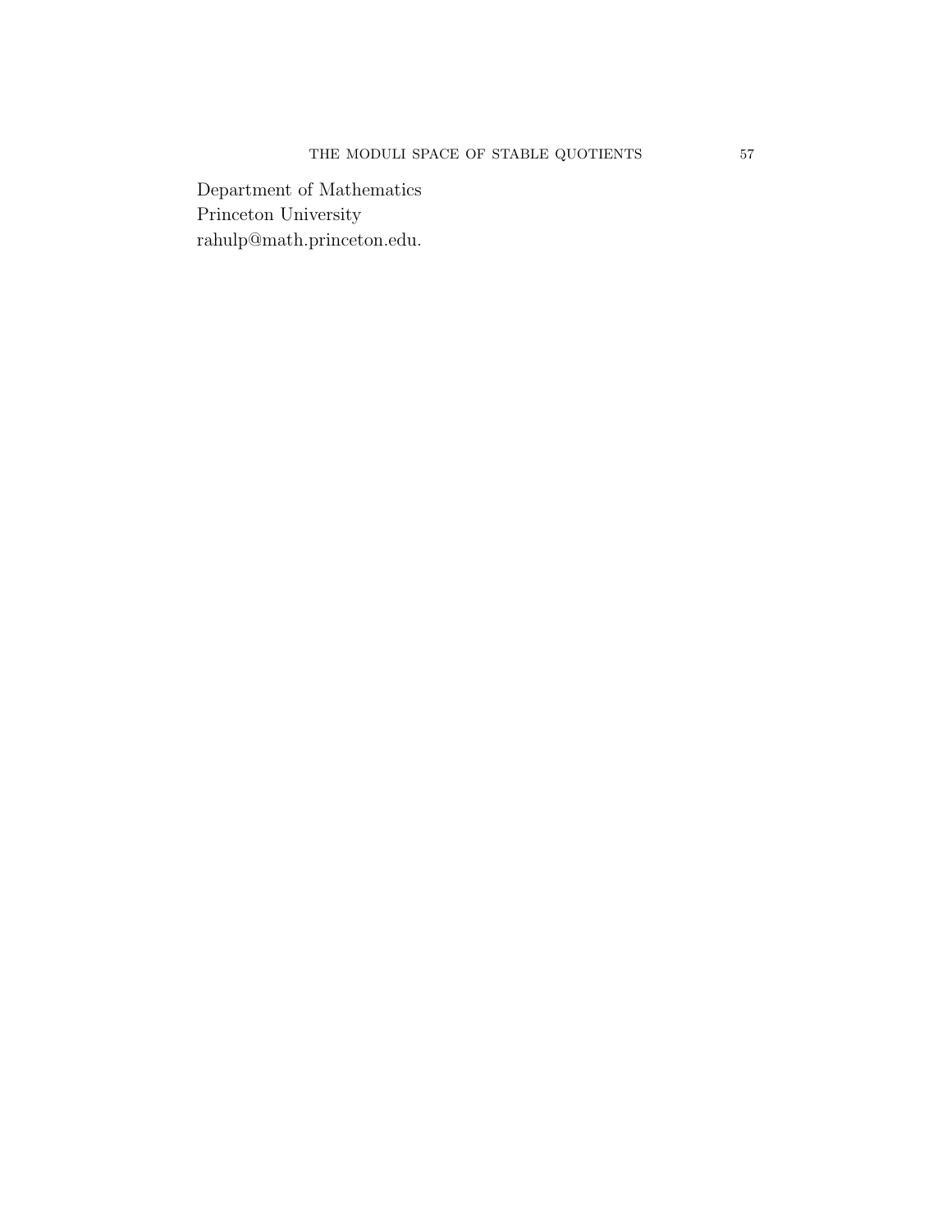Department of Mathematics
Princeton University
rahulp@math.princeton.edu.